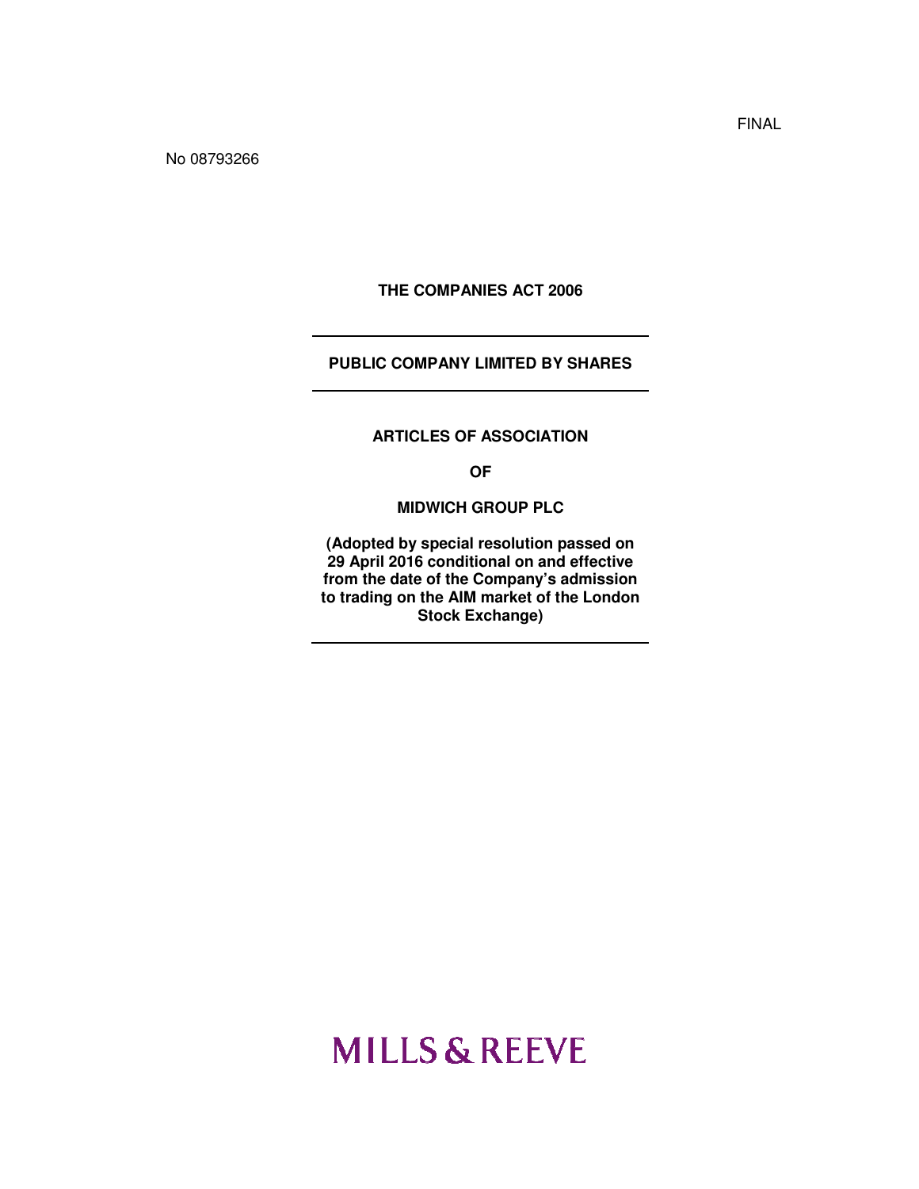FINAL

No 08793266

**THE COMPANIES ACT 2006**

---

**PUBLIC COMPANY LIMITED BY SHARES**

---

# ARTICLES OF ASSOCIATION

**OF**

**MIDWICH GROUP PLC**

**(Adopted by special resolution passed on 29 April 2016 conditional on and effective from the date of the Company's admission to trading on the AIM market of the London Stock Exchange)**

---

MILLS & REEVE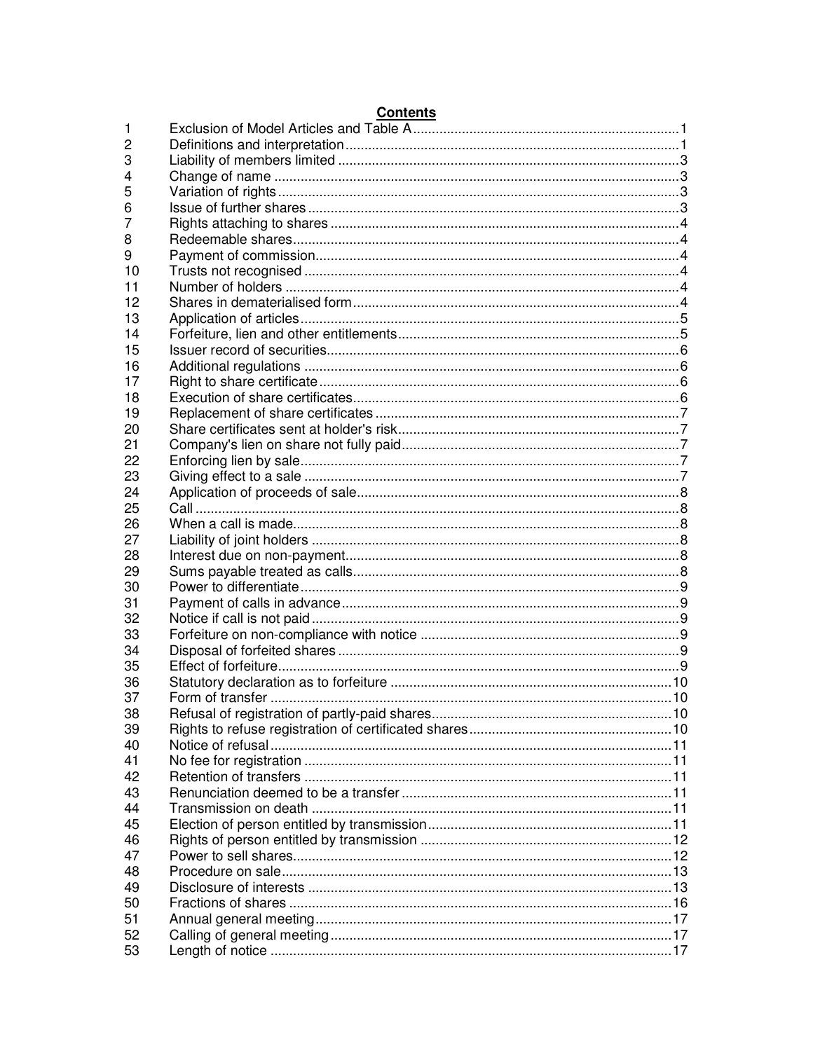**Contents**

| | | |
|---|---|---|
| 1 | Exclusion of Model Articles and Table A | 1 |
| 2 | Definitions and interpretation | 1 |
| 3 | Liability of members limited | 3 |
| 4 | Change of name | 3 |
| 5 | Variation of rights | 3 |
| 6 | Issue of further shares | 3 |
| 7 | Rights attaching to shares | 4 |
| 8 | Redeemable shares | 4 |
| 9 | Payment of commission | 4 |
| 10 | Trusts not recognised | 4 |
| 11 | Number of holders | 4 |
| 12 | Shares in dematerialised form | 4 |
| 13 | Application of articles | 5 |
| 14 | Forfeiture, lien and other entitlements | 5 |
| 15 | Issuer record of securities | 6 |
| 16 | Additional regulations | 6 |
| 17 | Right to share certificate | 6 |
| 18 | Execution of share certificates | 6 |
| 19 | Replacement of share certificates | 7 |
| 20 | Share certificates sent at holder's risk | 7 |
| 21 | Company's lien on share not fully paid | 7 |
| 22 | Enforcing lien by sale | 7 |
| 23 | Giving effect to a sale | 7 |
| 24 | Application of proceeds of sale | 8 |
| 25 | Call | 8 |
| 26 | When a call is made | 8 |
| 27 | Liability of joint holders | 8 |
| 28 | Interest due on non-payment | 8 |
| 29 | Sums payable treated as calls | 8 |
| 30 | Power to differentiate | 9 |
| 31 | Payment of calls in advance | 9 |
| 32 | Notice if call is not paid | 9 |
| 33 | Forfeiture on non-compliance with notice | 9 |
| 34 | Disposal of forfeited shares | 9 |
| 35 | Effect of forfeiture | 9 |
| 36 | Statutory declaration as to forfeiture | 10 |
| 37 | Form of transfer | 10 |
| 38 | Refusal of registration of partly-paid shares | 10 |
| 39 | Rights to refuse registration of certificated shares | 10 |
| 40 | Notice of refusal | 11 |
| 41 | No fee for registration | 11 |
| 42 | Retention of transfers | 11 |
| 43 | Renunciation deemed to be a transfer | 11 |
| 44 | Transmission on death | 11 |
| 45 | Election of person entitled by transmission | 11 |
| 46 | Rights of person entitled by transmission | 12 |
| 47 | Power to sell shares | 12 |
| 48 | Procedure on sale | 13 |
| 49 | Disclosure of interests | 13 |
| 50 | Fractions of shares | 16 |
| 51 | Annual general meeting | 17 |
| 52 | Calling of general meeting | 17 |
| 53 | Length of notice | 17 |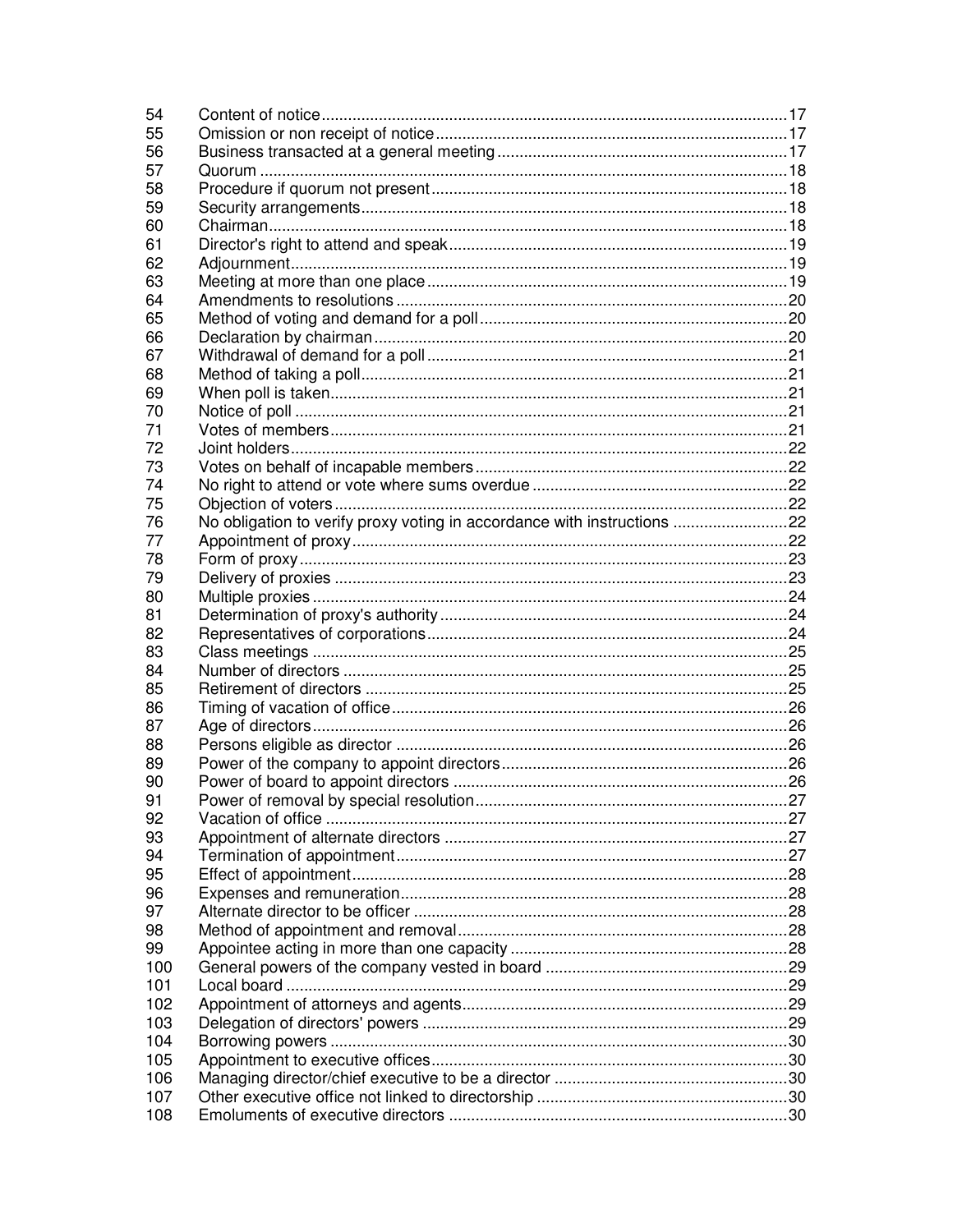| | | |
|---|---|---|
| 54 | Content of notice | 17 |
| 55 | Omission or non receipt of notice | 17 |
| 56 | Business transacted at a general meeting | 17 |
| 57 | Quorum | 18 |
| 58 | Procedure if quorum not present | 18 |
| 59 | Security arrangements | 18 |
| 60 | Chairman | 18 |
| 61 | Director's right to attend and speak | 19 |
| 62 | Adjournment | 19 |
| 63 | Meeting at more than one place | 19 |
| 64 | Amendments to resolutions | 20 |
| 65 | Method of voting and demand for a poll | 20 |
| 66 | Declaration by chairman | 20 |
| 67 | Withdrawal of demand for a poll | 21 |
| 68 | Method of taking a poll | 21 |
| 69 | When poll is taken | 21 |
| 70 | Notice of poll | 21 |
| 71 | Votes of members | 21 |
| 72 | Joint holders | 22 |
| 73 | Votes on behalf of incapable members | 22 |
| 74 | No right to attend or vote where sums overdue | 22 |
| 75 | Objection of voters | 22 |
| 76 | No obligation to verify proxy voting in accordance with instructions | 22 |
| 77 | Appointment of proxy | 22 |
| 78 | Form of proxy | 23 |
| 79 | Delivery of proxies | 23 |
| 80 | Multiple proxies | 24 |
| 81 | Determination of proxy's authority | 24 |
| 82 | Representatives of corporations | 24 |
| 83 | Class meetings | 25 |
| 84 | Number of directors | 25 |
| 85 | Retirement of directors | 25 |
| 86 | Timing of vacation of office | 26 |
| 87 | Age of directors | 26 |
| 88 | Persons eligible as director | 26 |
| 89 | Power of the company to appoint directors | 26 |
| 90 | Power of board to appoint directors | 26 |
| 91 | Power of removal by special resolution | 27 |
| 92 | Vacation of office | 27 |
| 93 | Appointment of alternate directors | 27 |
| 94 | Termination of appointment | 27 |
| 95 | Effect of appointment | 28 |
| 96 | Expenses and remuneration | 28 |
| 97 | Alternate director to be officer | 28 |
| 98 | Method of appointment and removal | 28 |
| 99 | Appointee acting in more than one capacity | 28 |
| 100 | General powers of the company vested in board | 29 |
| 101 | Local board | 29 |
| 102 | Appointment of attorneys and agents | 29 |
| 103 | Delegation of directors' powers | 29 |
| 104 | Borrowing powers | 30 |
| 105 | Appointment to executive offices | 30 |
| 106 | Managing director/chief executive to be a director | 30 |
| 107 | Other executive office not linked to directorship | 30 |
| 108 | Emoluments of executive directors | 30 |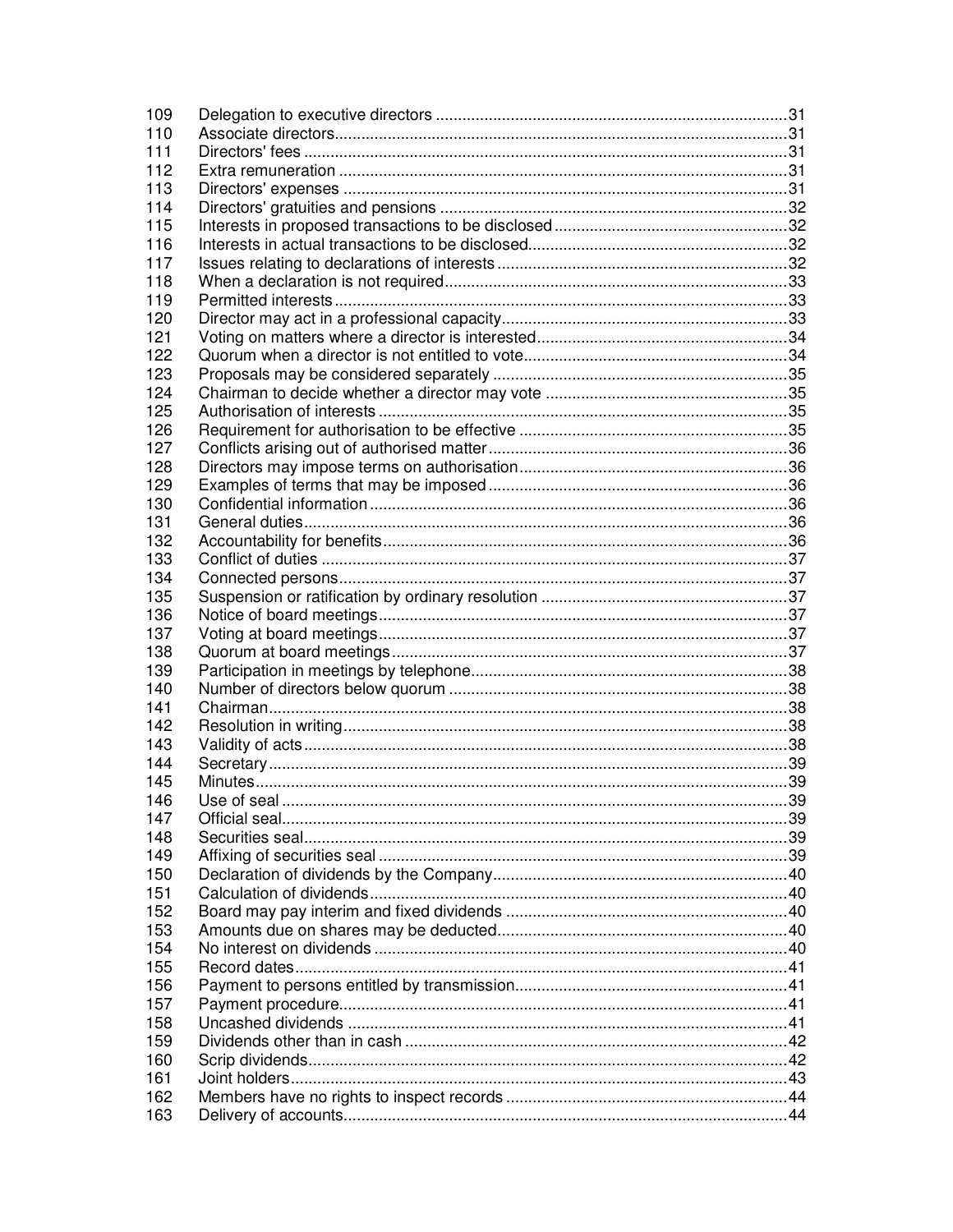| | | |
|---|---|---|
| 109 | Delegation to executive directors | 31 |
| 110 | Associate directors | 31 |
| 111 | Directors' fees | 31 |
| 112 | Extra remuneration | 31 |
| 113 | Directors' expenses | 31 |
| 114 | Directors' gratuities and pensions | 32 |
| 115 | Interests in proposed transactions to be disclosed | 32 |
| 116 | Interests in actual transactions to be disclosed | 32 |
| 117 | Issues relating to declarations of interests | 32 |
| 118 | When a declaration is not required | 33 |
| 119 | Permitted interests | 33 |
| 120 | Director may act in a professional capacity | 33 |
| 121 | Voting on matters where a director is interested | 34 |
| 122 | Quorum when a director is not entitled to vote | 34 |
| 123 | Proposals may be considered separately | 35 |
| 124 | Chairman to decide whether a director may vote | 35 |
| 125 | Authorisation of interests | 35 |
| 126 | Requirement for authorisation to be effective | 35 |
| 127 | Conflicts arising out of authorised matter | 36 |
| 128 | Directors may impose terms on authorisation | 36 |
| 129 | Examples of terms that may be imposed | 36 |
| 130 | Confidential information | 36 |
| 131 | General duties | 36 |
| 132 | Accountability for benefits | 36 |
| 133 | Conflict of duties | 37 |
| 134 | Connected persons | 37 |
| 135 | Suspension or ratification by ordinary resolution | 37 |
| 136 | Notice of board meetings | 37 |
| 137 | Voting at board meetings | 37 |
| 138 | Quorum at board meetings | 37 |
| 139 | Participation in meetings by telephone | 38 |
| 140 | Number of directors below quorum | 38 |
| 141 | Chairman | 38 |
| 142 | Resolution in writing | 38 |
| 143 | Validity of acts | 38 |
| 144 | Secretary | 39 |
| 145 | Minutes | 39 |
| 146 | Use of seal | 39 |
| 147 | Official seal | 39 |
| 148 | Securities seal | 39 |
| 149 | Affixing of securities seal | 39 |
| 150 | Declaration of dividends by the Company | 40 |
| 151 | Calculation of dividends | 40 |
| 152 | Board may pay interim and fixed dividends | 40 |
| 153 | Amounts due on shares may be deducted | 40 |
| 154 | No interest on dividends | 40 |
| 155 | Record dates | 41 |
| 156 | Payment to persons entitled by transmission | 41 |
| 157 | Payment procedure | 41 |
| 158 | Uncashed dividends | 41 |
| 159 | Dividends other than in cash | 42 |
| 160 | Scrip dividends | 42 |
| 161 | Joint holders | 43 |
| 162 | Members have no rights to inspect records | 44 |
| 163 | Delivery of accounts | 44 |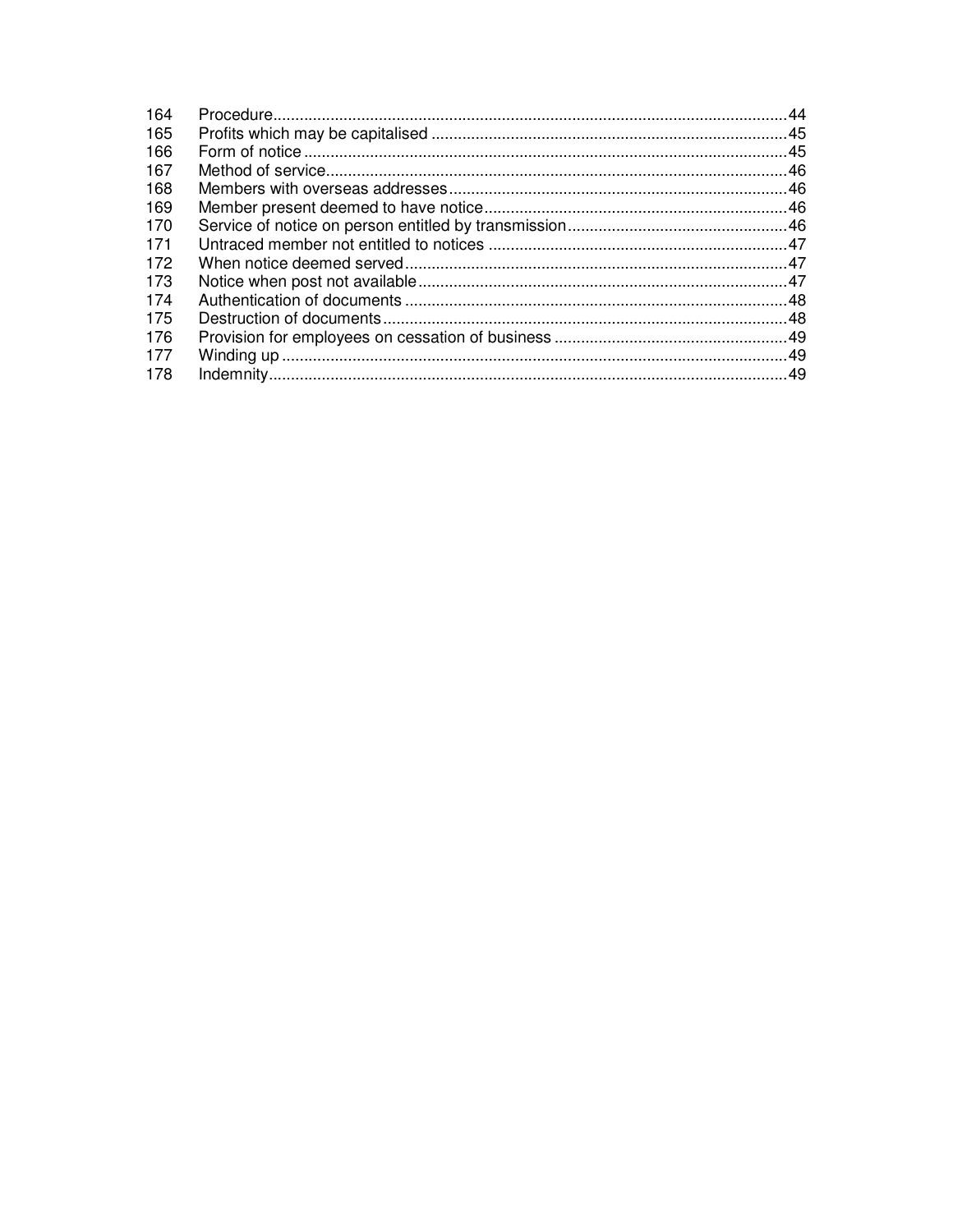| | | |
|---|---|---|
| 164 | Procedure | 44 |
| 165 | Profits which may be capitalised | 45 |
| 166 | Form of notice | 45 |
| 167 | Method of service | 46 |
| 168 | Members with overseas addresses | 46 |
| 169 | Member present deemed to have notice | 46 |
| 170 | Service of notice on person entitled by transmission | 46 |
| 171 | Untraced member not entitled to notices | 47 |
| 172 | When notice deemed served | 47 |
| 173 | Notice when post not available | 47 |
| 174 | Authentication of documents | 48 |
| 175 | Destruction of documents | 48 |
| 176 | Provision for employees on cessation of business | 49 |
| 177 | Winding up | 49 |
| 178 | Indemnity | 49 |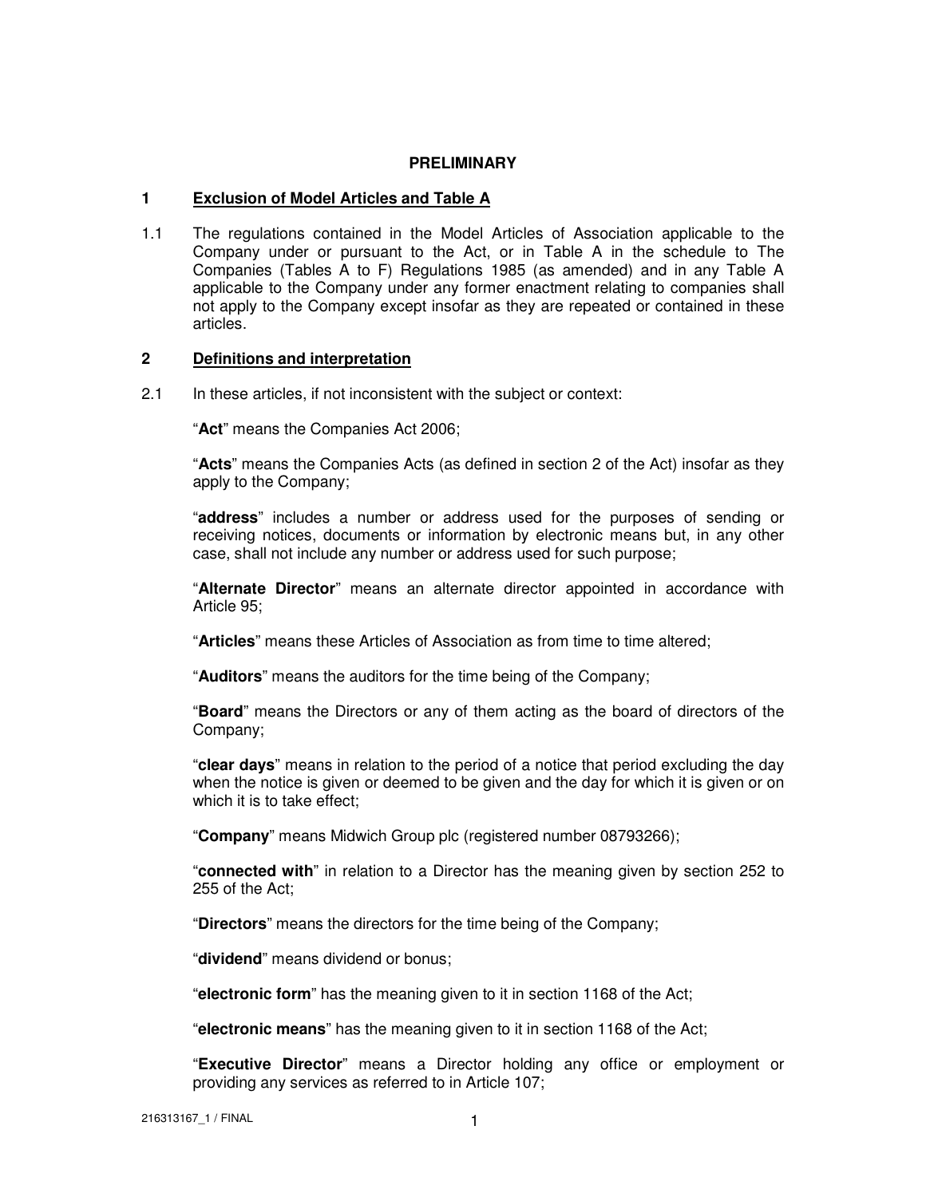## PRELIMINARY

### 1 Exclusion of Model Articles and Table A

1.1 The regulations contained in the Model Articles of Association applicable to the Company under or pursuant to the Act, or in Table A in the schedule to The Companies (Tables A to F) Regulations 1985 (as amended) and in any Table A applicable to the Company under any former enactment relating to companies shall not apply to the Company except insofar as they are repeated or contained in these articles.

### 2 Definitions and interpretation

2.1 In these articles, if not inconsistent with the subject or context:

"**Act**" means the Companies Act 2006;

"**Acts**" means the Companies Acts (as defined in section 2 of the Act) insofar as they apply to the Company;

"**address**" includes a number or address used for the purposes of sending or receiving notices, documents or information by electronic means but, in any other case, shall not include any number or address used for such purpose;

"**Alternate Director**" means an alternate director appointed in accordance with Article 95;

"**Articles**" means these Articles of Association as from time to time altered;

"**Auditors**" means the auditors for the time being of the Company;

"**Board**" means the Directors or any of them acting as the board of directors of the Company;

"**clear days**" means in relation to the period of a notice that period excluding the day when the notice is given or deemed to be given and the day for which it is given or on which it is to take effect;

"**Company**" means Midwich Group plc (registered number 08793266);

"**connected with**" in relation to a Director has the meaning given by section 252 to 255 of the Act;

"**Directors**" means the directors for the time being of the Company;

"**dividend**" means dividend or bonus;

"**electronic form**" has the meaning given to it in section 1168 of the Act;

"**electronic means**" has the meaning given to it in section 1168 of the Act;

"**Executive Director**" means a Director holding any office or employment or providing any services as referred to in Article 107;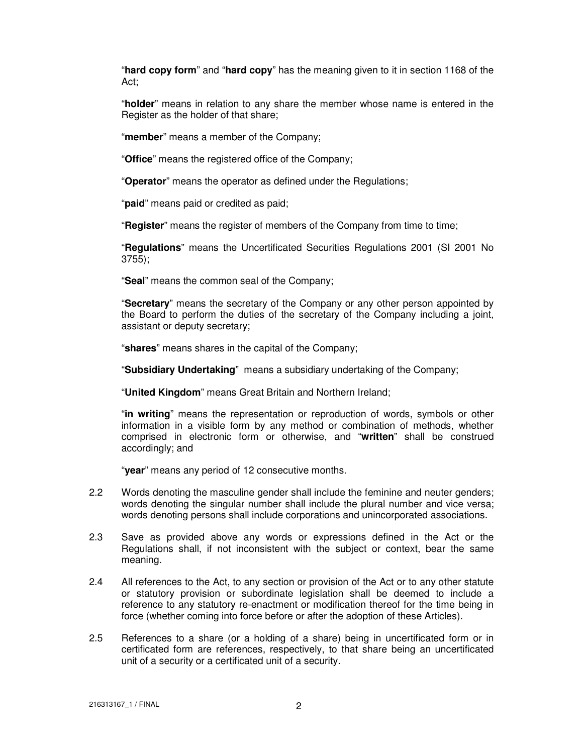"**hard copy form**" and "**hard copy**" has the meaning given to it in section 1168 of the Act;

"**holder**" means in relation to any share the member whose name is entered in the Register as the holder of that share;

"**member**" means a member of the Company;

"**Office**" means the registered office of the Company;

"**Operator**" means the operator as defined under the Regulations;

"**paid**" means paid or credited as paid;

"**Register**" means the register of members of the Company from time to time;

"**Regulations**" means the Uncertificated Securities Regulations 2001 (SI 2001 No 3755);

"**Seal**" means the common seal of the Company;

"**Secretary**" means the secretary of the Company or any other person appointed by the Board to perform the duties of the secretary of the Company including a joint, assistant or deputy secretary;

"**shares**" means shares in the capital of the Company;

"**Subsidiary Undertaking**" means a subsidiary undertaking of the Company;

"**United Kingdom**" means Great Britain and Northern Ireland;

"**in writing**" means the representation or reproduction of words, symbols or other information in a visible form by any method or combination of methods, whether comprised in electronic form or otherwise, and "**written**" shall be construed accordingly; and

"**year**" means any period of 12 consecutive months.

2.2 Words denoting the masculine gender shall include the feminine and neuter genders; words denoting the singular number shall include the plural number and vice versa; words denoting persons shall include corporations and unincorporated associations.

2.3 Save as provided above any words or expressions defined in the Act or the Regulations shall, if not inconsistent with the subject or context, bear the same meaning.

2.4 All references to the Act, to any section or provision of the Act or to any other statute or statutory provision or subordinate legislation shall be deemed to include a reference to any statutory re-enactment or modification thereof for the time being in force (whether coming into force before or after the adoption of these Articles).

2.5 References to a share (or a holding of a share) being in uncertificated form or in certificated form are references, respectively, to that share being an uncertificated unit of a security or a certificated unit of a security.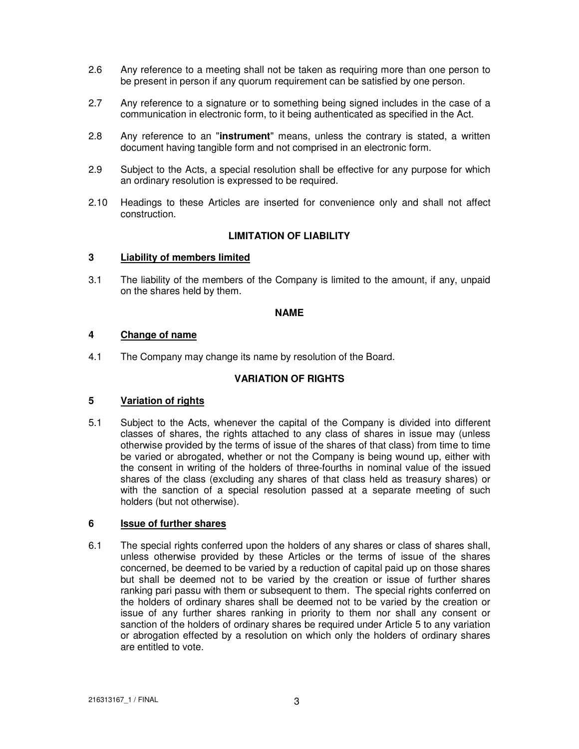2.6 Any reference to a meeting shall not be taken as requiring more than one person to be present in person if any quorum requirement can be satisfied by one person.

2.7 Any reference to a signature or to something being signed includes in the case of a communication in electronic form, to it being authenticated as specified in the Act.

2.8 Any reference to an "**instrument**" means, unless the contrary is stated, a written document having tangible form and not comprised in an electronic form.

2.9 Subject to the Acts, a special resolution shall be effective for any purpose for which an ordinary resolution is expressed to be required.

2.10 Headings to these Articles are inserted for convenience only and shall not affect construction.

## LIMITATION OF LIABILITY

### 3 Liability of members limited

3.1 The liability of the members of the Company is limited to the amount, if any, unpaid on the shares held by them.

## NAME

### 4 Change of name

4.1 The Company may change its name by resolution of the Board.

## VARIATION OF RIGHTS

### 5 Variation of rights

5.1 Subject to the Acts, whenever the capital of the Company is divided into different classes of shares, the rights attached to any class of shares in issue may (unless otherwise provided by the terms of issue of the shares of that class) from time to time be varied or abrogated, whether or not the Company is being wound up, either with the consent in writing of the holders of three-fourths in nominal value of the issued shares of the class (excluding any shares of that class held as treasury shares) or with the sanction of a special resolution passed at a separate meeting of such holders (but not otherwise).

### 6 Issue of further shares

6.1 The special rights conferred upon the holders of any shares or class of shares shall, unless otherwise provided by these Articles or the terms of issue of the shares concerned, be deemed to be varied by a reduction of capital paid up on those shares but shall be deemed not to be varied by the creation or issue of further shares ranking pari passu with them or subsequent to them. The special rights conferred on the holders of ordinary shares shall be deemed not to be varied by the creation or issue of any further shares ranking in priority to them nor shall any consent or sanction of the holders of ordinary shares be required under Article 5 to any variation or abrogation effected by a resolution on which only the holders of ordinary shares are entitled to vote.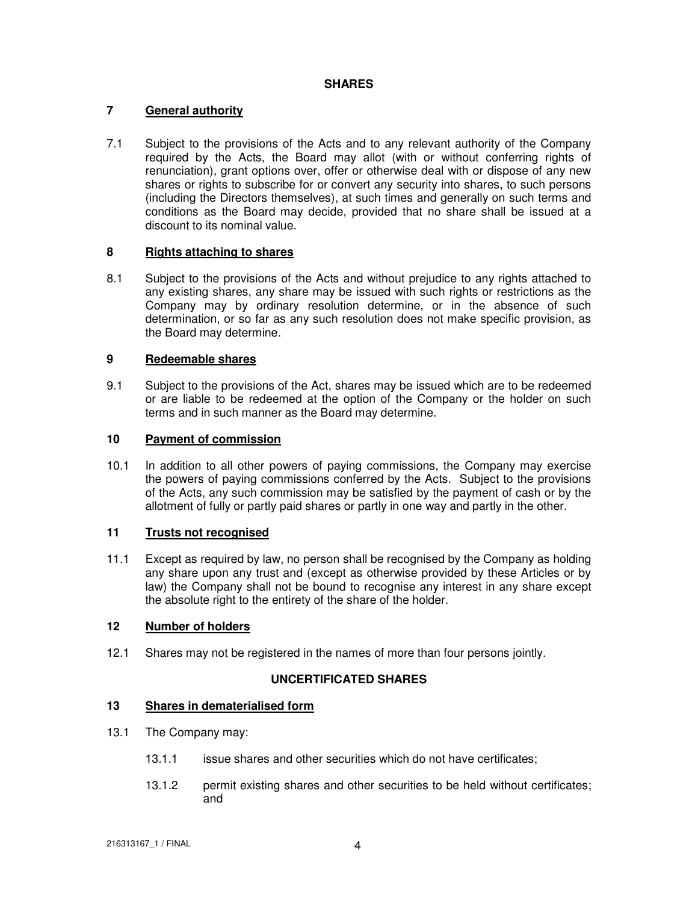## SHARES

### 7 General authority

7.1 Subject to the provisions of the Acts and to any relevant authority of the Company required by the Acts, the Board may allot (with or without conferring rights of renunciation), grant options over, offer or otherwise deal with or dispose of any new shares or rights to subscribe for or convert any security into shares, to such persons (including the Directors themselves), at such times and generally on such terms and conditions as the Board may decide, provided that no share shall be issued at a discount to its nominal value.

### 8 Rights attaching to shares

8.1 Subject to the provisions of the Acts and without prejudice to any rights attached to any existing shares, any share may be issued with such rights or restrictions as the Company may by ordinary resolution determine, or in the absence of such determination, or so far as any such resolution does not make specific provision, as the Board may determine.

### 9 Redeemable shares

9.1 Subject to the provisions of the Act, shares may be issued which are to be redeemed or are liable to be redeemed at the option of the Company or the holder on such terms and in such manner as the Board may determine.

### 10 Payment of commission

10.1 In addition to all other powers of paying commissions, the Company may exercise the powers of paying commissions conferred by the Acts. Subject to the provisions of the Acts, any such commission may be satisfied by the payment of cash or by the allotment of fully or partly paid shares or partly in one way and partly in the other.

### 11 Trusts not recognised

11.1 Except as required by law, no person shall be recognised by the Company as holding any share upon any trust and (except as otherwise provided by these Articles or by law) the Company shall not be bound to recognise any interest in any share except the absolute right to the entirety of the share of the holder.

### 12 Number of holders

12.1 Shares may not be registered in the names of more than four persons jointly.

## UNCERTIFICATED SHARES

### 13 Shares in dematerialised form

13.1 The Company may:

13.1.1 issue shares and other securities which do not have certificates;

13.1.2 permit existing shares and other securities to be held without certificates; and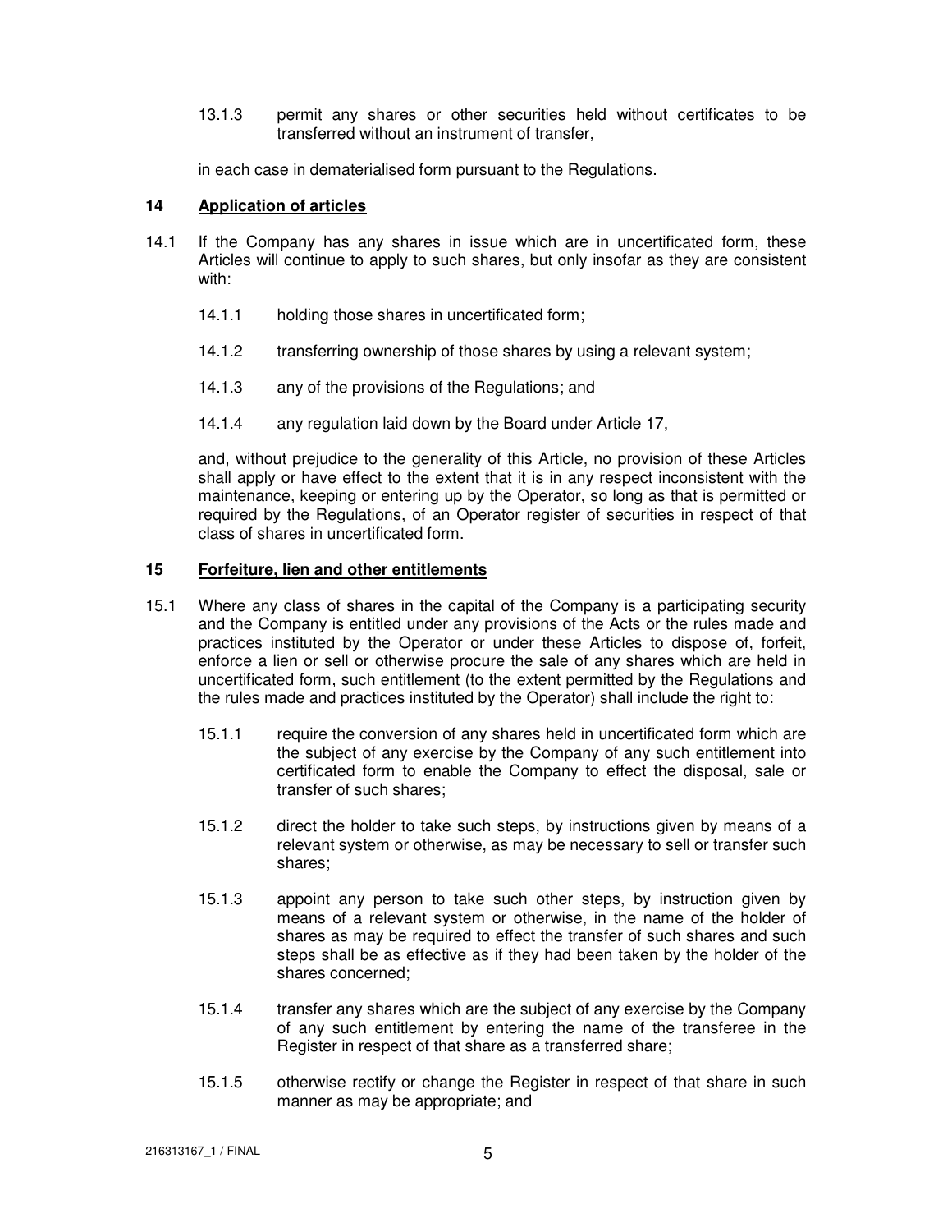13.1.3 permit any shares or other securities held without certificates to be transferred without an instrument of transfer,

in each case in dematerialised form pursuant to the Regulations.

## 14 Application of articles

14.1 If the Company has any shares in issue which are in uncertificated form, these Articles will continue to apply to such shares, but only insofar as they are consistent with:

14.1.1 holding those shares in uncertificated form;

14.1.2 transferring ownership of those shares by using a relevant system;

14.1.3 any of the provisions of the Regulations; and

14.1.4 any regulation laid down by the Board under Article 17,

and, without prejudice to the generality of this Article, no provision of these Articles shall apply or have effect to the extent that it is in any respect inconsistent with the maintenance, keeping or entering up by the Operator, so long as that is permitted or required by the Regulations, of an Operator register of securities in respect of that class of shares in uncertificated form.

## 15 Forfeiture, lien and other entitlements

15.1 Where any class of shares in the capital of the Company is a participating security and the Company is entitled under any provisions of the Acts or the rules made and practices instituted by the Operator or under these Articles to dispose of, forfeit, enforce a lien or sell or otherwise procure the sale of any shares which are held in uncertificated form, such entitlement (to the extent permitted by the Regulations and the rules made and practices instituted by the Operator) shall include the right to:

15.1.1 require the conversion of any shares held in uncertificated form which are the subject of any exercise by the Company of any such entitlement into certificated form to enable the Company to effect the disposal, sale or transfer of such shares;

15.1.2 direct the holder to take such steps, by instructions given by means of a relevant system or otherwise, as may be necessary to sell or transfer such shares;

15.1.3 appoint any person to take such other steps, by instruction given by means of a relevant system or otherwise, in the name of the holder of shares as may be required to effect the transfer of such shares and such steps shall be as effective as if they had been taken by the holder of the shares concerned;

15.1.4 transfer any shares which are the subject of any exercise by the Company of any such entitlement by entering the name of the transferee in the Register in respect of that share as a transferred share;

15.1.5 otherwise rectify or change the Register in respect of that share in such manner as may be appropriate; and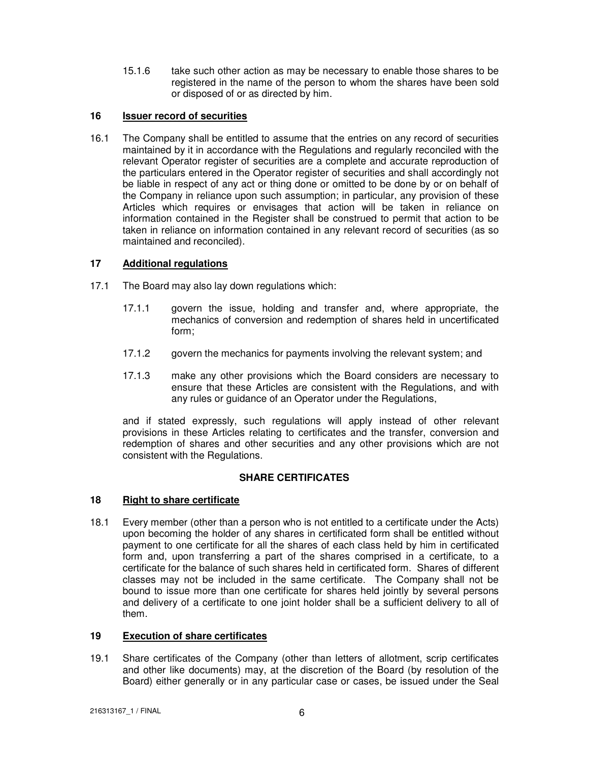15.1.6 take such other action as may be necessary to enable those shares to be registered in the name of the person to whom the shares have been sold or disposed of or as directed by him.

### 16 Issuer record of securities

16.1 The Company shall be entitled to assume that the entries on any record of securities maintained by it in accordance with the Regulations and regularly reconciled with the relevant Operator register of securities are a complete and accurate reproduction of the particulars entered in the Operator register of securities and shall accordingly not be liable in respect of any act or thing done or omitted to be done by or on behalf of the Company in reliance upon such assumption; in particular, any provision of these Articles which requires or envisages that action will be taken in reliance on information contained in the Register shall be construed to permit that action to be taken in reliance on information contained in any relevant record of securities (as so maintained and reconciled).

### 17 Additional regulations

17.1 The Board may also lay down regulations which:

17.1.1 govern the issue, holding and transfer and, where appropriate, the mechanics of conversion and redemption of shares held in uncertificated form;

17.1.2 govern the mechanics for payments involving the relevant system; and

17.1.3 make any other provisions which the Board considers are necessary to ensure that these Articles are consistent with the Regulations, and with any rules or guidance of an Operator under the Regulations,

and if stated expressly, such regulations will apply instead of other relevant provisions in these Articles relating to certificates and the transfer, conversion and redemption of shares and other securities and any other provisions which are not consistent with the Regulations.

## SHARE CERTIFICATES

### 18 Right to share certificate

18.1 Every member (other than a person who is not entitled to a certificate under the Acts) upon becoming the holder of any shares in certificated form shall be entitled without payment to one certificate for all the shares of each class held by him in certificated form and, upon transferring a part of the shares comprised in a certificate, to a certificate for the balance of such shares held in certificated form. Shares of different classes may not be included in the same certificate. The Company shall not be bound to issue more than one certificate for shares held jointly by several persons and delivery of a certificate to one joint holder shall be a sufficient delivery to all of them.

### 19 Execution of share certificates

19.1 Share certificates of the Company (other than letters of allotment, scrip certificates and other like documents) may, at the discretion of the Board (by resolution of the Board) either generally or in any particular case or cases, be issued under the Seal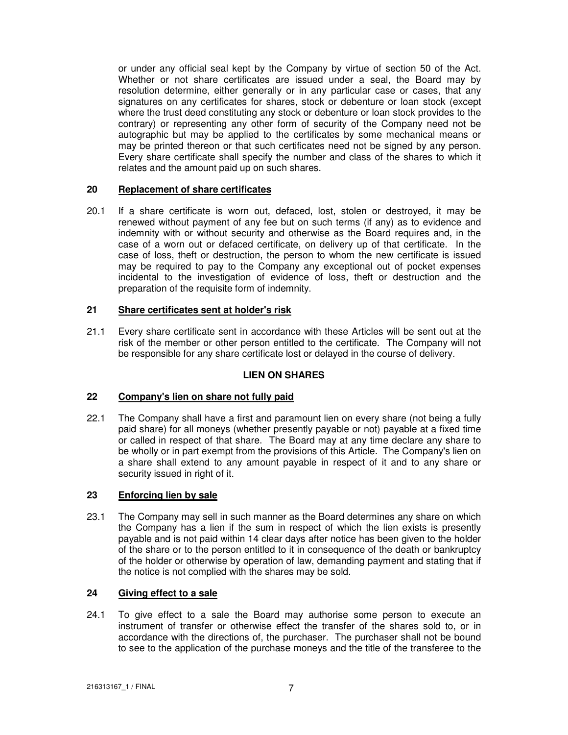or under any official seal kept by the Company by virtue of section 50 of the Act. Whether or not share certificates are issued under a seal, the Board may by resolution determine, either generally or in any particular case or cases, that any signatures on any certificates for shares, stock or debenture or loan stock (except where the trust deed constituting any stock or debenture or loan stock provides to the contrary) or representing any other form of security of the Company need not be autographic but may be applied to the certificates by some mechanical means or may be printed thereon or that such certificates need not be signed by any person. Every share certificate shall specify the number and class of the shares to which it relates and the amount paid up on such shares.

### 20 Replacement of share certificates

20.1 If a share certificate is worn out, defaced, lost, stolen or destroyed, it may be renewed without payment of any fee but on such terms (if any) as to evidence and indemnity with or without security and otherwise as the Board requires and, in the case of a worn out or defaced certificate, on delivery up of that certificate. In the case of loss, theft or destruction, the person to whom the new certificate is issued may be required to pay to the Company any exceptional out of pocket expenses incidental to the investigation of evidence of loss, theft or destruction and the preparation of the requisite form of indemnity.

### 21 Share certificates sent at holder's risk

21.1 Every share certificate sent in accordance with these Articles will be sent out at the risk of the member or other person entitled to the certificate. The Company will not be responsible for any share certificate lost or delayed in the course of delivery.

## LIEN ON SHARES

### 22 Company's lien on share not fully paid

22.1 The Company shall have a first and paramount lien on every share (not being a fully paid share) for all moneys (whether presently payable or not) payable at a fixed time or called in respect of that share. The Board may at any time declare any share to be wholly or in part exempt from the provisions of this Article. The Company's lien on a share shall extend to any amount payable in respect of it and to any share or security issued in right of it.

### 23 Enforcing lien by sale

23.1 The Company may sell in such manner as the Board determines any share on which the Company has a lien if the sum in respect of which the lien exists is presently payable and is not paid within 14 clear days after notice has been given to the holder of the share or to the person entitled to it in consequence of the death or bankruptcy of the holder or otherwise by operation of law, demanding payment and stating that if the notice is not complied with the shares may be sold.

### 24 Giving effect to a sale

24.1 To give effect to a sale the Board may authorise some person to execute an instrument of transfer or otherwise effect the transfer of the shares sold to, or in accordance with the directions of, the purchaser. The purchaser shall not be bound to see to the application of the purchase moneys and the title of the transferee to the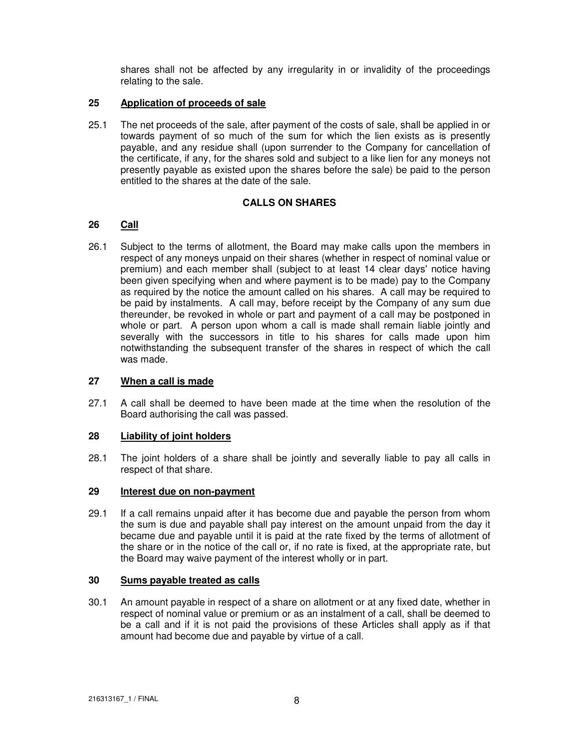shares shall not be affected by any irregularity in or invalidity of the proceedings relating to the sale.

### 25 Application of proceeds of sale

25.1 The net proceeds of the sale, after payment of the costs of sale, shall be applied in or towards payment of so much of the sum for which the lien exists as is presently payable, and any residue shall (upon surrender to the Company for cancellation of the certificate, if any, for the shares sold and subject to a like lien for any moneys not presently payable as existed upon the shares before the sale) be paid to the person entitled to the shares at the date of the sale.

## CALLS ON SHARES

### 26 Call

26.1 Subject to the terms of allotment, the Board may make calls upon the members in respect of any moneys unpaid on their shares (whether in respect of nominal value or premium) and each member shall (subject to at least 14 clear days' notice having been given specifying when and where payment is to be made) pay to the Company as required by the notice the amount called on his shares. A call may be required to be paid by instalments. A call may, before receipt by the Company of any sum due thereunder, be revoked in whole or part and payment of a call may be postponed in whole or part. A person upon whom a call is made shall remain liable jointly and severally with the successors in title to his shares for calls made upon him notwithstanding the subsequent transfer of the shares in respect of which the call was made.

### 27 When a call is made

27.1 A call shall be deemed to have been made at the time when the resolution of the Board authorising the call was passed.

### 28 Liability of joint holders

28.1 The joint holders of a share shall be jointly and severally liable to pay all calls in respect of that share.

### 29 Interest due on non-payment

29.1 If a call remains unpaid after it has become due and payable the person from whom the sum is due and payable shall pay interest on the amount unpaid from the day it became due and payable until it is paid at the rate fixed by the terms of allotment of the share or in the notice of the call or, if no rate is fixed, at the appropriate rate, but the Board may waive payment of the interest wholly or in part.

### 30 Sums payable treated as calls

30.1 An amount payable in respect of a share on allotment or at any fixed date, whether in respect of nominal value or premium or as an instalment of a call, shall be deemed to be a call and if it is not paid the provisions of these Articles shall apply as if that amount had become due and payable by virtue of a call.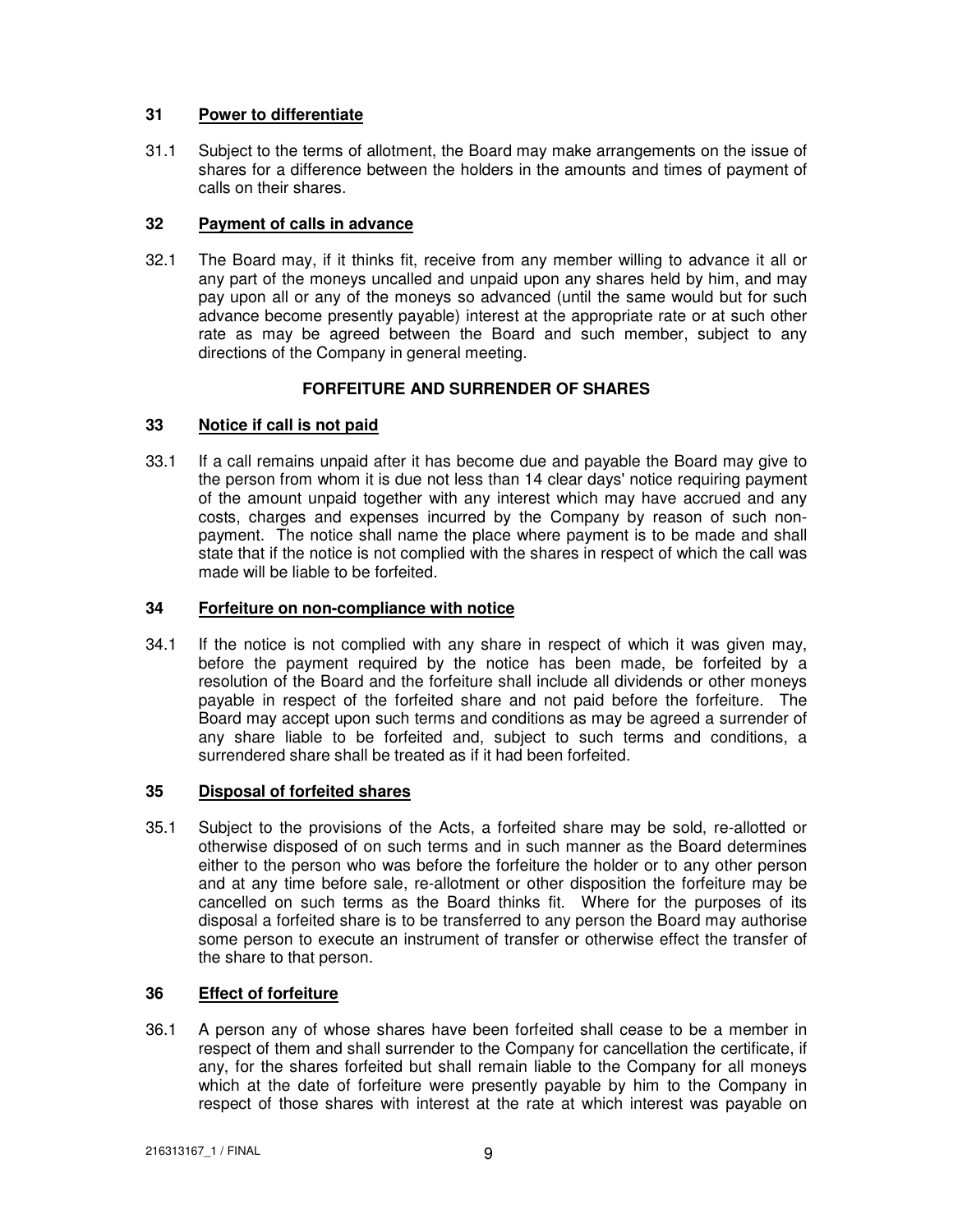### 31 Power to differentiate

31.1 Subject to the terms of allotment, the Board may make arrangements on the issue of shares for a difference between the holders in the amounts and times of payment of calls on their shares.

### 32 Payment of calls in advance

32.1 The Board may, if it thinks fit, receive from any member willing to advance it all or any part of the moneys uncalled and unpaid upon any shares held by him, and may pay upon all or any of the moneys so advanced (until the same would but for such advance become presently payable) interest at the appropriate rate or at such other rate as may be agreed between the Board and such member, subject to any directions of the Company in general meeting.

## FORFEITURE AND SURRENDER OF SHARES

### 33 Notice if call is not paid

33.1 If a call remains unpaid after it has become due and payable the Board may give to the person from whom it is due not less than 14 clear days' notice requiring payment of the amount unpaid together with any interest which may have accrued and any costs, charges and expenses incurred by the Company by reason of such non-payment. The notice shall name the place where payment is to be made and shall state that if the notice is not complied with the shares in respect of which the call was made will be liable to be forfeited.

### 34 Forfeiture on non-compliance with notice

34.1 If the notice is not complied with any share in respect of which it was given may, before the payment required by the notice has been made, be forfeited by a resolution of the Board and the forfeiture shall include all dividends or other moneys payable in respect of the forfeited share and not paid before the forfeiture. The Board may accept upon such terms and conditions as may be agreed a surrender of any share liable to be forfeited and, subject to such terms and conditions, a surrendered share shall be treated as if it had been forfeited.

### 35 Disposal of forfeited shares

35.1 Subject to the provisions of the Acts, a forfeited share may be sold, re-allotted or otherwise disposed of on such terms and in such manner as the Board determines either to the person who was before the forfeiture the holder or to any other person and at any time before sale, re-allotment or other disposition the forfeiture may be cancelled on such terms as the Board thinks fit. Where for the purposes of its disposal a forfeited share is to be transferred to any person the Board may authorise some person to execute an instrument of transfer or otherwise effect the transfer of the share to that person.

### 36 Effect of forfeiture

36.1 A person any of whose shares have been forfeited shall cease to be a member in respect of them and shall surrender to the Company for cancellation the certificate, if any, for the shares forfeited but shall remain liable to the Company for all moneys which at the date of forfeiture were presently payable by him to the Company in respect of those shares with interest at the rate at which interest was payable on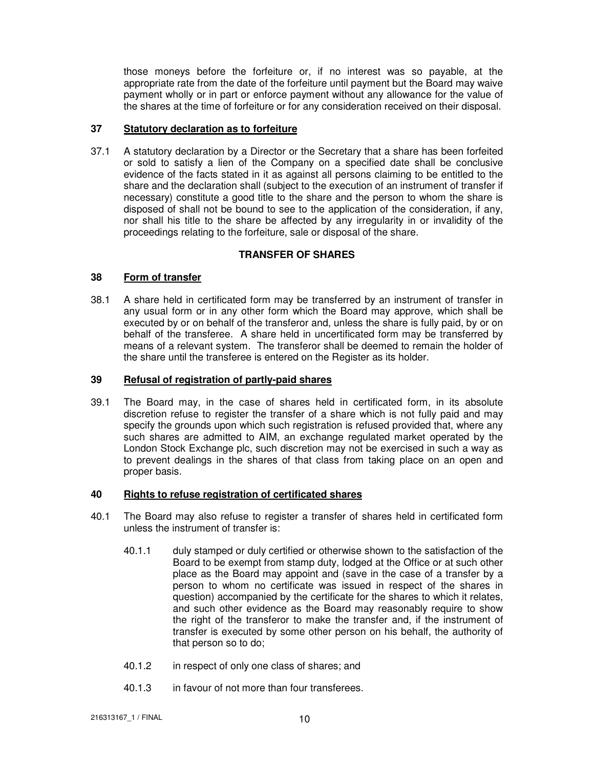those moneys before the forfeiture or, if no interest was so payable, at the appropriate rate from the date of the forfeiture until payment but the Board may waive payment wholly or in part or enforce payment without any allowance for the value of the shares at the time of forfeiture or for any consideration received on their disposal.

### 37 Statutory declaration as to forfeiture

37.1 A statutory declaration by a Director or the Secretary that a share has been forfeited or sold to satisfy a lien of the Company on a specified date shall be conclusive evidence of the facts stated in it as against all persons claiming to be entitled to the share and the declaration shall (subject to the execution of an instrument of transfer if necessary) constitute a good title to the share and the person to whom the share is disposed of shall not be bound to see to the application of the consideration, if any, nor shall his title to the share be affected by any irregularity in or invalidity of the proceedings relating to the forfeiture, sale or disposal of the share.

## TRANSFER OF SHARES

### 38 Form of transfer

38.1 A share held in certificated form may be transferred by an instrument of transfer in any usual form or in any other form which the Board may approve, which shall be executed by or on behalf of the transferor and, unless the share is fully paid, by or on behalf of the transferee. A share held in uncertificated form may be transferred by means of a relevant system. The transferor shall be deemed to remain the holder of the share until the transferee is entered on the Register as its holder.

### 39 Refusal of registration of partly-paid shares

39.1 The Board may, in the case of shares held in certificated form, in its absolute discretion refuse to register the transfer of a share which is not fully paid and may specify the grounds upon which such registration is refused provided that, where any such shares are admitted to AIM, an exchange regulated market operated by the London Stock Exchange plc, such discretion may not be exercised in such a way as to prevent dealings in the shares of that class from taking place on an open and proper basis.

### 40 Rights to refuse registration of certificated shares

40.1 The Board may also refuse to register a transfer of shares held in certificated form unless the instrument of transfer is:

40.1.1 duly stamped or duly certified or otherwise shown to the satisfaction of the Board to be exempt from stamp duty, lodged at the Office or at such other place as the Board may appoint and (save in the case of a transfer by a person to whom no certificate was issued in respect of the shares in question) accompanied by the certificate for the shares to which it relates, and such other evidence as the Board may reasonably require to show the right of the transferor to make the transfer and, if the instrument of transfer is executed by some other person on his behalf, the authority of that person so to do;

40.1.2 in respect of only one class of shares; and

40.1.3 in favour of not more than four transferees.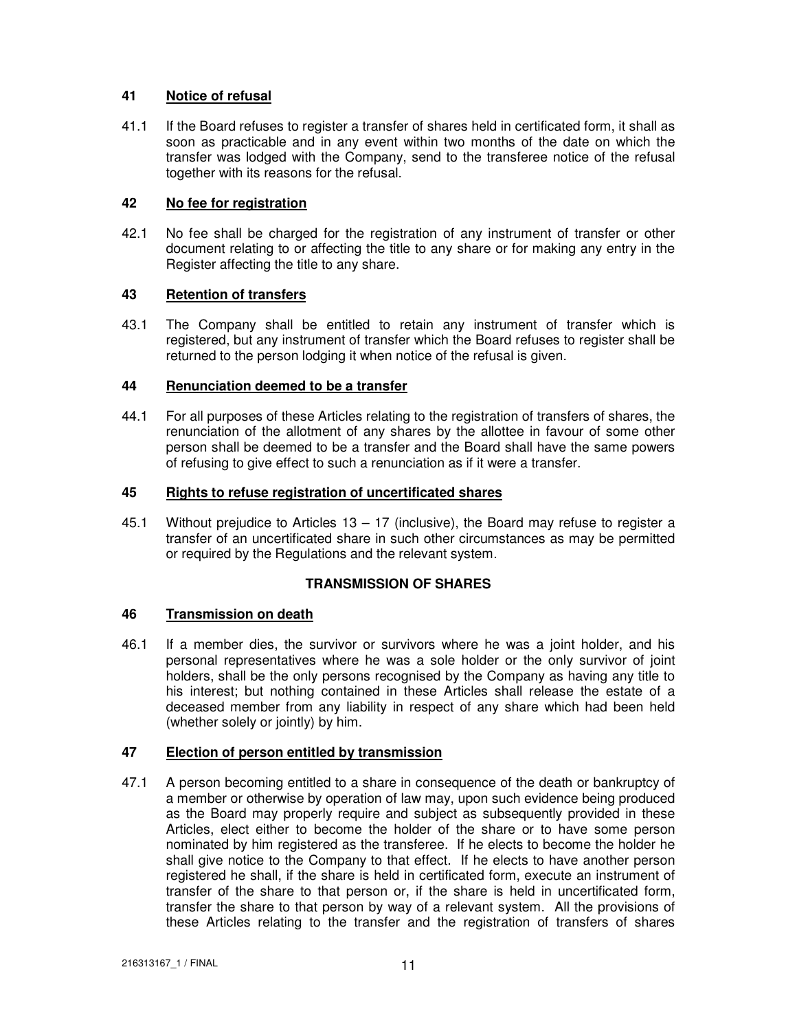### 41 Notice of refusal

41.1 If the Board refuses to register a transfer of shares held in certificated form, it shall as soon as practicable and in any event within two months of the date on which the transfer was lodged with the Company, send to the transferee notice of the refusal together with its reasons for the refusal.

### 42 No fee for registration

42.1 No fee shall be charged for the registration of any instrument of transfer or other document relating to or affecting the title to any share or for making any entry in the Register affecting the title to any share.

### 43 Retention of transfers

43.1 The Company shall be entitled to retain any instrument of transfer which is registered, but any instrument of transfer which the Board refuses to register shall be returned to the person lodging it when notice of the refusal is given.

### 44 Renunciation deemed to be a transfer

44.1 For all purposes of these Articles relating to the registration of transfers of shares, the renunciation of the allotment of any shares by the allottee in favour of some other person shall be deemed to be a transfer and the Board shall have the same powers of refusing to give effect to such a renunciation as if it were a transfer.

### 45 Rights to refuse registration of uncertificated shares

45.1 Without prejudice to Articles 13 – 17 (inclusive), the Board may refuse to register a transfer of an uncertificated share in such other circumstances as may be permitted or required by the Regulations and the relevant system.

## TRANSMISSION OF SHARES

### 46 Transmission on death

46.1 If a member dies, the survivor or survivors where he was a joint holder, and his personal representatives where he was a sole holder or the only survivor of joint holders, shall be the only persons recognised by the Company as having any title to his interest; but nothing contained in these Articles shall release the estate of a deceased member from any liability in respect of any share which had been held (whether solely or jointly) by him.

### 47 Election of person entitled by transmission

47.1 A person becoming entitled to a share in consequence of the death or bankruptcy of a member or otherwise by operation of law may, upon such evidence being produced as the Board may properly require and subject as subsequently provided in these Articles, elect either to become the holder of the share or to have some person nominated by him registered as the transferee. If he elects to become the holder he shall give notice to the Company to that effect. If he elects to have another person registered he shall, if the share is held in certificated form, execute an instrument of transfer of the share to that person or, if the share is held in uncertificated form, transfer the share to that person by way of a relevant system. All the provisions of these Articles relating to the transfer and the registration of transfers of shares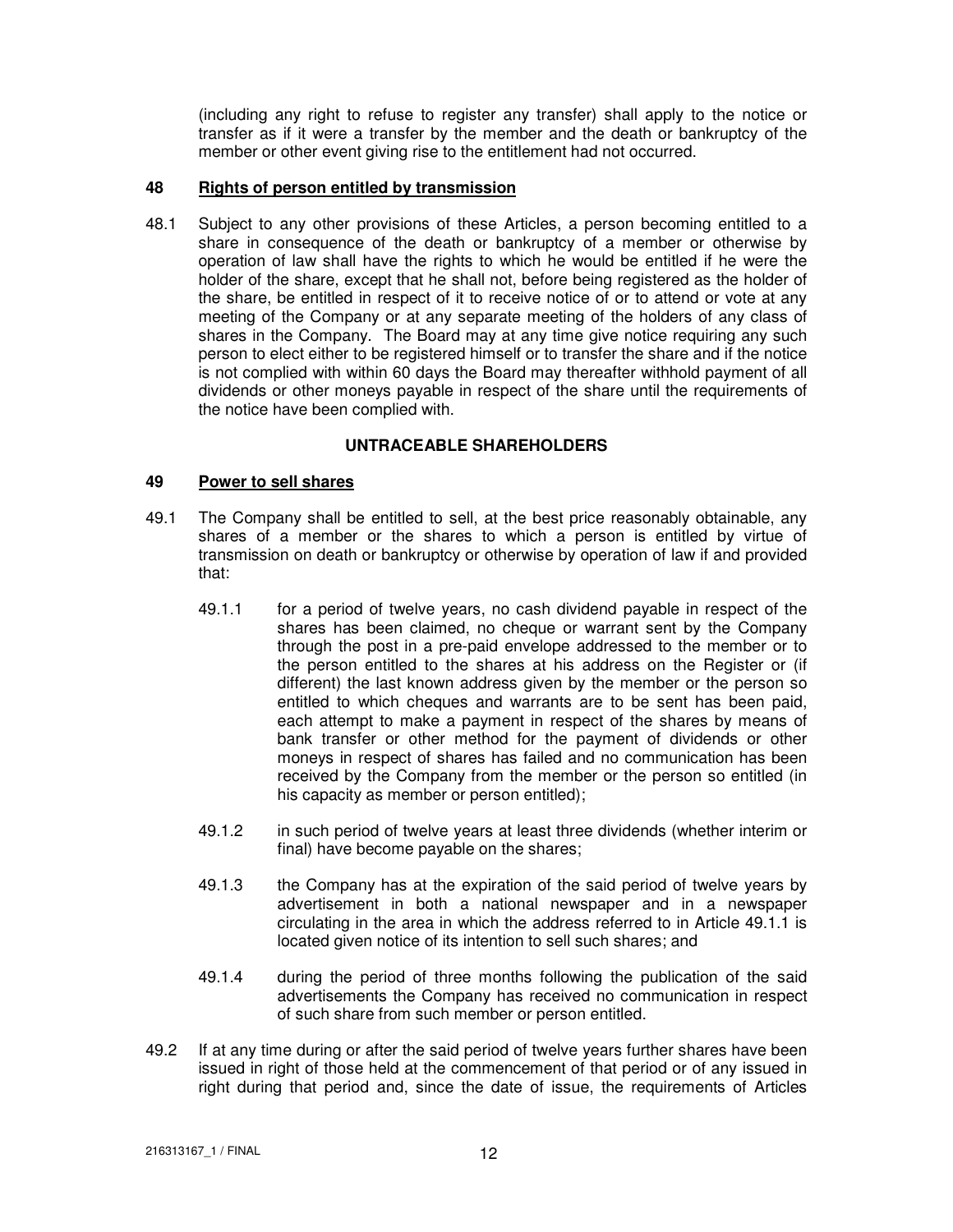(including any right to refuse to register any transfer) shall apply to the notice or transfer as if it were a transfer by the member and the death or bankruptcy of the member or other event giving rise to the entitlement had not occurred.

### 48 Rights of person entitled by transmission

48.1 Subject to any other provisions of these Articles, a person becoming entitled to a share in consequence of the death or bankruptcy of a member or otherwise by operation of law shall have the rights to which he would be entitled if he were the holder of the share, except that he shall not, before being registered as the holder of the share, be entitled in respect of it to receive notice of or to attend or vote at any meeting of the Company or at any separate meeting of the holders of any class of shares in the Company. The Board may at any time give notice requiring any such person to elect either to be registered himself or to transfer the share and if the notice is not complied with within 60 days the Board may thereafter withhold payment of all dividends or other moneys payable in respect of the share until the requirements of the notice have been complied with.

## UNTRACEABLE SHAREHOLDERS

### 49 Power to sell shares

49.1 The Company shall be entitled to sell, at the best price reasonably obtainable, any shares of a member or the shares to which a person is entitled by virtue of transmission on death or bankruptcy or otherwise by operation of law if and provided that:

49.1.1 for a period of twelve years, no cash dividend payable in respect of the shares has been claimed, no cheque or warrant sent by the Company through the post in a pre-paid envelope addressed to the member or to the person entitled to the shares at his address on the Register or (if different) the last known address given by the member or the person so entitled to which cheques and warrants are to be sent has been paid, each attempt to make a payment in respect of the shares by means of bank transfer or other method for the payment of dividends or other moneys in respect of shares has failed and no communication has been received by the Company from the member or the person so entitled (in his capacity as member or person entitled);

49.1.2 in such period of twelve years at least three dividends (whether interim or final) have become payable on the shares;

49.1.3 the Company has at the expiration of the said period of twelve years by advertisement in both a national newspaper and in a newspaper circulating in the area in which the address referred to in Article 49.1.1 is located given notice of its intention to sell such shares; and

49.1.4 during the period of three months following the publication of the said advertisements the Company has received no communication in respect of such share from such member or person entitled.

49.2 If at any time during or after the said period of twelve years further shares have been issued in right of those held at the commencement of that period or of any issued in right during that period and, since the date of issue, the requirements of Articles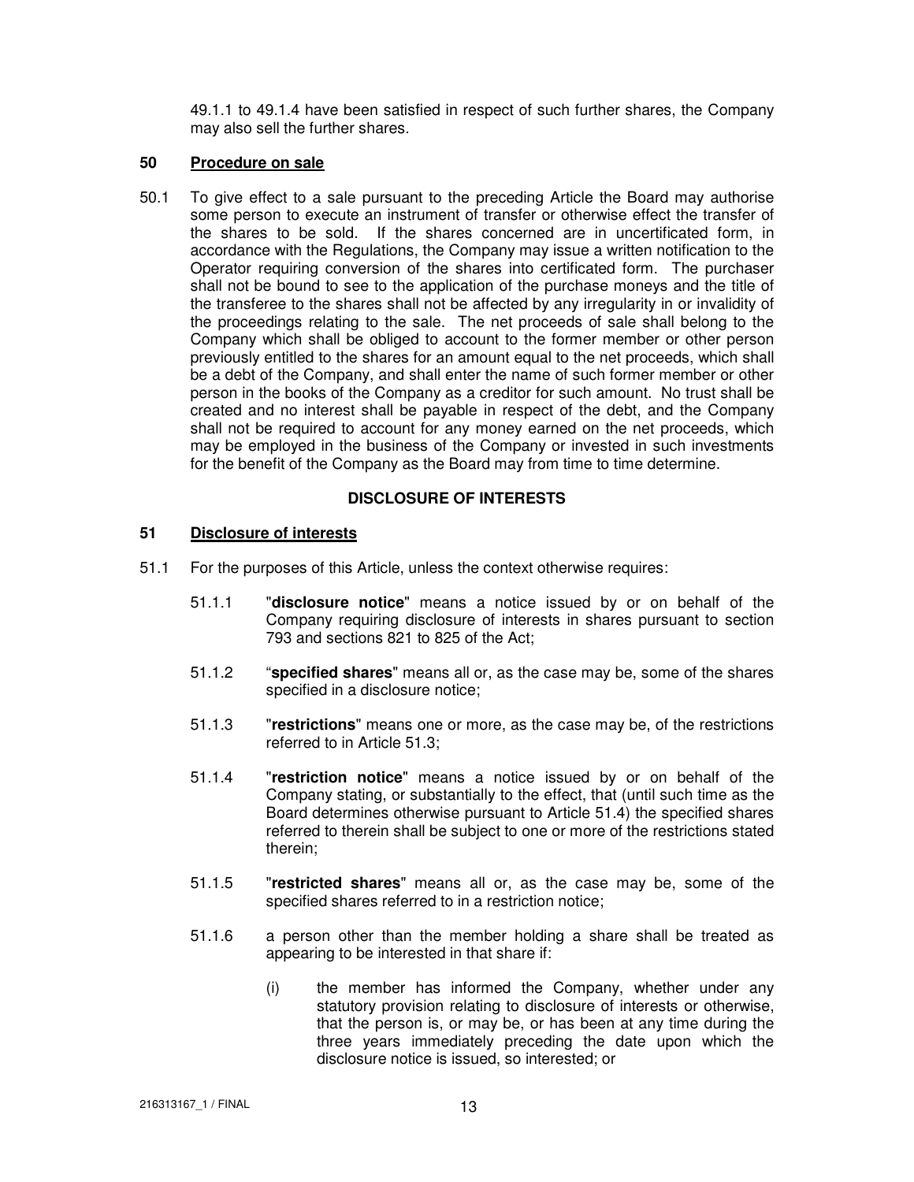49.1.1 to 49.1.4 have been satisfied in respect of such further shares, the Company may also sell the further shares.

### 50 Procedure on sale

50.1 To give effect to a sale pursuant to the preceding Article the Board may authorise some person to execute an instrument of transfer or otherwise effect the transfer of the shares to be sold. If the shares concerned are in uncertificated form, in accordance with the Regulations, the Company may issue a written notification to the Operator requiring conversion of the shares into certificated form. The purchaser shall not be bound to see to the application of the purchase moneys and the title of the transferee to the shares shall not be affected by any irregularity in or invalidity of the proceedings relating to the sale. The net proceeds of sale shall belong to the Company which shall be obliged to account to the former member or other person previously entitled to the shares for an amount equal to the net proceeds, which shall be a debt of the Company, and shall enter the name of such former member or other person in the books of the Company as a creditor for such amount. No trust shall be created and no interest shall be payable in respect of the debt, and the Company shall not be required to account for any money earned on the net proceeds, which may be employed in the business of the Company or invested in such investments for the benefit of the Company as the Board may from time to time determine.

## DISCLOSURE OF INTERESTS

### 51 Disclosure of interests

51.1 For the purposes of this Article, unless the context otherwise requires:

51.1.1 "**disclosure notice**" means a notice issued by or on behalf of the Company requiring disclosure of interests in shares pursuant to section 793 and sections 821 to 825 of the Act;

51.1.2 "**specified shares**" means all or, as the case may be, some of the shares specified in a disclosure notice;

51.1.3 "**restrictions**" means one or more, as the case may be, of the restrictions referred to in Article 51.3;

51.1.4 "**restriction notice**" means a notice issued by or on behalf of the Company stating, or substantially to the effect, that (until such time as the Board determines otherwise pursuant to Article 51.4) the specified shares referred to therein shall be subject to one or more of the restrictions stated therein;

51.1.5 "**restricted shares**" means all or, as the case may be, some of the specified shares referred to in a restriction notice;

51.1.6 a person other than the member holding a share shall be treated as appearing to be interested in that share if:

(i) the member has informed the Company, whether under any statutory provision relating to disclosure of interests or otherwise, that the person is, or may be, or has been at any time during the three years immediately preceding the date upon which the disclosure notice is issued, so interested; or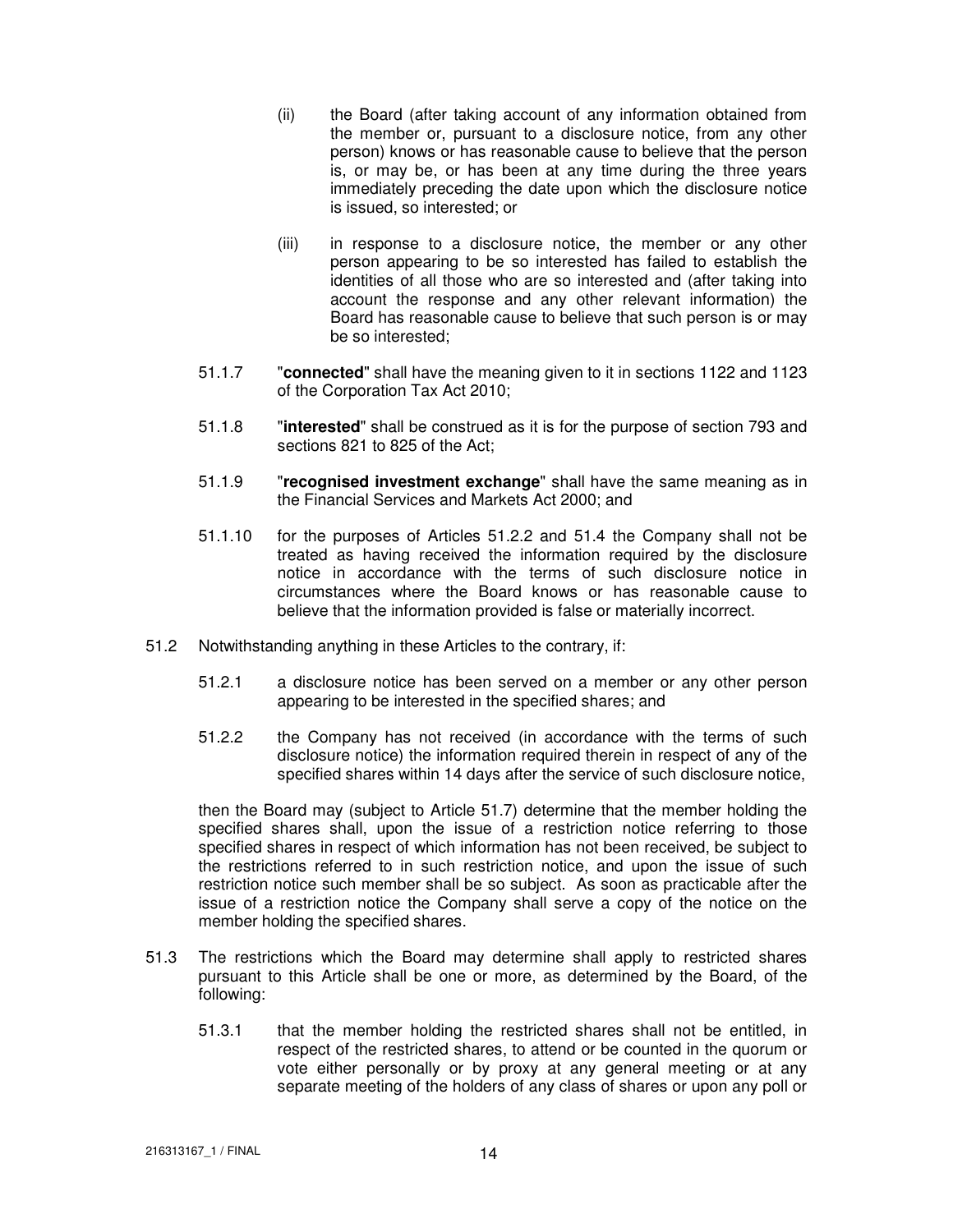(ii) the Board (after taking account of any information obtained from the member or, pursuant to a disclosure notice, from any other person) knows or has reasonable cause to believe that the person is, or may be, or has been at any time during the three years immediately preceding the date upon which the disclosure notice is issued, so interested; or

(iii) in response to a disclosure notice, the member or any other person appearing to be so interested has failed to establish the identities of all those who are so interested and (after taking into account the response and any other relevant information) the Board has reasonable cause to believe that such person is or may be so interested;

51.1.7 "**connected**" shall have the meaning given to it in sections 1122 and 1123 of the Corporation Tax Act 2010;

51.1.8 "**interested**" shall be construed as it is for the purpose of section 793 and sections 821 to 825 of the Act;

51.1.9 "**recognised investment exchange**" shall have the same meaning as in the Financial Services and Markets Act 2000; and

51.1.10 for the purposes of Articles 51.2.2 and 51.4 the Company shall not be treated as having received the information required by the disclosure notice in accordance with the terms of such disclosure notice in circumstances where the Board knows or has reasonable cause to believe that the information provided is false or materially incorrect.

51.2 Notwithstanding anything in these Articles to the contrary, if:

51.2.1 a disclosure notice has been served on a member or any other person appearing to be interested in the specified shares; and

51.2.2 the Company has not received (in accordance with the terms of such disclosure notice) the information required therein in respect of any of the specified shares within 14 days after the service of such disclosure notice,

then the Board may (subject to Article 51.7) determine that the member holding the specified shares shall, upon the issue of a restriction notice referring to those specified shares in respect of which information has not been received, be subject to the restrictions referred to in such restriction notice, and upon the issue of such restriction notice such member shall be so subject. As soon as practicable after the issue of a restriction notice the Company shall serve a copy of the notice on the member holding the specified shares.

51.3 The restrictions which the Board may determine shall apply to restricted shares pursuant to this Article shall be one or more, as determined by the Board, of the following:

51.3.1 that the member holding the restricted shares shall not be entitled, in respect of the restricted shares, to attend or be counted in the quorum or vote either personally or by proxy at any general meeting or at any separate meeting of the holders of any class of shares or upon any poll or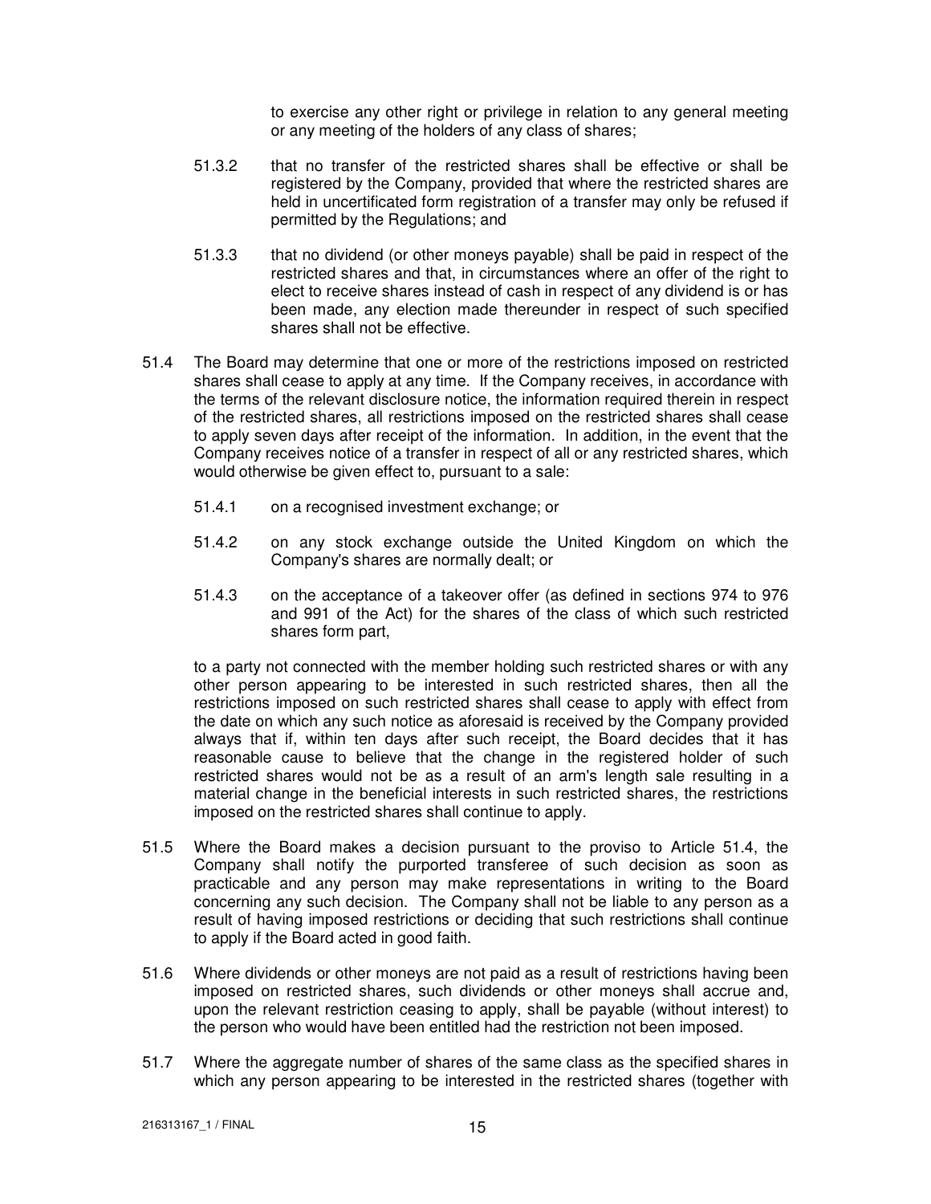to exercise any other right or privilege in relation to any general meeting or any meeting of the holders of any class of shares;

51.3.2 that no transfer of the restricted shares shall be effective or shall be registered by the Company, provided that where the restricted shares are held in uncertificated form registration of a transfer may only be refused if permitted by the Regulations; and

51.3.3 that no dividend (or other moneys payable) shall be paid in respect of the restricted shares and that, in circumstances where an offer of the right to elect to receive shares instead of cash in respect of any dividend is or has been made, any election made thereunder in respect of such specified shares shall not be effective.

51.4 The Board may determine that one or more of the restrictions imposed on restricted shares shall cease to apply at any time. If the Company receives, in accordance with the terms of the relevant disclosure notice, the information required therein in respect of the restricted shares, all restrictions imposed on the restricted shares shall cease to apply seven days after receipt of the information. In addition, in the event that the Company receives notice of a transfer in respect of all or any restricted shares, which would otherwise be given effect to, pursuant to a sale:

51.4.1 on a recognised investment exchange; or

51.4.2 on any stock exchange outside the United Kingdom on which the Company's shares are normally dealt; or

51.4.3 on the acceptance of a takeover offer (as defined in sections 974 to 976 and 991 of the Act) for the shares of the class of which such restricted shares form part,

to a party not connected with the member holding such restricted shares or with any other person appearing to be interested in such restricted shares, then all the restrictions imposed on such restricted shares shall cease to apply with effect from the date on which any such notice as aforesaid is received by the Company provided always that if, within ten days after such receipt, the Board decides that it has reasonable cause to believe that the change in the registered holder of such restricted shares would not be as a result of an arm's length sale resulting in a material change in the beneficial interests in such restricted shares, the restrictions imposed on the restricted shares shall continue to apply.

51.5 Where the Board makes a decision pursuant to the proviso to Article 51.4, the Company shall notify the purported transferee of such decision as soon as practicable and any person may make representations in writing to the Board concerning any such decision. The Company shall not be liable to any person as a result of having imposed restrictions or deciding that such restrictions shall continue to apply if the Board acted in good faith.

51.6 Where dividends or other moneys are not paid as a result of restrictions having been imposed on restricted shares, such dividends or other moneys shall accrue and, upon the relevant restriction ceasing to apply, shall be payable (without interest) to the person who would have been entitled had the restriction not been imposed.

51.7 Where the aggregate number of shares of the same class as the specified shares in which any person appearing to be interested in the restricted shares (together with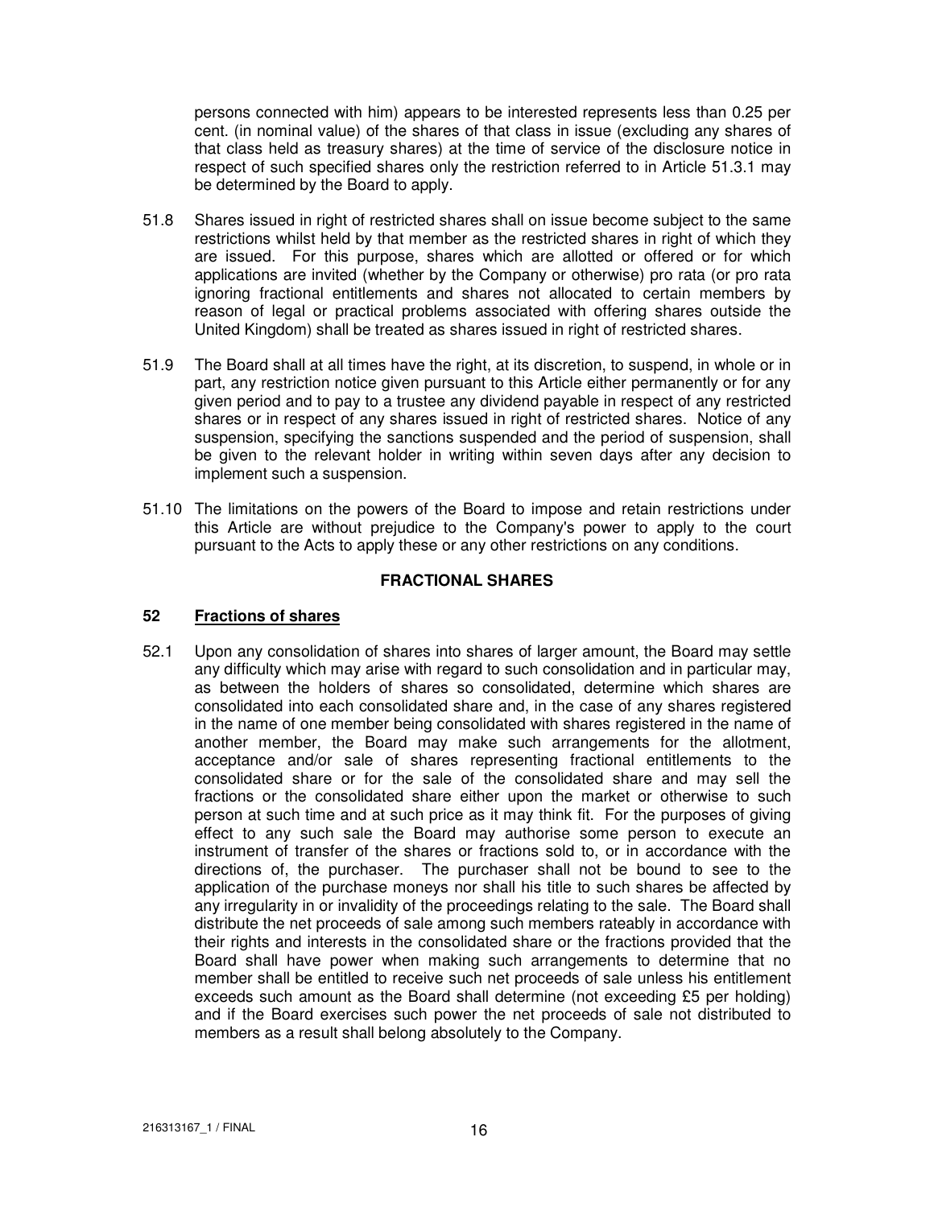persons connected with him) appears to be interested represents less than 0.25 per cent. (in nominal value) of the shares of that class in issue (excluding any shares of that class held as treasury shares) at the time of service of the disclosure notice in respect of such specified shares only the restriction referred to in Article 51.3.1 may be determined by the Board to apply.

51.8 Shares issued in right of restricted shares shall on issue become subject to the same restrictions whilst held by that member as the restricted shares in right of which they are issued. For this purpose, shares which are allotted or offered or for which applications are invited (whether by the Company or otherwise) pro rata (or pro rata ignoring fractional entitlements and shares not allocated to certain members by reason of legal or practical problems associated with offering shares outside the United Kingdom) shall be treated as shares issued in right of restricted shares.

51.9 The Board shall at all times have the right, at its discretion, to suspend, in whole or in part, any restriction notice given pursuant to this Article either permanently or for any given period and to pay to a trustee any dividend payable in respect of any restricted shares or in respect of any shares issued in right of restricted shares. Notice of any suspension, specifying the sanctions suspended and the period of suspension, shall be given to the relevant holder in writing within seven days after any decision to implement such a suspension.

51.10 The limitations on the powers of the Board to impose and retain restrictions under this Article are without prejudice to the Company's power to apply to the court pursuant to the Acts to apply these or any other restrictions on any conditions.

## FRACTIONAL SHARES

### 52 Fractions of shares

52.1 Upon any consolidation of shares into shares of larger amount, the Board may settle any difficulty which may arise with regard to such consolidation and in particular may, as between the holders of shares so consolidated, determine which shares are consolidated into each consolidated share and, in the case of any shares registered in the name of one member being consolidated with shares registered in the name of another member, the Board may make such arrangements for the allotment, acceptance and/or sale of shares representing fractional entitlements to the consolidated share or for the sale of the consolidated share and may sell the fractions or the consolidated share either upon the market or otherwise to such person at such time and at such price as it may think fit. For the purposes of giving effect to any such sale the Board may authorise some person to execute an instrument of transfer of the shares or fractions sold to, or in accordance with the directions of, the purchaser. The purchaser shall not be bound to see to the application of the purchase moneys nor shall his title to such shares be affected by any irregularity in or invalidity of the proceedings relating to the sale. The Board shall distribute the net proceeds of sale among such members rateably in accordance with their rights and interests in the consolidated share or the fractions provided that the Board shall have power when making such arrangements to determine that no member shall be entitled to receive such net proceeds of sale unless his entitlement exceeds such amount as the Board shall determine (not exceeding £5 per holding) and if the Board exercises such power the net proceeds of sale not distributed to members as a result shall belong absolutely to the Company.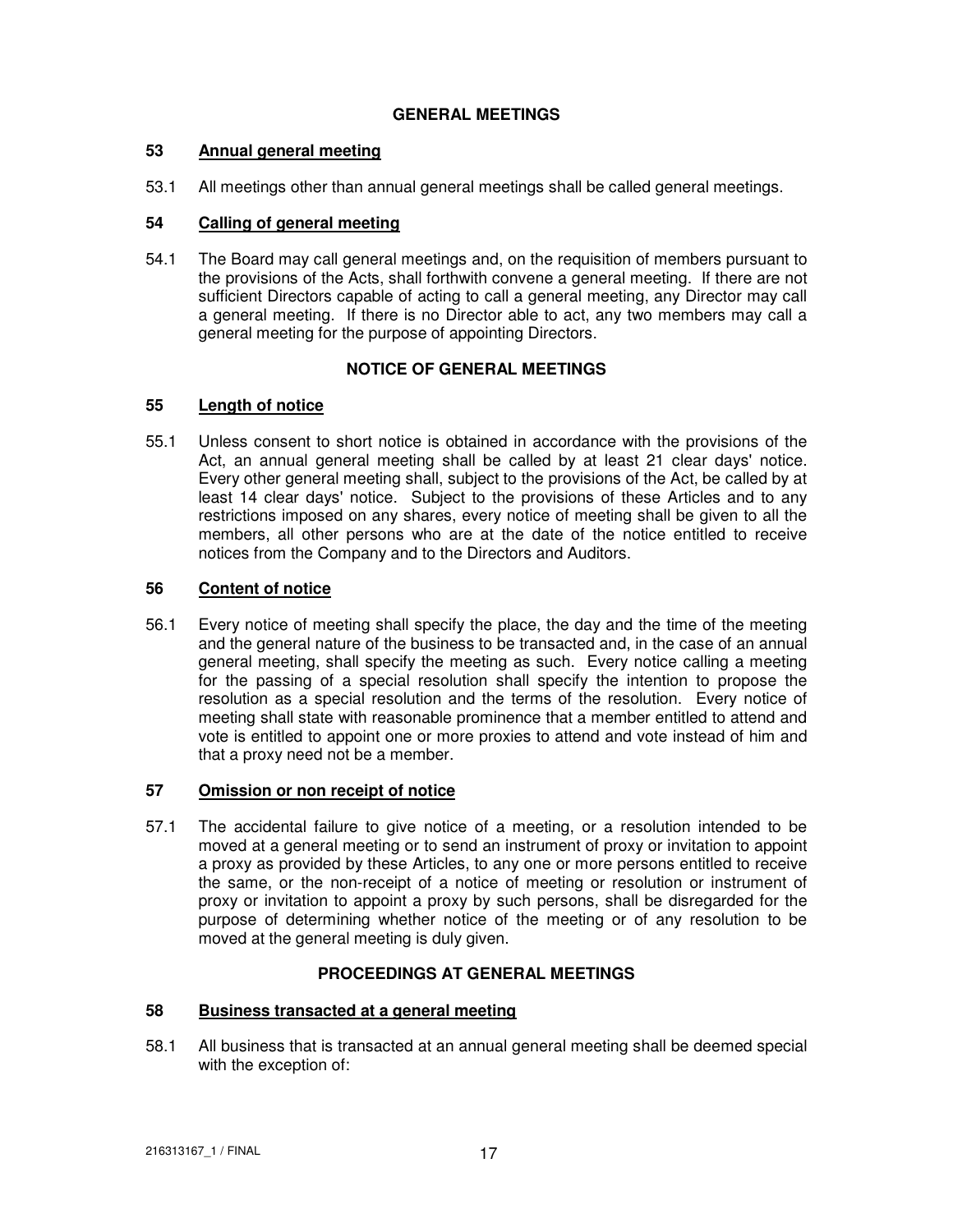## GENERAL MEETINGS

### 53 Annual general meeting

53.1 All meetings other than annual general meetings shall be called general meetings.

### 54 Calling of general meeting

54.1 The Board may call general meetings and, on the requisition of members pursuant to the provisions of the Acts, shall forthwith convene a general meeting. If there are not sufficient Directors capable of acting to call a general meeting, any Director may call a general meeting. If there is no Director able to act, any two members may call a general meeting for the purpose of appointing Directors.

## NOTICE OF GENERAL MEETINGS

### 55 Length of notice

55.1 Unless consent to short notice is obtained in accordance with the provisions of the Act, an annual general meeting shall be called by at least 21 clear days' notice. Every other general meeting shall, subject to the provisions of the Act, be called by at least 14 clear days' notice. Subject to the provisions of these Articles and to any restrictions imposed on any shares, every notice of meeting shall be given to all the members, all other persons who are at the date of the notice entitled to receive notices from the Company and to the Directors and Auditors.

### 56 Content of notice

56.1 Every notice of meeting shall specify the place, the day and the time of the meeting and the general nature of the business to be transacted and, in the case of an annual general meeting, shall specify the meeting as such. Every notice calling a meeting for the passing of a special resolution shall specify the intention to propose the resolution as a special resolution and the terms of the resolution. Every notice of meeting shall state with reasonable prominence that a member entitled to attend and vote is entitled to appoint one or more proxies to attend and vote instead of him and that a proxy need not be a member.

### 57 Omission or non receipt of notice

57.1 The accidental failure to give notice of a meeting, or a resolution intended to be moved at a general meeting or to send an instrument of proxy or invitation to appoint a proxy as provided by these Articles, to any one or more persons entitled to receive the same, or the non-receipt of a notice of meeting or resolution or instrument of proxy or invitation to appoint a proxy by such persons, shall be disregarded for the purpose of determining whether notice of the meeting or of any resolution to be moved at the general meeting is duly given.

## PROCEEDINGS AT GENERAL MEETINGS

### 58 Business transacted at a general meeting

58.1 All business that is transacted at an annual general meeting shall be deemed special with the exception of: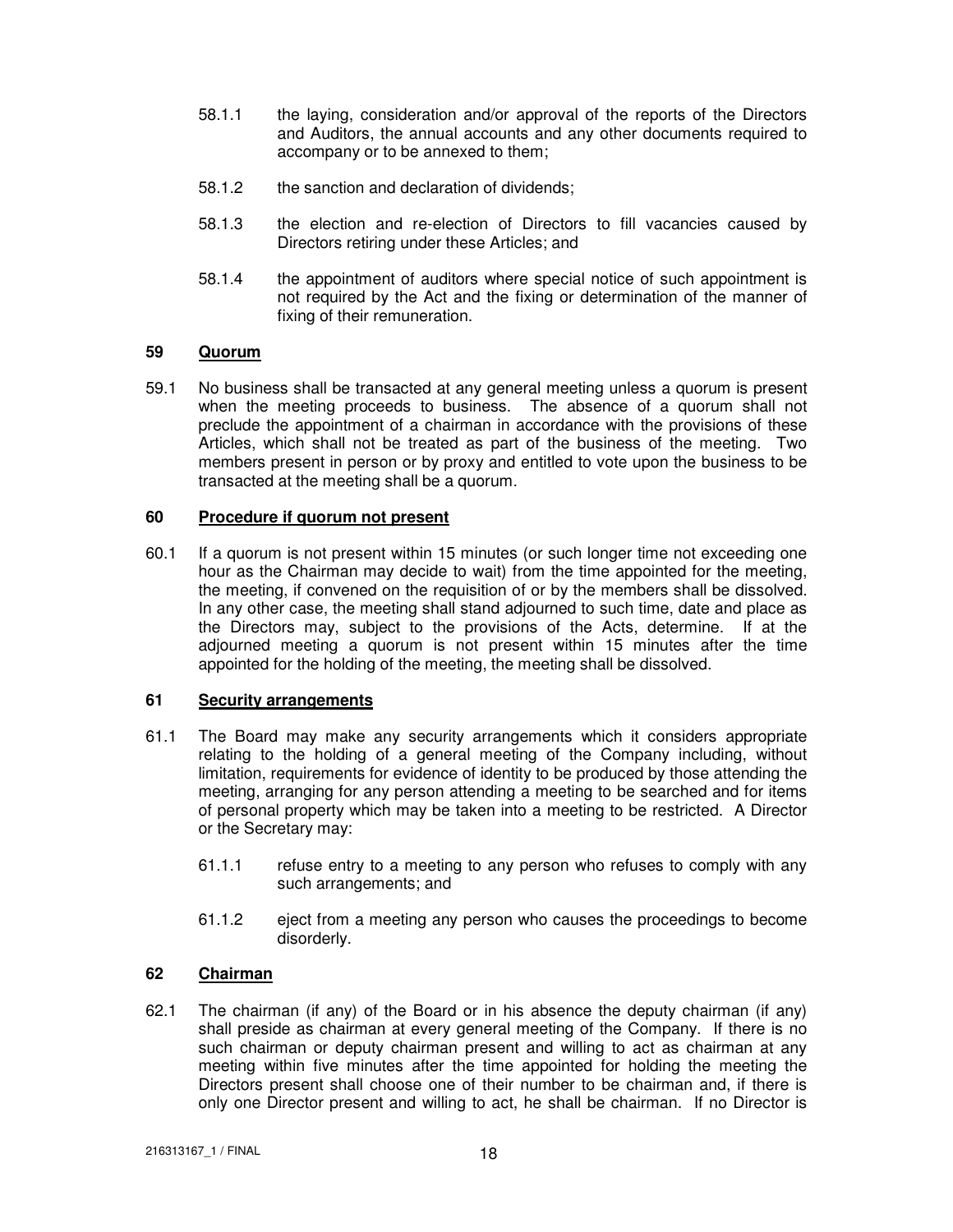58.1.1 the laying, consideration and/or approval of the reports of the Directors and Auditors, the annual accounts and any other documents required to accompany or to be annexed to them;

58.1.2 the sanction and declaration of dividends;

58.1.3 the election and re-election of Directors to fill vacancies caused by Directors retiring under these Articles; and

58.1.4 the appointment of auditors where special notice of such appointment is not required by the Act and the fixing or determination of the manner of fixing of their remuneration.

### 59 <u>Quorum</u>

59.1 No business shall be transacted at any general meeting unless a quorum is present when the meeting proceeds to business. The absence of a quorum shall not preclude the appointment of a chairman in accordance with the provisions of these Articles, which shall not be treated as part of the business of the meeting. Two members present in person or by proxy and entitled to vote upon the business to be transacted at the meeting shall be a quorum.

### 60 <u>Procedure if quorum not present</u>

60.1 If a quorum is not present within 15 minutes (or such longer time not exceeding one hour as the Chairman may decide to wait) from the time appointed for the meeting, the meeting, if convened on the requisition of or by the members shall be dissolved. In any other case, the meeting shall stand adjourned to such time, date and place as the Directors may, subject to the provisions of the Acts, determine. If at the adjourned meeting a quorum is not present within 15 minutes after the time appointed for the holding of the meeting, the meeting shall be dissolved.

### 61 <u>Security arrangements</u>

61.1 The Board may make any security arrangements which it considers appropriate relating to the holding of a general meeting of the Company including, without limitation, requirements for evidence of identity to be produced by those attending the meeting, arranging for any person attending a meeting to be searched and for items of personal property which may be taken into a meeting to be restricted. A Director or the Secretary may:

61.1.1 refuse entry to a meeting to any person who refuses to comply with any such arrangements; and

61.1.2 eject from a meeting any person who causes the proceedings to become disorderly.

### 62 <u>Chairman</u>

62.1 The chairman (if any) of the Board or in his absence the deputy chairman (if any) shall preside as chairman at every general meeting of the Company. If there is no such chairman or deputy chairman present and willing to act as chairman at any meeting within five minutes after the time appointed for holding the meeting the Directors present shall choose one of their number to be chairman and, if there is only one Director present and willing to act, he shall be chairman. If no Director is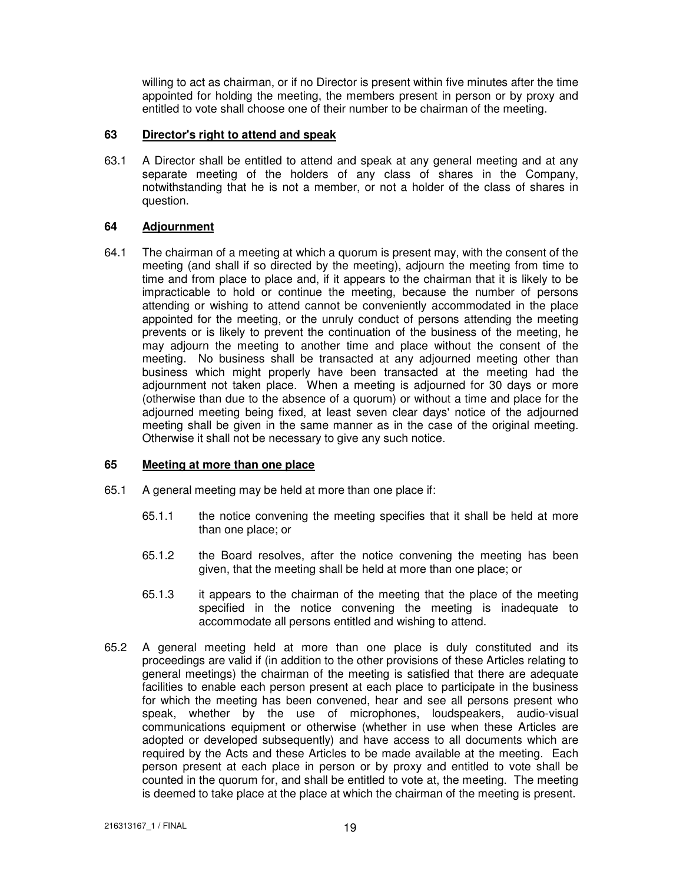willing to act as chairman, or if no Director is present within five minutes after the time appointed for holding the meeting, the members present in person or by proxy and entitled to vote shall choose one of their number to be chairman of the meeting.

### 63 Director's right to attend and speak

63.1 A Director shall be entitled to attend and speak at any general meeting and at any separate meeting of the holders of any class of shares in the Company, notwithstanding that he is not a member, or not a holder of the class of shares in question.

### 64 Adjournment

64.1 The chairman of a meeting at which a quorum is present may, with the consent of the meeting (and shall if so directed by the meeting), adjourn the meeting from time to time and from place to place and, if it appears to the chairman that it is likely to be impracticable to hold or continue the meeting, because the number of persons attending or wishing to attend cannot be conveniently accommodated in the place appointed for the meeting, or the unruly conduct of persons attending the meeting prevents or is likely to prevent the continuation of the business of the meeting, he may adjourn the meeting to another time and place without the consent of the meeting. No business shall be transacted at any adjourned meeting other than business which might properly have been transacted at the meeting had the adjournment not taken place. When a meeting is adjourned for 30 days or more (otherwise than due to the absence of a quorum) or without a time and place for the adjourned meeting being fixed, at least seven clear days' notice of the adjourned meeting shall be given in the same manner as in the case of the original meeting. Otherwise it shall not be necessary to give any such notice.

### 65 Meeting at more than one place

65.1 A general meeting may be held at more than one place if:

65.1.1 the notice convening the meeting specifies that it shall be held at more than one place; or

65.1.2 the Board resolves, after the notice convening the meeting has been given, that the meeting shall be held at more than one place; or

65.1.3 it appears to the chairman of the meeting that the place of the meeting specified in the notice convening the meeting is inadequate to accommodate all persons entitled and wishing to attend.

65.2 A general meeting held at more than one place is duly constituted and its proceedings are valid if (in addition to the other provisions of these Articles relating to general meetings) the chairman of the meeting is satisfied that there are adequate facilities to enable each person present at each place to participate in the business for which the meeting has been convened, hear and see all persons present who speak, whether by the use of microphones, loudspeakers, audio-visual communications equipment or otherwise (whether in use when these Articles are adopted or developed subsequently) and have access to all documents which are required by the Acts and these Articles to be made available at the meeting. Each person present at each place in person or by proxy and entitled to vote shall be counted in the quorum for, and shall be entitled to vote at, the meeting. The meeting is deemed to take place at the place at which the chairman of the meeting is present.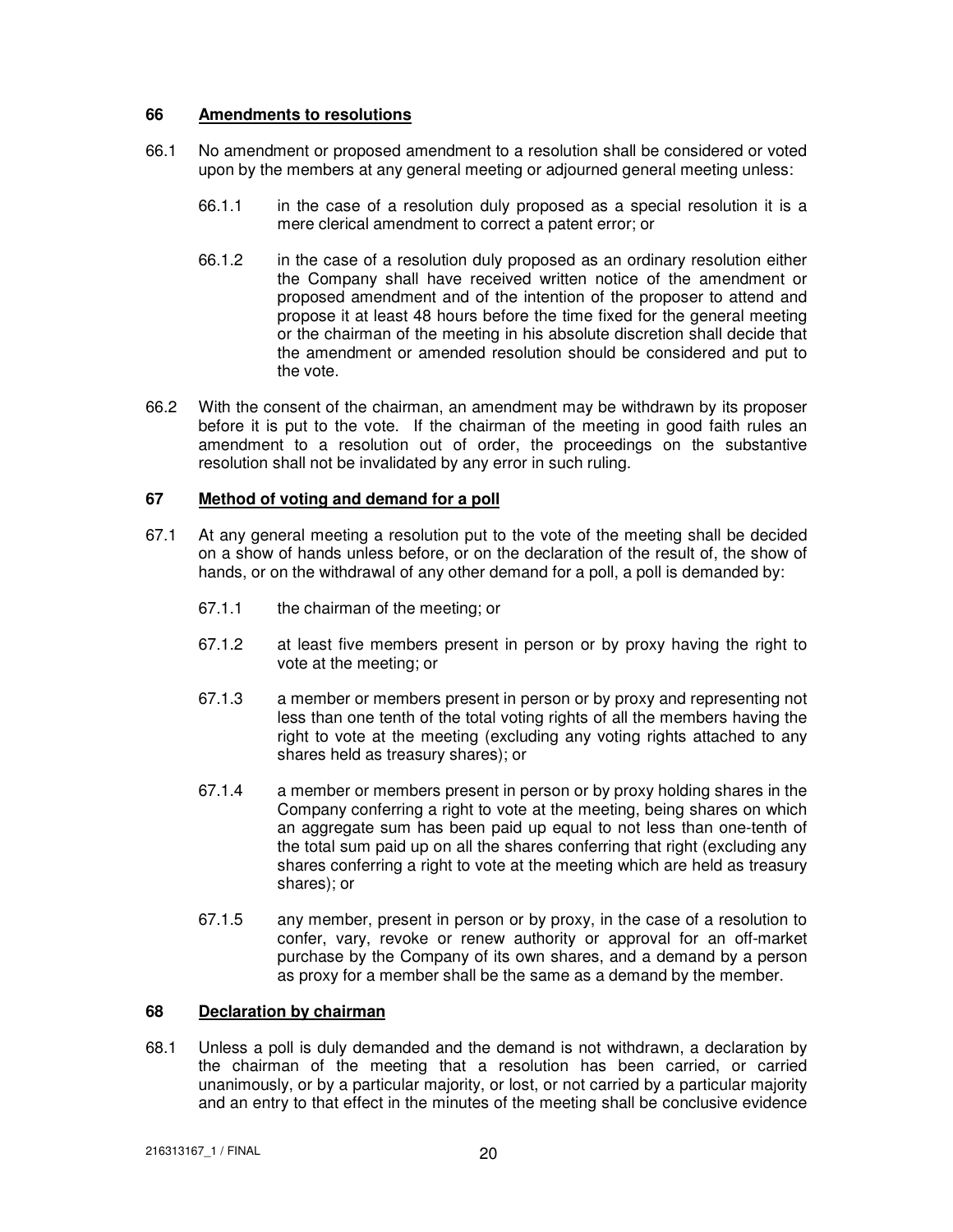### 66 Amendments to resolutions

66.1 No amendment or proposed amendment to a resolution shall be considered or voted upon by the members at any general meeting or adjourned general meeting unless:

66.1.1 in the case of a resolution duly proposed as a special resolution it is a mere clerical amendment to correct a patent error; or

66.1.2 in the case of a resolution duly proposed as an ordinary resolution either the Company shall have received written notice of the amendment or proposed amendment and of the intention of the proposer to attend and propose it at least 48 hours before the time fixed for the general meeting or the chairman of the meeting in his absolute discretion shall decide that the amendment or amended resolution should be considered and put to the vote.

66.2 With the consent of the chairman, an amendment may be withdrawn by its proposer before it is put to the vote. If the chairman of the meeting in good faith rules an amendment to a resolution out of order, the proceedings on the substantive resolution shall not be invalidated by any error in such ruling.

### 67 Method of voting and demand for a poll

67.1 At any general meeting a resolution put to the vote of the meeting shall be decided on a show of hands unless before, or on the declaration of the result of, the show of hands, or on the withdrawal of any other demand for a poll, a poll is demanded by:

67.1.1 the chairman of the meeting; or

67.1.2 at least five members present in person or by proxy having the right to vote at the meeting; or

67.1.3 a member or members present in person or by proxy and representing not less than one tenth of the total voting rights of all the members having the right to vote at the meeting (excluding any voting rights attached to any shares held as treasury shares); or

67.1.4 a member or members present in person or by proxy holding shares in the Company conferring a right to vote at the meeting, being shares on which an aggregate sum has been paid up equal to not less than one-tenth of the total sum paid up on all the shares conferring that right (excluding any shares conferring a right to vote at the meeting which are held as treasury shares); or

67.1.5 any member, present in person or by proxy, in the case of a resolution to confer, vary, revoke or renew authority or approval for an off-market purchase by the Company of its own shares, and a demand by a person as proxy for a member shall be the same as a demand by the member.

### 68 Declaration by chairman

68.1 Unless a poll is duly demanded and the demand is not withdrawn, a declaration by the chairman of the meeting that a resolution has been carried, or carried unanimously, or by a particular majority, or lost, or not carried by a particular majority and an entry to that effect in the minutes of the meeting shall be conclusive evidence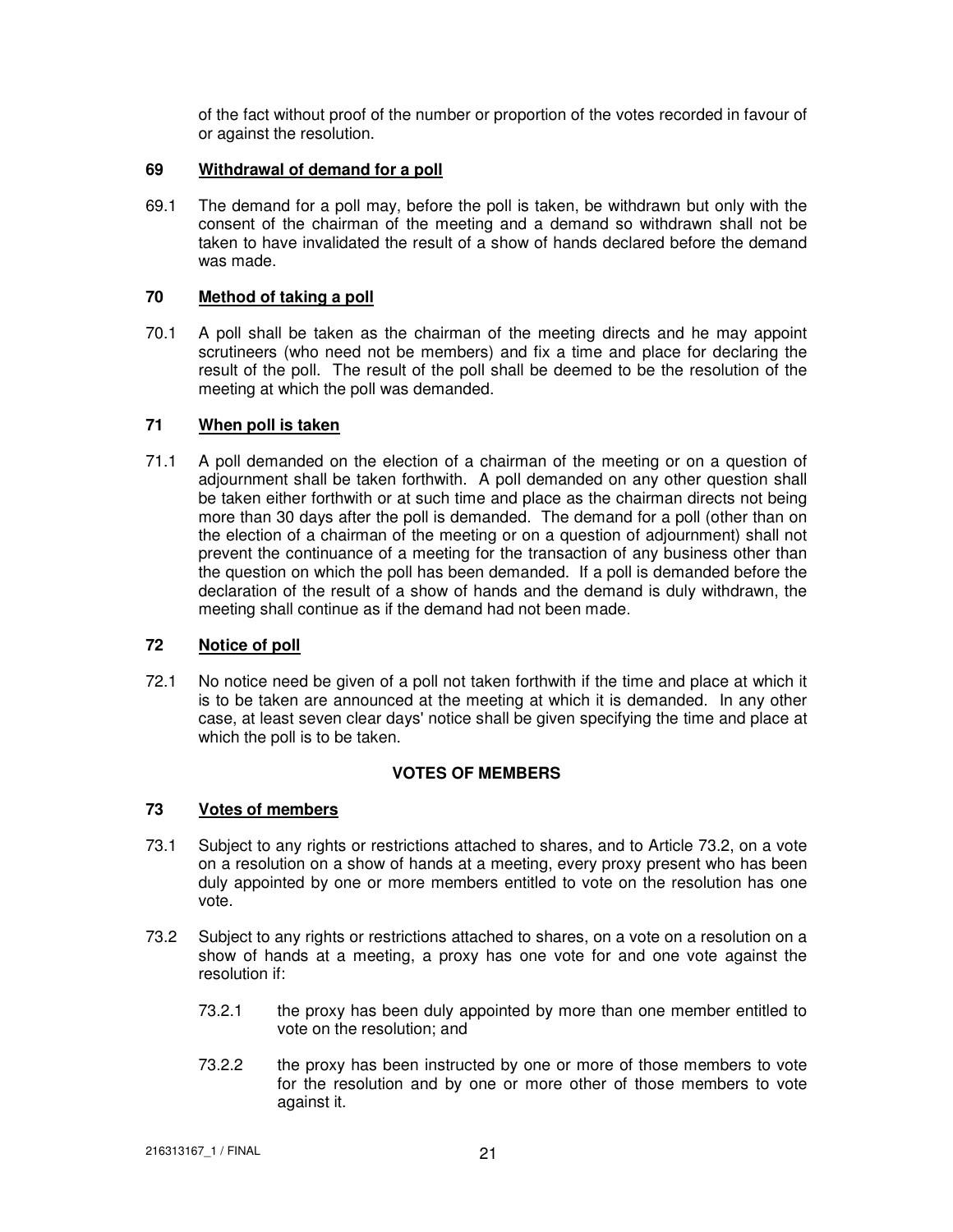of the fact without proof of the number or proportion of the votes recorded in favour of or against the resolution.

### 69 Withdrawal of demand for a poll

69.1 The demand for a poll may, before the poll is taken, be withdrawn but only with the consent of the chairman of the meeting and a demand so withdrawn shall not be taken to have invalidated the result of a show of hands declared before the demand was made.

### 70 Method of taking a poll

70.1 A poll shall be taken as the chairman of the meeting directs and he may appoint scrutineers (who need not be members) and fix a time and place for declaring the result of the poll. The result of the poll shall be deemed to be the resolution of the meeting at which the poll was demanded.

### 71 When poll is taken

71.1 A poll demanded on the election of a chairman of the meeting or on a question of adjournment shall be taken forthwith. A poll demanded on any other question shall be taken either forthwith or at such time and place as the chairman directs not being more than 30 days after the poll is demanded. The demand for a poll (other than on the election of a chairman of the meeting or on a question of adjournment) shall not prevent the continuance of a meeting for the transaction of any business other than the question on which the poll has been demanded. If a poll is demanded before the declaration of the result of a show of hands and the demand is duly withdrawn, the meeting shall continue as if the demand had not been made.

### 72 Notice of poll

72.1 No notice need be given of a poll not taken forthwith if the time and place at which it is to be taken are announced at the meeting at which it is demanded. In any other case, at least seven clear days' notice shall be given specifying the time and place at which the poll is to be taken.

## VOTES OF MEMBERS

### 73 Votes of members

73.1 Subject to any rights or restrictions attached to shares, and to Article 73.2, on a vote on a resolution on a show of hands at a meeting, every proxy present who has been duly appointed by one or more members entitled to vote on the resolution has one vote.

73.2 Subject to any rights or restrictions attached to shares, on a vote on a resolution on a show of hands at a meeting, a proxy has one vote for and one vote against the resolution if:

73.2.1 the proxy has been duly appointed by more than one member entitled to vote on the resolution; and

73.2.2 the proxy has been instructed by one or more of those members to vote for the resolution and by one or more other of those members to vote against it.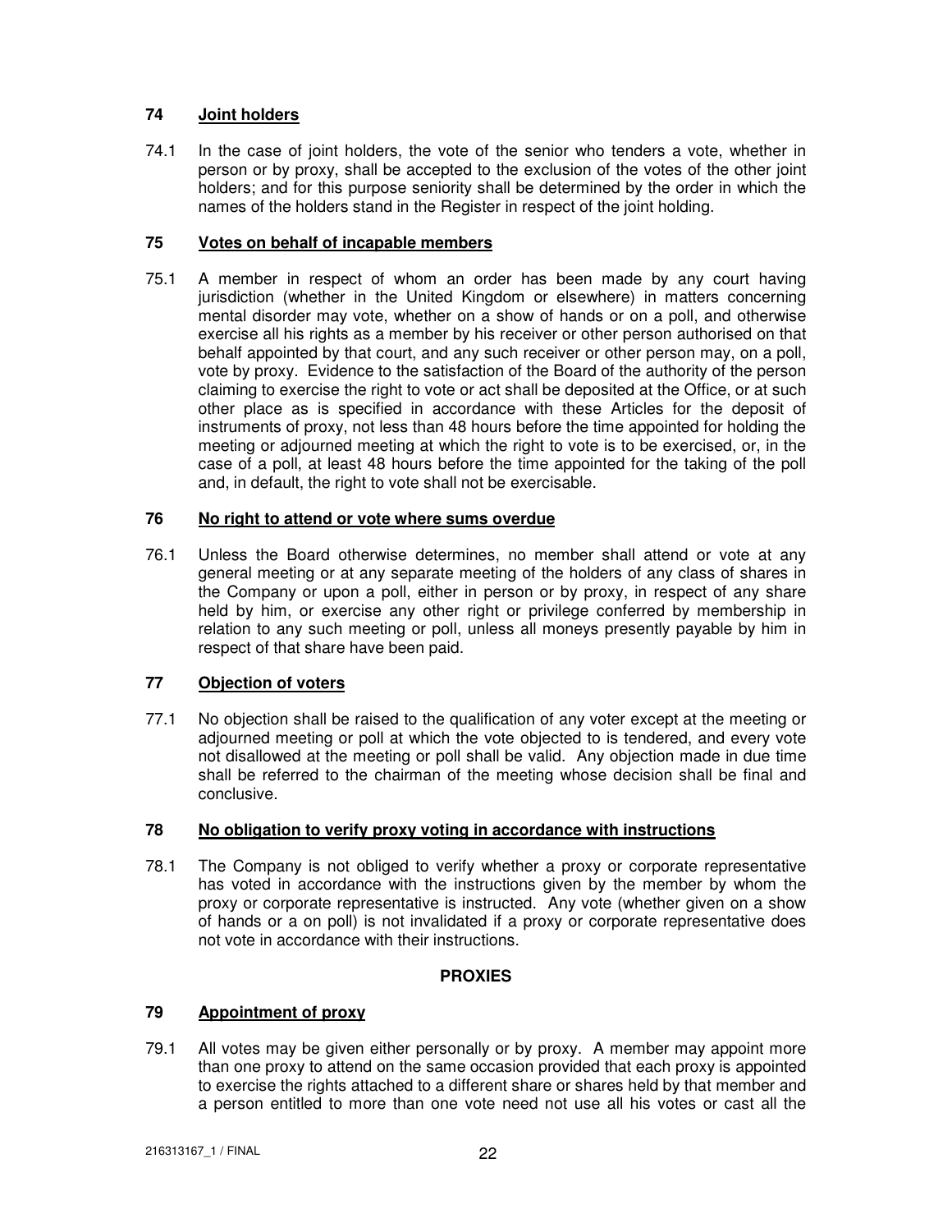## 74 Joint holders

74.1 In the case of joint holders, the vote of the senior who tenders a vote, whether in person or by proxy, shall be accepted to the exclusion of the votes of the other joint holders; and for this purpose seniority shall be determined by the order in which the names of the holders stand in the Register in respect of the joint holding.

## 75 Votes on behalf of incapable members

75.1 A member in respect of whom an order has been made by any court having jurisdiction (whether in the United Kingdom or elsewhere) in matters concerning mental disorder may vote, whether on a show of hands or on a poll, and otherwise exercise all his rights as a member by his receiver or other person authorised on that behalf appointed by that court, and any such receiver or other person may, on a poll, vote by proxy. Evidence to the satisfaction of the Board of the authority of the person claiming to exercise the right to vote or act shall be deposited at the Office, or at such other place as is specified in accordance with these Articles for the deposit of instruments of proxy, not less than 48 hours before the time appointed for holding the meeting or adjourned meeting at which the right to vote is to be exercised, or, in the case of a poll, at least 48 hours before the time appointed for the taking of the poll and, in default, the right to vote shall not be exercisable.

## 76 No right to attend or vote where sums overdue

76.1 Unless the Board otherwise determines, no member shall attend or vote at any general meeting or at any separate meeting of the holders of any class of shares in the Company or upon a poll, either in person or by proxy, in respect of any share held by him, or exercise any other right or privilege conferred by membership in relation to any such meeting or poll, unless all moneys presently payable by him in respect of that share have been paid.

## 77 Objection of voters

77.1 No objection shall be raised to the qualification of any voter except at the meeting or adjourned meeting or poll at which the vote objected to is tendered, and every vote not disallowed at the meeting or poll shall be valid. Any objection made in due time shall be referred to the chairman of the meeting whose decision shall be final and conclusive.

## 78 No obligation to verify proxy voting in accordance with instructions

78.1 The Company is not obliged to verify whether a proxy or corporate representative has voted in accordance with the instructions given by the member by whom the proxy or corporate representative is instructed. Any vote (whether given on a show of hands or a on poll) is not invalidated if a proxy or corporate representative does not vote in accordance with their instructions.

# PROXIES

## 79 Appointment of proxy

79.1 All votes may be given either personally or by proxy. A member may appoint more than one proxy to attend on the same occasion provided that each proxy is appointed to exercise the rights attached to a different share or shares held by that member and a person entitled to more than one vote need not use all his votes or cast all the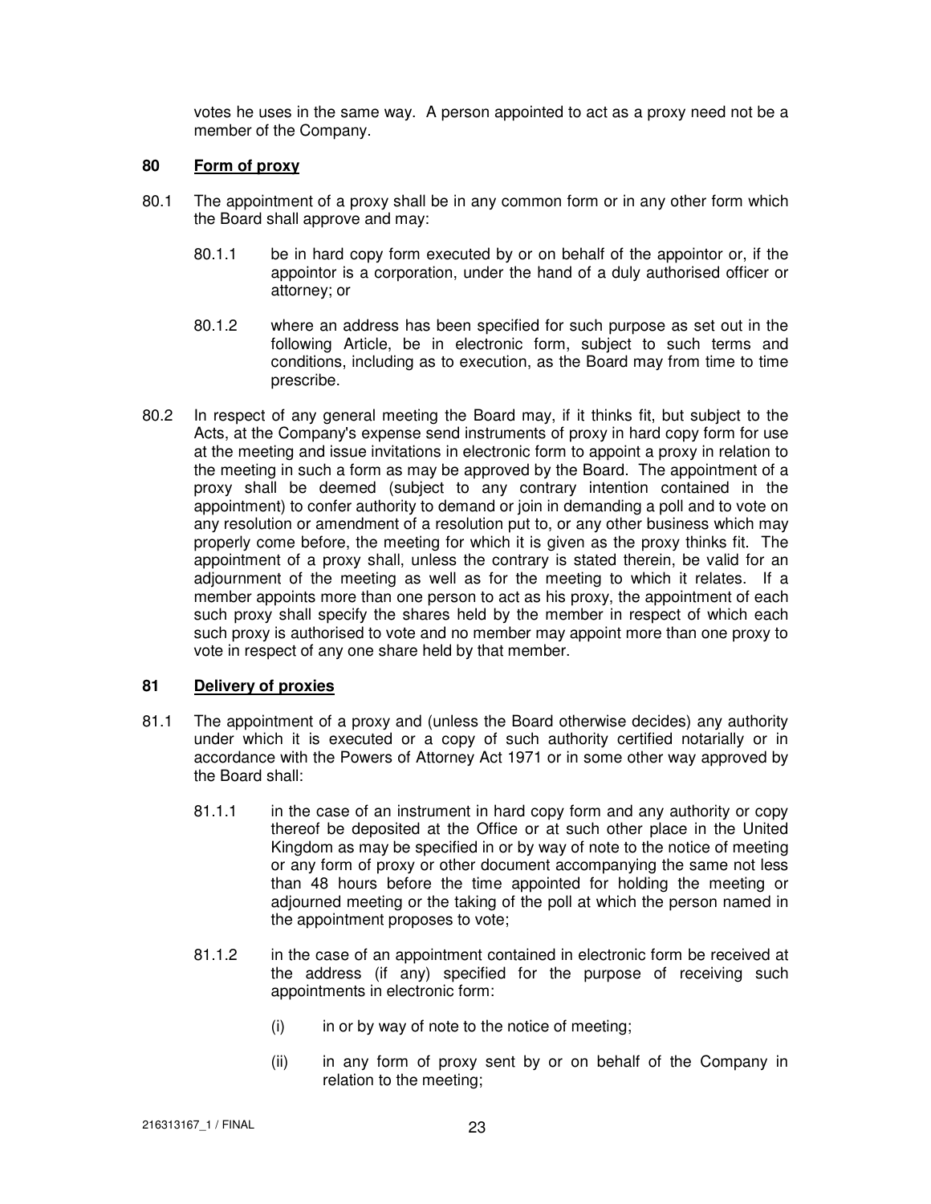votes he uses in the same way. A person appointed to act as a proxy need not be a member of the Company.

### 80 Form of proxy

80.1 The appointment of a proxy shall be in any common form or in any other form which the Board shall approve and may:

80.1.1 be in hard copy form executed by or on behalf of the appointor or, if the appointor is a corporation, under the hand of a duly authorised officer or attorney; or

80.1.2 where an address has been specified for such purpose as set out in the following Article, be in electronic form, subject to such terms and conditions, including as to execution, as the Board may from time to time prescribe.

80.2 In respect of any general meeting the Board may, if it thinks fit, but subject to the Acts, at the Company's expense send instruments of proxy in hard copy form for use at the meeting and issue invitations in electronic form to appoint a proxy in relation to the meeting in such a form as may be approved by the Board. The appointment of a proxy shall be deemed (subject to any contrary intention contained in the appointment) to confer authority to demand or join in demanding a poll and to vote on any resolution or amendment of a resolution put to, or any other business which may properly come before, the meeting for which it is given as the proxy thinks fit. The appointment of a proxy shall, unless the contrary is stated therein, be valid for an adjournment of the meeting as well as for the meeting to which it relates. If a member appoints more than one person to act as his proxy, the appointment of each such proxy shall specify the shares held by the member in respect of which each such proxy is authorised to vote and no member may appoint more than one proxy to vote in respect of any one share held by that member.

### 81 Delivery of proxies

81.1 The appointment of a proxy and (unless the Board otherwise decides) any authority under which it is executed or a copy of such authority certified notarially or in accordance with the Powers of Attorney Act 1971 or in some other way approved by the Board shall:

81.1.1 in the case of an instrument in hard copy form and any authority or copy thereof be deposited at the Office or at such other place in the United Kingdom as may be specified in or by way of note to the notice of meeting or any form of proxy or other document accompanying the same not less than 48 hours before the time appointed for holding the meeting or adjourned meeting or the taking of the poll at which the person named in the appointment proposes to vote;

81.1.2 in the case of an appointment contained in electronic form be received at the address (if any) specified for the purpose of receiving such appointments in electronic form:

(i) in or by way of note to the notice of meeting;

(ii) in any form of proxy sent by or on behalf of the Company in relation to the meeting;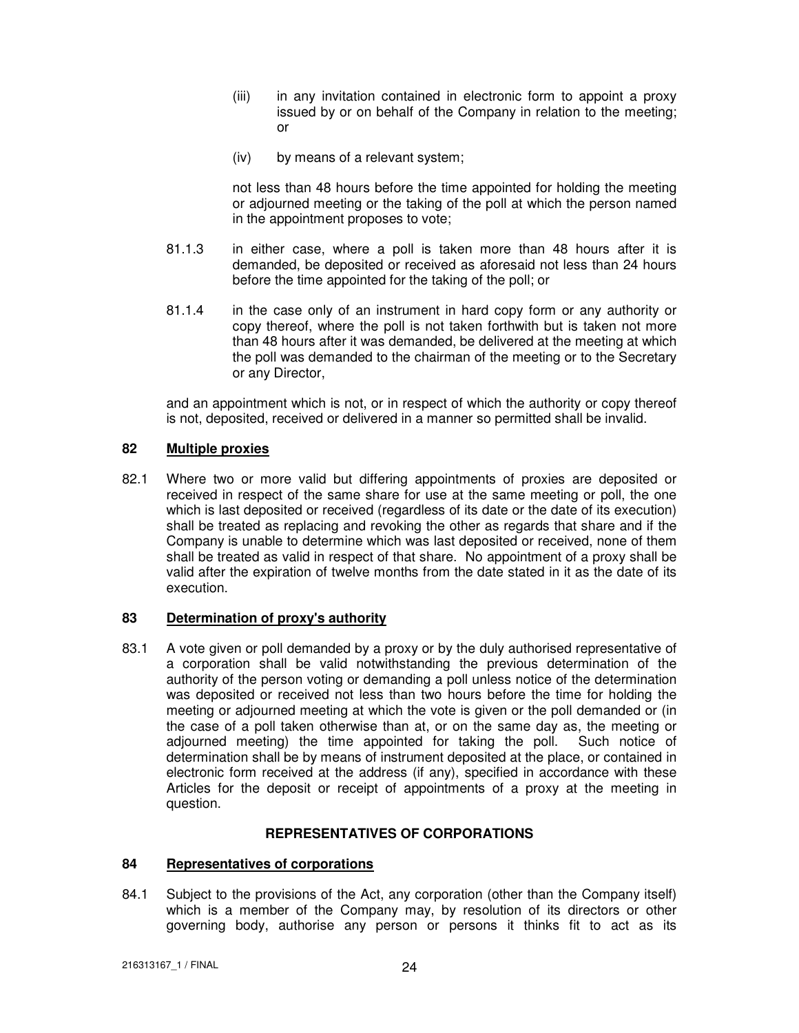(iii) in any invitation contained in electronic form to appoint a proxy issued by or on behalf of the Company in relation to the meeting; or

(iv) by means of a relevant system;

not less than 48 hours before the time appointed for holding the meeting or adjourned meeting or the taking of the poll at which the person named in the appointment proposes to vote;

81.1.3 in either case, where a poll is taken more than 48 hours after it is demanded, be deposited or received as aforesaid not less than 24 hours before the time appointed for the taking of the poll; or

81.1.4 in the case only of an instrument in hard copy form or any authority or copy thereof, where the poll is not taken forthwith but is taken not more than 48 hours after it was demanded, be delivered at the meeting at which the poll was demanded to the chairman of the meeting or to the Secretary or any Director,

and an appointment which is not, or in respect of which the authority or copy thereof is not, deposited, received or delivered in a manner so permitted shall be invalid.

### 82 Multiple proxies

82.1 Where two or more valid but differing appointments of proxies are deposited or received in respect of the same share for use at the same meeting or poll, the one which is last deposited or received (regardless of its date or the date of its execution) shall be treated as replacing and revoking the other as regards that share and if the Company is unable to determine which was last deposited or received, none of them shall be treated as valid in respect of that share. No appointment of a proxy shall be valid after the expiration of twelve months from the date stated in it as the date of its execution.

### 83 Determination of proxy's authority

83.1 A vote given or poll demanded by a proxy or by the duly authorised representative of a corporation shall be valid notwithstanding the previous determination of the authority of the person voting or demanding a poll unless notice of the determination was deposited or received not less than two hours before the time for holding the meeting or adjourned meeting at which the vote is given or the poll demanded or (in the case of a poll taken otherwise than at, or on the same day as, the meeting or adjourned meeting) the time appointed for taking the poll. Such notice of determination shall be by means of instrument deposited at the place, or contained in electronic form received at the address (if any), specified in accordance with these Articles for the deposit or receipt of appointments of a proxy at the meeting in question.

## REPRESENTATIVES OF CORPORATIONS

### 84 Representatives of corporations

84.1 Subject to the provisions of the Act, any corporation (other than the Company itself) which is a member of the Company may, by resolution of its directors or other governing body, authorise any person or persons it thinks fit to act as its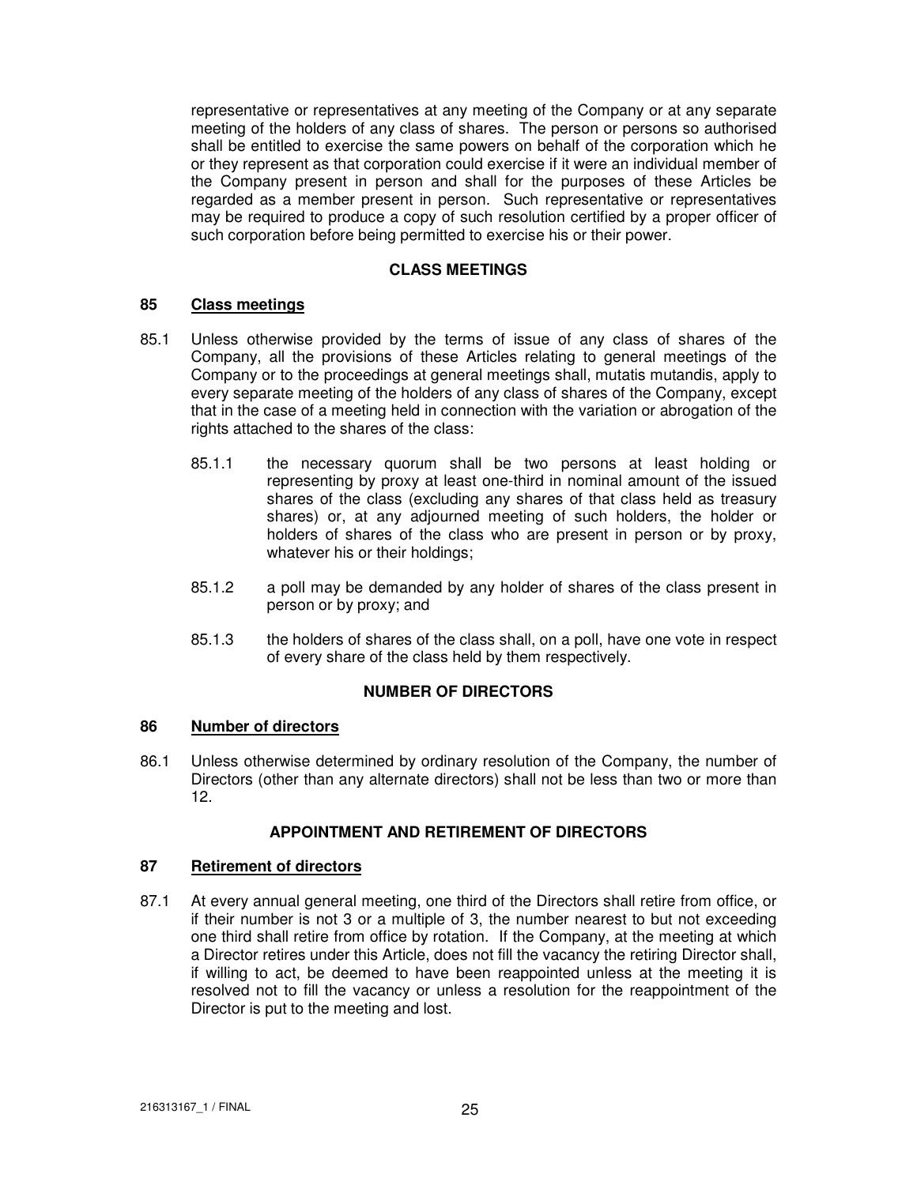representative or representatives at any meeting of the Company or at any separate meeting of the holders of any class of shares. The person or persons so authorised shall be entitled to exercise the same powers on behalf of the corporation which he or they represent as that corporation could exercise if it were an individual member of the Company present in person and shall for the purposes of these Articles be regarded as a member present in person. Such representative or representatives may be required to produce a copy of such resolution certified by a proper officer of such corporation before being permitted to exercise his or their power.

## CLASS MEETINGS

### 85 Class meetings

85.1 Unless otherwise provided by the terms of issue of any class of shares of the Company, all the provisions of these Articles relating to general meetings of the Company or to the proceedings at general meetings shall, mutatis mutandis, apply to every separate meeting of the holders of any class of shares of the Company, except that in the case of a meeting held in connection with the variation or abrogation of the rights attached to the shares of the class:

85.1.1 the necessary quorum shall be two persons at least holding or representing by proxy at least one-third in nominal amount of the issued shares of the class (excluding any shares of that class held as treasury shares) or, at any adjourned meeting of such holders, the holder or holders of shares of the class who are present in person or by proxy, whatever his or their holdings;

85.1.2 a poll may be demanded by any holder of shares of the class present in person or by proxy; and

85.1.3 the holders of shares of the class shall, on a poll, have one vote in respect of every share of the class held by them respectively.

## NUMBER OF DIRECTORS

### 86 Number of directors

86.1 Unless otherwise determined by ordinary resolution of the Company, the number of Directors (other than any alternate directors) shall not be less than two or more than 12.

## APPOINTMENT AND RETIREMENT OF DIRECTORS

### 87 Retirement of directors

87.1 At every annual general meeting, one third of the Directors shall retire from office, or if their number is not 3 or a multiple of 3, the number nearest to but not exceeding one third shall retire from office by rotation. If the Company, at the meeting at which a Director retires under this Article, does not fill the vacancy the retiring Director shall, if willing to act, be deemed to have been reappointed unless at the meeting it is resolved not to fill the vacancy or unless a resolution for the reappointment of the Director is put to the meeting and lost.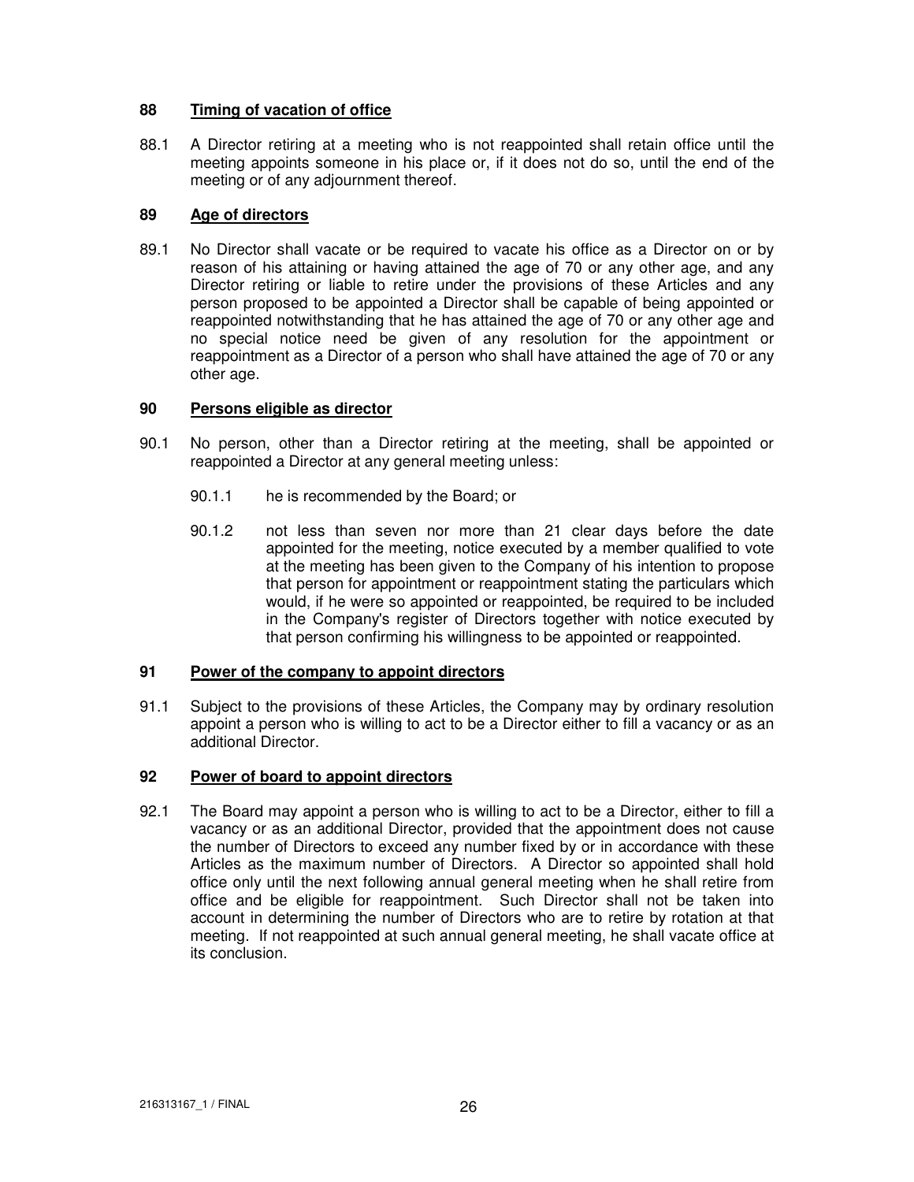### 88 Timing of vacation of office

88.1 A Director retiring at a meeting who is not reappointed shall retain office until the meeting appoints someone in his place or, if it does not do so, until the end of the meeting or of any adjournment thereof.

### 89 Age of directors

89.1 No Director shall vacate or be required to vacate his office as a Director on or by reason of his attaining or having attained the age of 70 or any other age, and any Director retiring or liable to retire under the provisions of these Articles and any person proposed to be appointed a Director shall be capable of being appointed or reappointed notwithstanding that he has attained the age of 70 or any other age and no special notice need be given of any resolution for the appointment or reappointment as a Director of a person who shall have attained the age of 70 or any other age.

### 90 Persons eligible as director

90.1 No person, other than a Director retiring at the meeting, shall be appointed or reappointed a Director at any general meeting unless:

90.1.1 he is recommended by the Board; or

90.1.2 not less than seven nor more than 21 clear days before the date appointed for the meeting, notice executed by a member qualified to vote at the meeting has been given to the Company of his intention to propose that person for appointment or reappointment stating the particulars which would, if he were so appointed or reappointed, be required to be included in the Company's register of Directors together with notice executed by that person confirming his willingness to be appointed or reappointed.

### 91 Power of the company to appoint directors

91.1 Subject to the provisions of these Articles, the Company may by ordinary resolution appoint a person who is willing to act to be a Director either to fill a vacancy or as an additional Director.

### 92 Power of board to appoint directors

92.1 The Board may appoint a person who is willing to act to be a Director, either to fill a vacancy or as an additional Director, provided that the appointment does not cause the number of Directors to exceed any number fixed by or in accordance with these Articles as the maximum number of Directors. A Director so appointed shall hold office only until the next following annual general meeting when he shall retire from office and be eligible for reappointment. Such Director shall not be taken into account in determining the number of Directors who are to retire by rotation at that meeting. If not reappointed at such annual general meeting, he shall vacate office at its conclusion.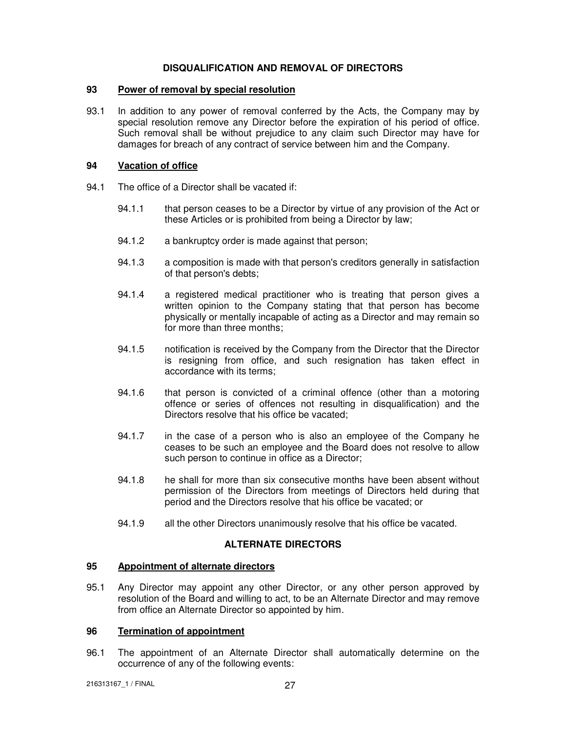## DISQUALIFICATION AND REMOVAL OF DIRECTORS

### 93 Power of removal by special resolution

93.1 In addition to any power of removal conferred by the Acts, the Company may by special resolution remove any Director before the expiration of his period of office. Such removal shall be without prejudice to any claim such Director may have for damages for breach of any contract of service between him and the Company.

### 94 Vacation of office

94.1 The office of a Director shall be vacated if:

94.1.1 that person ceases to be a Director by virtue of any provision of the Act or these Articles or is prohibited from being a Director by law;

94.1.2 a bankruptcy order is made against that person;

94.1.3 a composition is made with that person's creditors generally in satisfaction of that person's debts;

94.1.4 a registered medical practitioner who is treating that person gives a written opinion to the Company stating that that person has become physically or mentally incapable of acting as a Director and may remain so for more than three months;

94.1.5 notification is received by the Company from the Director that the Director is resigning from office, and such resignation has taken effect in accordance with its terms;

94.1.6 that person is convicted of a criminal offence (other than a motoring offence or series of offences not resulting in disqualification) and the Directors resolve that his office be vacated;

94.1.7 in the case of a person who is also an employee of the Company he ceases to be such an employee and the Board does not resolve to allow such person to continue in office as a Director;

94.1.8 he shall for more than six consecutive months have been absent without permission of the Directors from meetings of Directors held during that period and the Directors resolve that his office be vacated; or

94.1.9 all the other Directors unanimously resolve that his office be vacated.

## ALTERNATE DIRECTORS

### 95 Appointment of alternate directors

95.1 Any Director may appoint any other Director, or any other person approved by resolution of the Board and willing to act, to be an Alternate Director and may remove from office an Alternate Director so appointed by him.

### 96 Termination of appointment

96.1 The appointment of an Alternate Director shall automatically determine on the occurrence of any of the following events: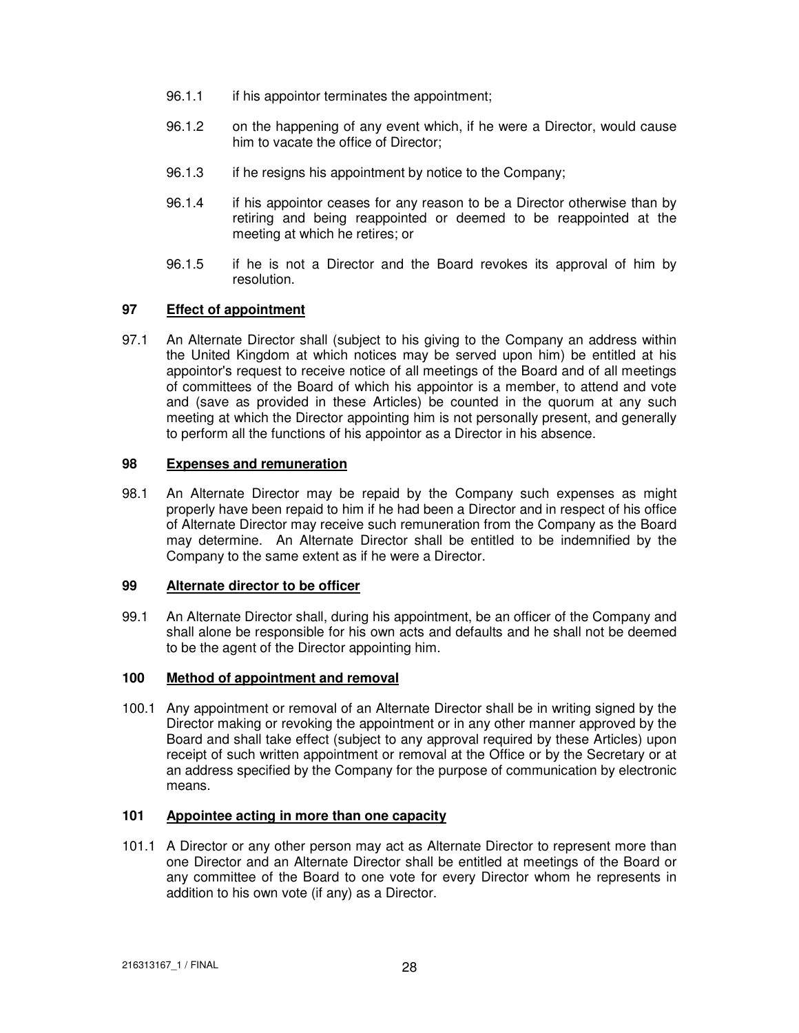96.1.1 if his appointor terminates the appointment;

96.1.2 on the happening of any event which, if he were a Director, would cause him to vacate the office of Director;

96.1.3 if he resigns his appointment by notice to the Company;

96.1.4 if his appointor ceases for any reason to be a Director otherwise than by retiring and being reappointed or deemed to be reappointed at the meeting at which he retires; or

96.1.5 if he is not a Director and the Board revokes its approval of him by resolution.

## 97 Effect of appointment

97.1 An Alternate Director shall (subject to his giving to the Company an address within the United Kingdom at which notices may be served upon him) be entitled at his appointor's request to receive notice of all meetings of the Board and of all meetings of committees of the Board of which his appointor is a member, to attend and vote and (save as provided in these Articles) be counted in the quorum at any such meeting at which the Director appointing him is not personally present, and generally to perform all the functions of his appointor as a Director in his absence.

## 98 Expenses and remuneration

98.1 An Alternate Director may be repaid by the Company such expenses as might properly have been repaid to him if he had been a Director and in respect of his office of Alternate Director may receive such remuneration from the Company as the Board may determine. An Alternate Director shall be entitled to be indemnified by the Company to the same extent as if he were a Director.

## 99 Alternate director to be officer

99.1 An Alternate Director shall, during his appointment, be an officer of the Company and shall alone be responsible for his own acts and defaults and he shall not be deemed to be the agent of the Director appointing him.

## 100 Method of appointment and removal

100.1 Any appointment or removal of an Alternate Director shall be in writing signed by the Director making or revoking the appointment or in any other manner approved by the Board and shall take effect (subject to any approval required by these Articles) upon receipt of such written appointment or removal at the Office or by the Secretary or at an address specified by the Company for the purpose of communication by electronic means.

## 101 Appointee acting in more than one capacity

101.1 A Director or any other person may act as Alternate Director to represent more than one Director and an Alternate Director shall be entitled at meetings of the Board or any committee of the Board to one vote for every Director whom he represents in addition to his own vote (if any) as a Director.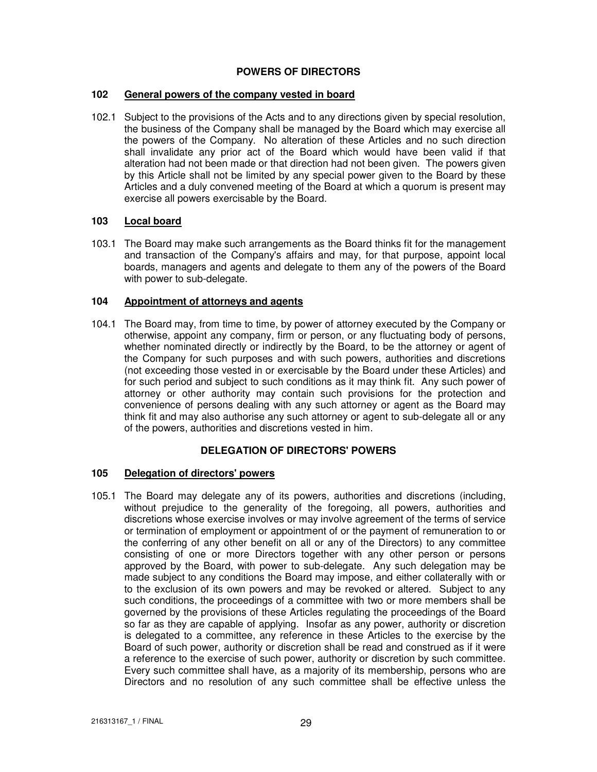## POWERS OF DIRECTORS

### 102 General powers of the company vested in board

102.1 Subject to the provisions of the Acts and to any directions given by special resolution, the business of the Company shall be managed by the Board which may exercise all the powers of the Company. No alteration of these Articles and no such direction shall invalidate any prior act of the Board which would have been valid if that alteration had not been made or that direction had not been given. The powers given by this Article shall not be limited by any special power given to the Board by these Articles and a duly convened meeting of the Board at which a quorum is present may exercise all powers exercisable by the Board.

### 103 Local board

103.1 The Board may make such arrangements as the Board thinks fit for the management and transaction of the Company's affairs and may, for that purpose, appoint local boards, managers and agents and delegate to them any of the powers of the Board with power to sub-delegate.

### 104 Appointment of attorneys and agents

104.1 The Board may, from time to time, by power of attorney executed by the Company or otherwise, appoint any company, firm or person, or any fluctuating body of persons, whether nominated directly or indirectly by the Board, to be the attorney or agent of the Company for such purposes and with such powers, authorities and discretions (not exceeding those vested in or exercisable by the Board under these Articles) and for such period and subject to such conditions as it may think fit. Any such power of attorney or other authority may contain such provisions for the protection and convenience of persons dealing with any such attorney or agent as the Board may think fit and may also authorise any such attorney or agent to sub-delegate all or any of the powers, authorities and discretions vested in him.

## DELEGATION OF DIRECTORS' POWERS

### 105 Delegation of directors' powers

105.1 The Board may delegate any of its powers, authorities and discretions (including, without prejudice to the generality of the foregoing, all powers, authorities and discretions whose exercise involves or may involve agreement of the terms of service or termination of employment or appointment of or the payment of remuneration to or the conferring of any other benefit on all or any of the Directors) to any committee consisting of one or more Directors together with any other person or persons approved by the Board, with power to sub-delegate. Any such delegation may be made subject to any conditions the Board may impose, and either collaterally with or to the exclusion of its own powers and may be revoked or altered. Subject to any such conditions, the proceedings of a committee with two or more members shall be governed by the provisions of these Articles regulating the proceedings of the Board so far as they are capable of applying. Insofar as any power, authority or discretion is delegated to a committee, any reference in these Articles to the exercise by the Board of such power, authority or discretion shall be read and construed as if it were a reference to the exercise of such power, authority or discretion by such committee. Every such committee shall have, as a majority of its membership, persons who are Directors and no resolution of any such committee shall be effective unless the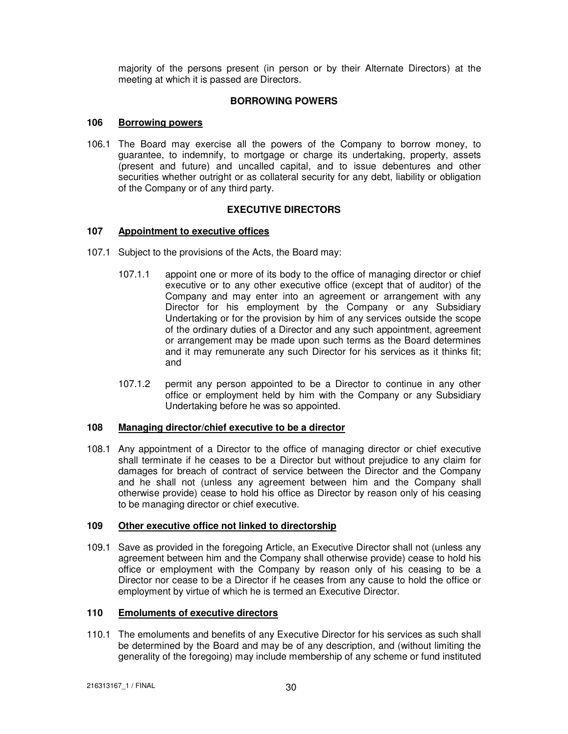majority of the persons present (in person or by their Alternate Directors) at the meeting at which it is passed are Directors.

## BORROWING POWERS

### 106 Borrowing powers

106.1 The Board may exercise all the powers of the Company to borrow money, to guarantee, to indemnify, to mortgage or charge its undertaking, property, assets (present and future) and uncalled capital, and to issue debentures and other securities whether outright or as collateral security for any debt, liability or obligation of the Company or of any third party.

## EXECUTIVE DIRECTORS

### 107 Appointment to executive offices

107.1 Subject to the provisions of the Acts, the Board may:

107.1.1 appoint one or more of its body to the office of managing director or chief executive or to any other executive office (except that of auditor) of the Company and may enter into an agreement or arrangement with any Director for his employment by the Company or any Subsidiary Undertaking or for the provision by him of any services outside the scope of the ordinary duties of a Director and any such appointment, agreement or arrangement may be made upon such terms as the Board determines and it may remunerate any such Director for his services as it thinks fit; and

107.1.2 permit any person appointed to be a Director to continue in any other office or employment held by him with the Company or any Subsidiary Undertaking before he was so appointed.

### 108 Managing director/chief executive to be a director

108.1 Any appointment of a Director to the office of managing director or chief executive shall terminate if he ceases to be a Director but without prejudice to any claim for damages for breach of contract of service between the Director and the Company and he shall not (unless any agreement between him and the Company shall otherwise provide) cease to hold his office as Director by reason only of his ceasing to be managing director or chief executive.

### 109 Other executive office not linked to directorship

109.1 Save as provided in the foregoing Article, an Executive Director shall not (unless any agreement between him and the Company shall otherwise provide) cease to hold his office or employment with the Company by reason only of his ceasing to be a Director nor cease to be a Director if he ceases from any cause to hold the office or employment by virtue of which he is termed an Executive Director.

### 110 Emoluments of executive directors

110.1 The emoluments and benefits of any Executive Director for his services as such shall be determined by the Board and may be of any description, and (without limiting the generality of the foregoing) may include membership of any scheme or fund instituted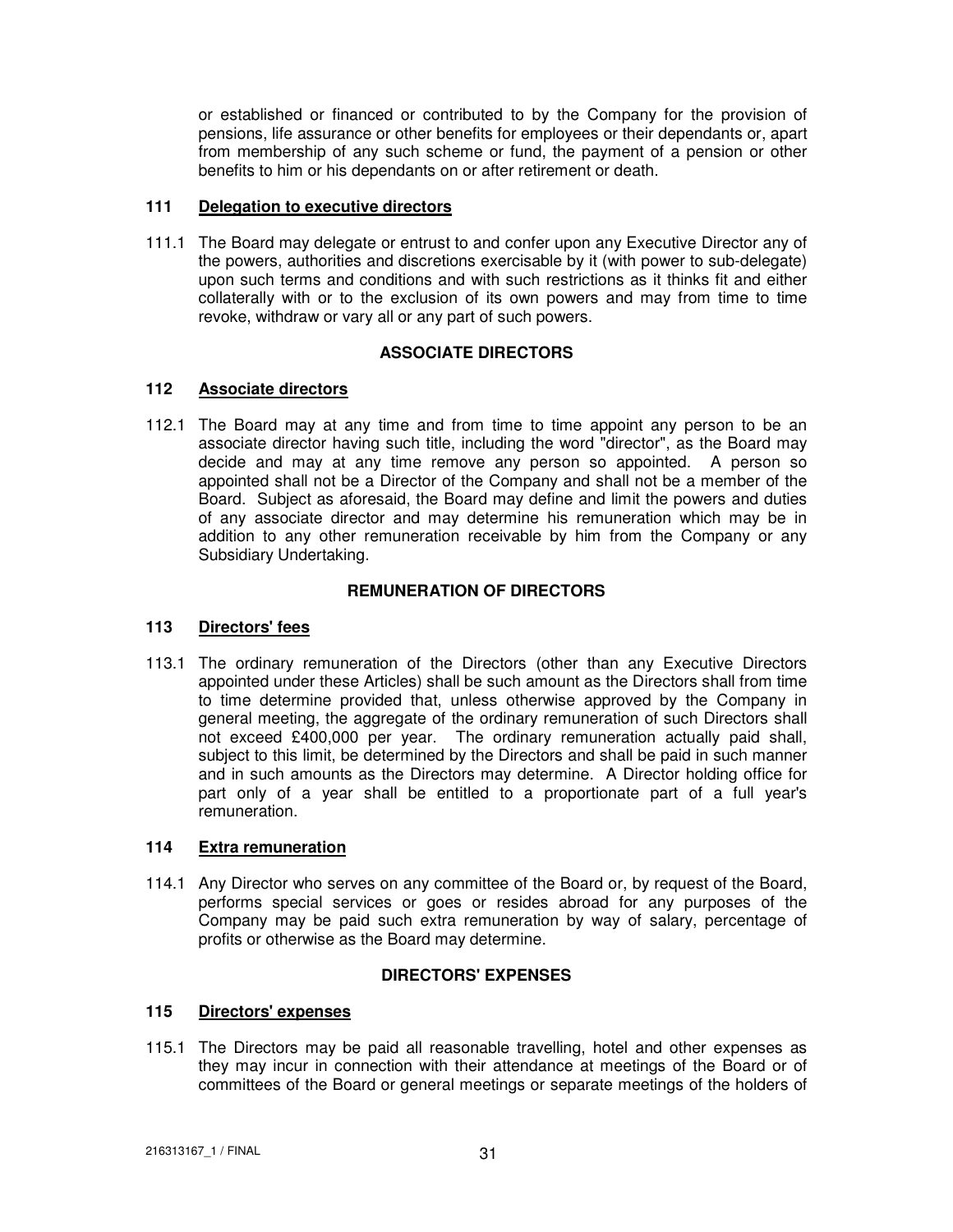or established or financed or contributed to by the Company for the provision of pensions, life assurance or other benefits for employees or their dependants or, apart from membership of any such scheme or fund, the payment of a pension or other benefits to him or his dependants on or after retirement or death.

### 111 Delegation to executive directors

111.1 The Board may delegate or entrust to and confer upon any Executive Director any of the powers, authorities and discretions exercisable by it (with power to sub-delegate) upon such terms and conditions and with such restrictions as it thinks fit and either collaterally with or to the exclusion of its own powers and may from time to time revoke, withdraw or vary all or any part of such powers.

## ASSOCIATE DIRECTORS

### 112 Associate directors

112.1 The Board may at any time and from time to time appoint any person to be an associate director having such title, including the word "director", as the Board may decide and may at any time remove any person so appointed. A person so appointed shall not be a Director of the Company and shall not be a member of the Board. Subject as aforesaid, the Board may define and limit the powers and duties of any associate director and may determine his remuneration which may be in addition to any other remuneration receivable by him from the Company or any Subsidiary Undertaking.

## REMUNERATION OF DIRECTORS

### 113 Directors' fees

113.1 The ordinary remuneration of the Directors (other than any Executive Directors appointed under these Articles) shall be such amount as the Directors shall from time to time determine provided that, unless otherwise approved by the Company in general meeting, the aggregate of the ordinary remuneration of such Directors shall not exceed £400,000 per year. The ordinary remuneration actually paid shall, subject to this limit, be determined by the Directors and shall be paid in such manner and in such amounts as the Directors may determine. A Director holding office for part only of a year shall be entitled to a proportionate part of a full year's remuneration.

### 114 Extra remuneration

114.1 Any Director who serves on any committee of the Board or, by request of the Board, performs special services or goes or resides abroad for any purposes of the Company may be paid such extra remuneration by way of salary, percentage of profits or otherwise as the Board may determine.

## DIRECTORS' EXPENSES

### 115 Directors' expenses

115.1 The Directors may be paid all reasonable travelling, hotel and other expenses as they may incur in connection with their attendance at meetings of the Board or of committees of the Board or general meetings or separate meetings of the holders of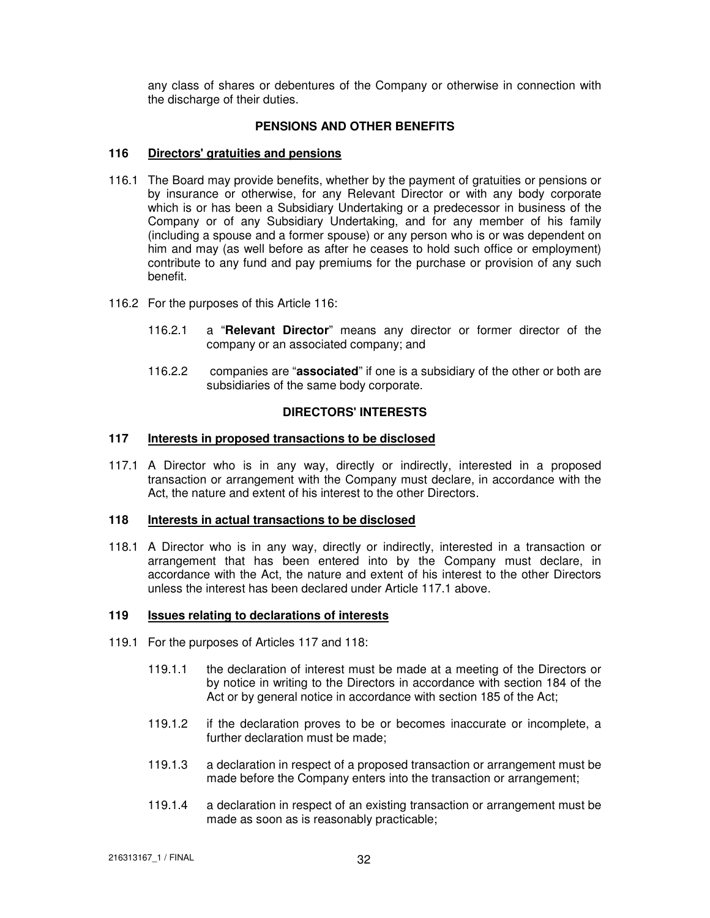any class of shares or debentures of the Company or otherwise in connection with the discharge of their duties.

## PENSIONS AND OTHER BENEFITS

### 116 Directors' gratuities and pensions

116.1 The Board may provide benefits, whether by the payment of gratuities or pensions or by insurance or otherwise, for any Relevant Director or with any body corporate which is or has been a Subsidiary Undertaking or a predecessor in business of the Company or of any Subsidiary Undertaking, and for any member of his family (including a spouse and a former spouse) or any person who is or was dependent on him and may (as well before as after he ceases to hold such office or employment) contribute to any fund and pay premiums for the purchase or provision of any such benefit.

116.2 For the purposes of this Article 116:

116.2.1 a "**Relevant Director**" means any director or former director of the company or an associated company; and

116.2.2 companies are "**associated**" if one is a subsidiary of the other or both are subsidiaries of the same body corporate.

## DIRECTORS' INTERESTS

### 117 Interests in proposed transactions to be disclosed

117.1 A Director who is in any way, directly or indirectly, interested in a proposed transaction or arrangement with the Company must declare, in accordance with the Act, the nature and extent of his interest to the other Directors.

### 118 Interests in actual transactions to be disclosed

118.1 A Director who is in any way, directly or indirectly, interested in a transaction or arrangement that has been entered into by the Company must declare, in accordance with the Act, the nature and extent of his interest to the other Directors unless the interest has been declared under Article 117.1 above.

### 119 Issues relating to declarations of interests

119.1 For the purposes of Articles 117 and 118:

119.1.1 the declaration of interest must be made at a meeting of the Directors or by notice in writing to the Directors in accordance with section 184 of the Act or by general notice in accordance with section 185 of the Act;

119.1.2 if the declaration proves to be or becomes inaccurate or incomplete, a further declaration must be made;

119.1.3 a declaration in respect of a proposed transaction or arrangement must be made before the Company enters into the transaction or arrangement;

119.1.4 a declaration in respect of an existing transaction or arrangement must be made as soon as is reasonably practicable;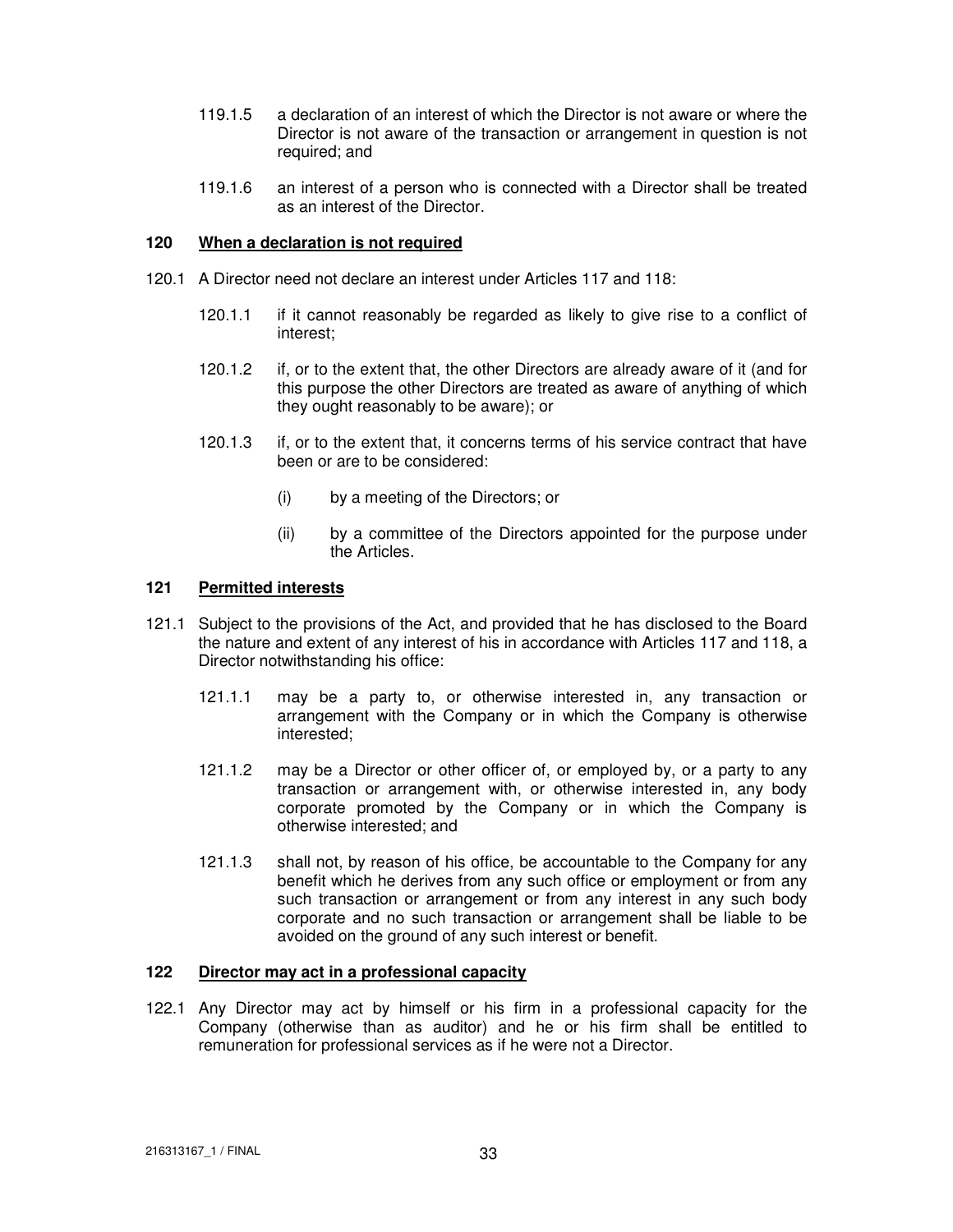119.1.5 a declaration of an interest of which the Director is not aware or where the Director is not aware of the transaction or arrangement in question is not required; and

119.1.6 an interest of a person who is connected with a Director shall be treated as an interest of the Director.

## 120 When a declaration is not required

120.1 A Director need not declare an interest under Articles 117 and 118:

120.1.1 if it cannot reasonably be regarded as likely to give rise to a conflict of interest;

120.1.2 if, or to the extent that, the other Directors are already aware of it (and for this purpose the other Directors are treated as aware of anything of which they ought reasonably to be aware); or

120.1.3 if, or to the extent that, it concerns terms of his service contract that have been or are to be considered:

(i) by a meeting of the Directors; or

(ii) by a committee of the Directors appointed for the purpose under the Articles.

## 121 Permitted interests

121.1 Subject to the provisions of the Act, and provided that he has disclosed to the Board the nature and extent of any interest of his in accordance with Articles 117 and 118, a Director notwithstanding his office:

121.1.1 may be a party to, or otherwise interested in, any transaction or arrangement with the Company or in which the Company is otherwise interested;

121.1.2 may be a Director or other officer of, or employed by, or a party to any transaction or arrangement with, or otherwise interested in, any body corporate promoted by the Company or in which the Company is otherwise interested; and

121.1.3 shall not, by reason of his office, be accountable to the Company for any benefit which he derives from any such office or employment or from any such transaction or arrangement or from any interest in any such body corporate and no such transaction or arrangement shall be liable to be avoided on the ground of any such interest or benefit.

## 122 Director may act in a professional capacity

122.1 Any Director may act by himself or his firm in a professional capacity for the Company (otherwise than as auditor) and he or his firm shall be entitled to remuneration for professional services as if he were not a Director.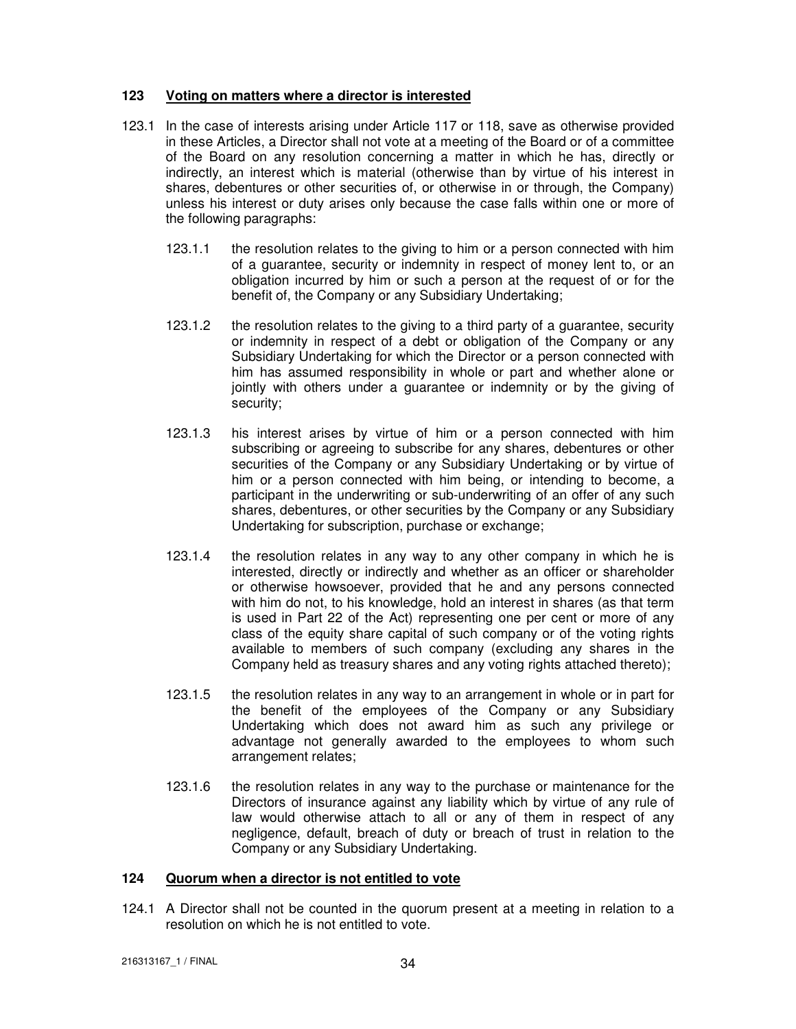### 123 Voting on matters where a director is interested

123.1 In the case of interests arising under Article 117 or 118, save as otherwise provided in these Articles, a Director shall not vote at a meeting of the Board or of a committee of the Board on any resolution concerning a matter in which he has, directly or indirectly, an interest which is material (otherwise than by virtue of his interest in shares, debentures or other securities of, or otherwise in or through, the Company) unless his interest or duty arises only because the case falls within one or more of the following paragraphs:

123.1.1 the resolution relates to the giving to him or a person connected with him of a guarantee, security or indemnity in respect of money lent to, or an obligation incurred by him or such a person at the request of or for the benefit of, the Company or any Subsidiary Undertaking;

123.1.2 the resolution relates to the giving to a third party of a guarantee, security or indemnity in respect of a debt or obligation of the Company or any Subsidiary Undertaking for which the Director or a person connected with him has assumed responsibility in whole or part and whether alone or jointly with others under a guarantee or indemnity or by the giving of security;

123.1.3 his interest arises by virtue of him or a person connected with him subscribing or agreeing to subscribe for any shares, debentures or other securities of the Company or any Subsidiary Undertaking or by virtue of him or a person connected with him being, or intending to become, a participant in the underwriting or sub-underwriting of an offer of any such shares, debentures, or other securities by the Company or any Subsidiary Undertaking for subscription, purchase or exchange;

123.1.4 the resolution relates in any way to any other company in which he is interested, directly or indirectly and whether as an officer or shareholder or otherwise howsoever, provided that he and any persons connected with him do not, to his knowledge, hold an interest in shares (as that term is used in Part 22 of the Act) representing one per cent or more of any class of the equity share capital of such company or of the voting rights available to members of such company (excluding any shares in the Company held as treasury shares and any voting rights attached thereto);

123.1.5 the resolution relates in any way to an arrangement in whole or in part for the benefit of the employees of the Company or any Subsidiary Undertaking which does not award him as such any privilege or advantage not generally awarded to the employees to whom such arrangement relates;

123.1.6 the resolution relates in any way to the purchase or maintenance for the Directors of insurance against any liability which by virtue of any rule of law would otherwise attach to all or any of them in respect of any negligence, default, breach of duty or breach of trust in relation to the Company or any Subsidiary Undertaking.

### 124 Quorum when a director is not entitled to vote

124.1 A Director shall not be counted in the quorum present at a meeting in relation to a resolution on which he is not entitled to vote.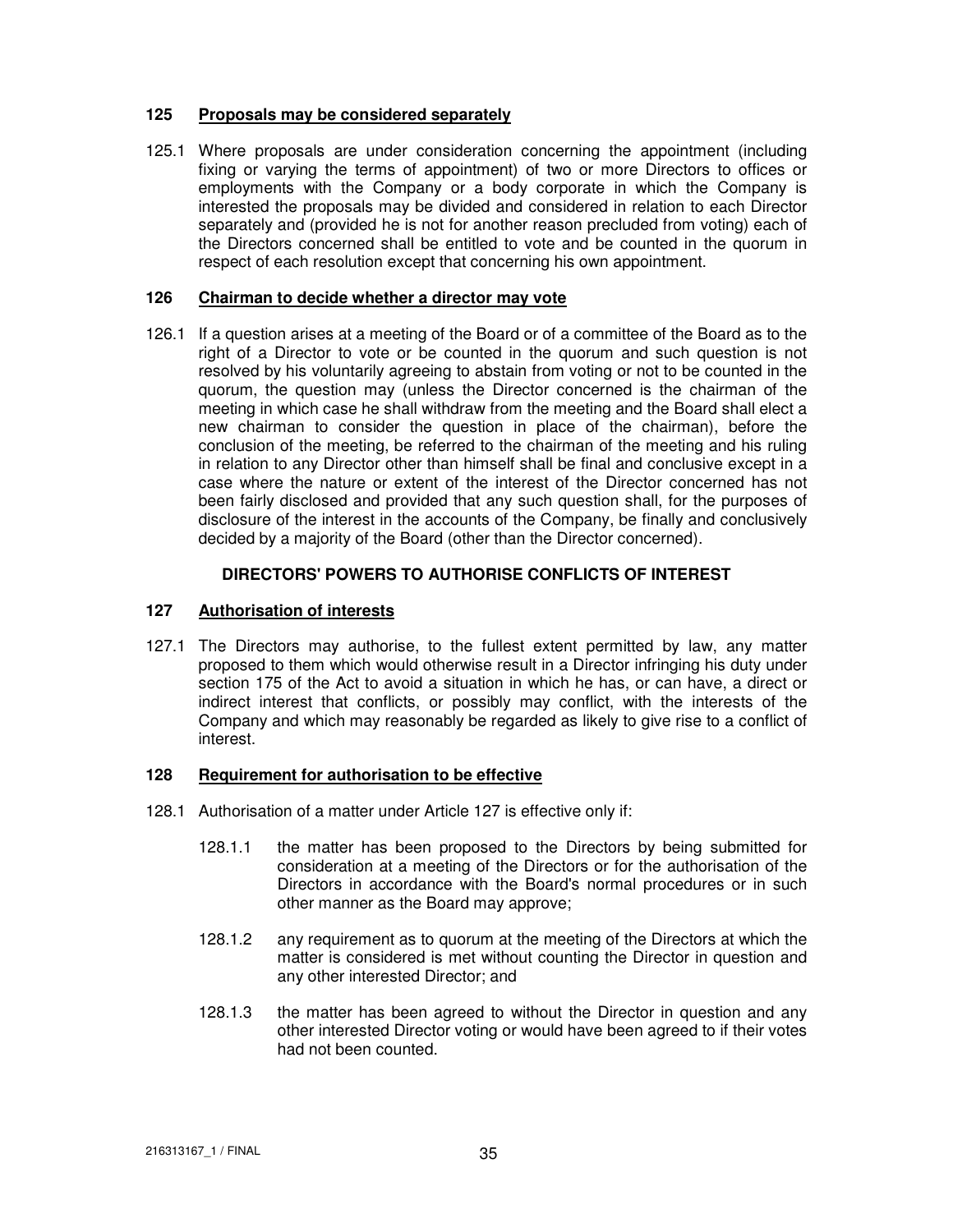### 125 Proposals may be considered separately

125.1 Where proposals are under consideration concerning the appointment (including fixing or varying the terms of appointment) of two or more Directors to offices or employments with the Company or a body corporate in which the Company is interested the proposals may be divided and considered in relation to each Director separately and (provided he is not for another reason precluded from voting) each of the Directors concerned shall be entitled to vote and be counted in the quorum in respect of each resolution except that concerning his own appointment.

### 126 Chairman to decide whether a director may vote

126.1 If a question arises at a meeting of the Board or of a committee of the Board as to the right of a Director to vote or be counted in the quorum and such question is not resolved by his voluntarily agreeing to abstain from voting or not to be counted in the quorum, the question may (unless the Director concerned is the chairman of the meeting in which case he shall withdraw from the meeting and the Board shall elect a new chairman to consider the question in place of the chairman), before the conclusion of the meeting, be referred to the chairman of the meeting and his ruling in relation to any Director other than himself shall be final and conclusive except in a case where the nature or extent of the interest of the Director concerned has not been fairly disclosed and provided that any such question shall, for the purposes of disclosure of the interest in the accounts of the Company, be finally and conclusively decided by a majority of the Board (other than the Director concerned).

## DIRECTORS' POWERS TO AUTHORISE CONFLICTS OF INTEREST

### 127 Authorisation of interests

127.1 The Directors may authorise, to the fullest extent permitted by law, any matter proposed to them which would otherwise result in a Director infringing his duty under section 175 of the Act to avoid a situation in which he has, or can have, a direct or indirect interest that conflicts, or possibly may conflict, with the interests of the Company and which may reasonably be regarded as likely to give rise to a conflict of interest.

### 128 Requirement for authorisation to be effective

128.1 Authorisation of a matter under Article 127 is effective only if:

128.1.1 the matter has been proposed to the Directors by being submitted for consideration at a meeting of the Directors or for the authorisation of the Directors in accordance with the Board's normal procedures or in such other manner as the Board may approve;

128.1.2 any requirement as to quorum at the meeting of the Directors at which the matter is considered is met without counting the Director in question and any other interested Director; and

128.1.3 the matter has been agreed to without the Director in question and any other interested Director voting or would have been agreed to if their votes had not been counted.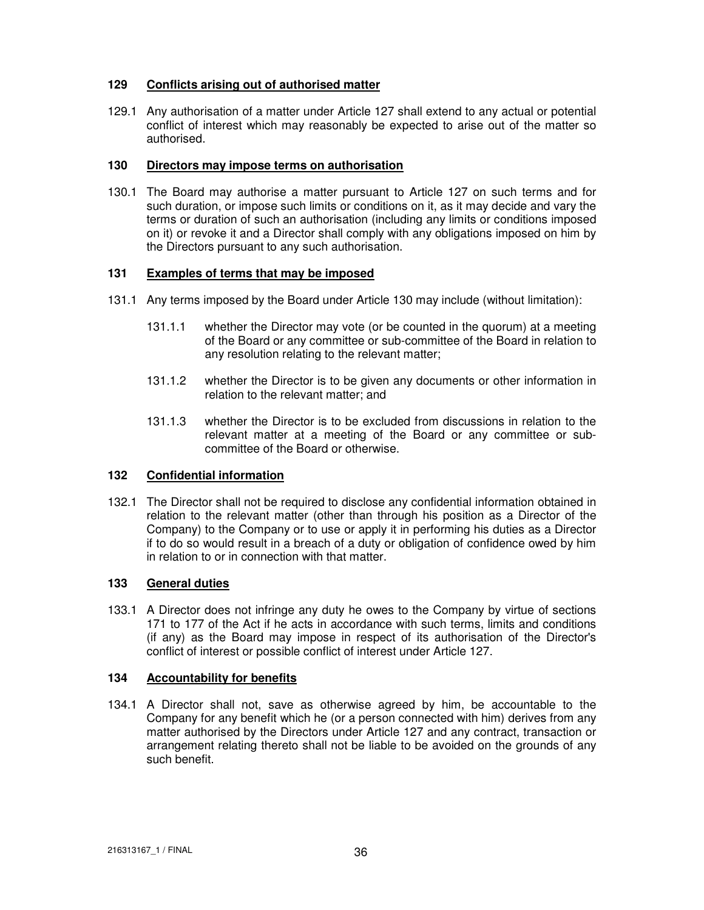### 129 Conflicts arising out of authorised matter

129.1 Any authorisation of a matter under Article 127 shall extend to any actual or potential conflict of interest which may reasonably be expected to arise out of the matter so authorised.

### 130 Directors may impose terms on authorisation

130.1 The Board may authorise a matter pursuant to Article 127 on such terms and for such duration, or impose such limits or conditions on it, as it may decide and vary the terms or duration of such an authorisation (including any limits or conditions imposed on it) or revoke it and a Director shall comply with any obligations imposed on him by the Directors pursuant to any such authorisation.

### 131 Examples of terms that may be imposed

131.1 Any terms imposed by the Board under Article 130 may include (without limitation):

131.1.1 whether the Director may vote (or be counted in the quorum) at a meeting of the Board or any committee or sub-committee of the Board in relation to any resolution relating to the relevant matter;

131.1.2 whether the Director is to be given any documents or other information in relation to the relevant matter; and

131.1.3 whether the Director is to be excluded from discussions in relation to the relevant matter at a meeting of the Board or any committee or sub-committee of the Board or otherwise.

### 132 Confidential information

132.1 The Director shall not be required to disclose any confidential information obtained in relation to the relevant matter (other than through his position as a Director of the Company) to the Company or to use or apply it in performing his duties as a Director if to do so would result in a breach of a duty or obligation of confidence owed by him in relation to or in connection with that matter.

### 133 General duties

133.1 A Director does not infringe any duty he owes to the Company by virtue of sections 171 to 177 of the Act if he acts in accordance with such terms, limits and conditions (if any) as the Board may impose in respect of its authorisation of the Director's conflict of interest or possible conflict of interest under Article 127.

### 134 Accountability for benefits

134.1 A Director shall not, save as otherwise agreed by him, be accountable to the Company for any benefit which he (or a person connected with him) derives from any matter authorised by the Directors under Article 127 and any contract, transaction or arrangement relating thereto shall not be liable to be avoided on the grounds of any such benefit.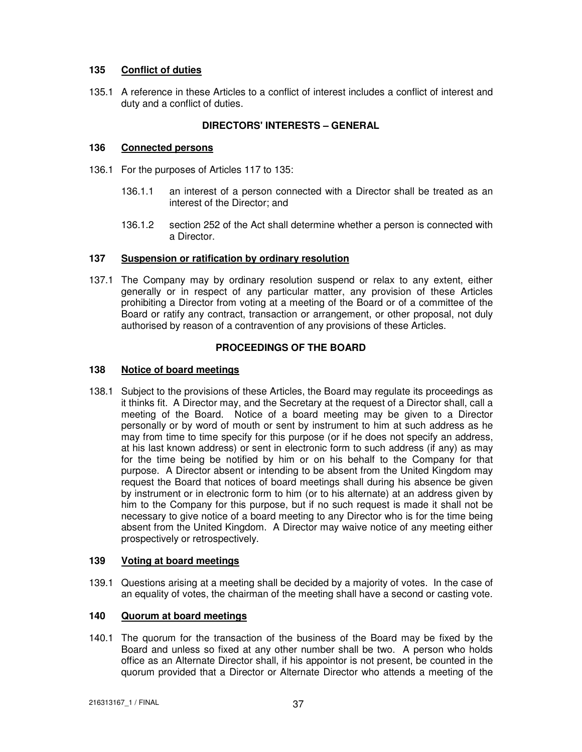### 135 Conflict of duties

135.1 A reference in these Articles to a conflict of interest includes a conflict of interest and duty and a conflict of duties.

## DIRECTORS' INTERESTS – GENERAL

### 136 Connected persons

136.1 For the purposes of Articles 117 to 135:

136.1.1 an interest of a person connected with a Director shall be treated as an interest of the Director; and

136.1.2 section 252 of the Act shall determine whether a person is connected with a Director.

### 137 Suspension or ratification by ordinary resolution

137.1 The Company may by ordinary resolution suspend or relax to any extent, either generally or in respect of any particular matter, any provision of these Articles prohibiting a Director from voting at a meeting of the Board or of a committee of the Board or ratify any contract, transaction or arrangement, or other proposal, not duly authorised by reason of a contravention of any provisions of these Articles.

## PROCEEDINGS OF THE BOARD

### 138 Notice of board meetings

138.1 Subject to the provisions of these Articles, the Board may regulate its proceedings as it thinks fit. A Director may, and the Secretary at the request of a Director shall, call a meeting of the Board. Notice of a board meeting may be given to a Director personally or by word of mouth or sent by instrument to him at such address as he may from time to time specify for this purpose (or if he does not specify an address, at his last known address) or sent in electronic form to such address (if any) as may for the time being be notified by him or on his behalf to the Company for that purpose. A Director absent or intending to be absent from the United Kingdom may request the Board that notices of board meetings shall during his absence be given by instrument or in electronic form to him (or to his alternate) at an address given by him to the Company for this purpose, but if no such request is made it shall not be necessary to give notice of a board meeting to any Director who is for the time being absent from the United Kingdom. A Director may waive notice of any meeting either prospectively or retrospectively.

### 139 Voting at board meetings

139.1 Questions arising at a meeting shall be decided by a majority of votes. In the case of an equality of votes, the chairman of the meeting shall have a second or casting vote.

### 140 Quorum at board meetings

140.1 The quorum for the transaction of the business of the Board may be fixed by the Board and unless so fixed at any other number shall be two. A person who holds office as an Alternate Director shall, if his appointor is not present, be counted in the quorum provided that a Director or Alternate Director who attends a meeting of the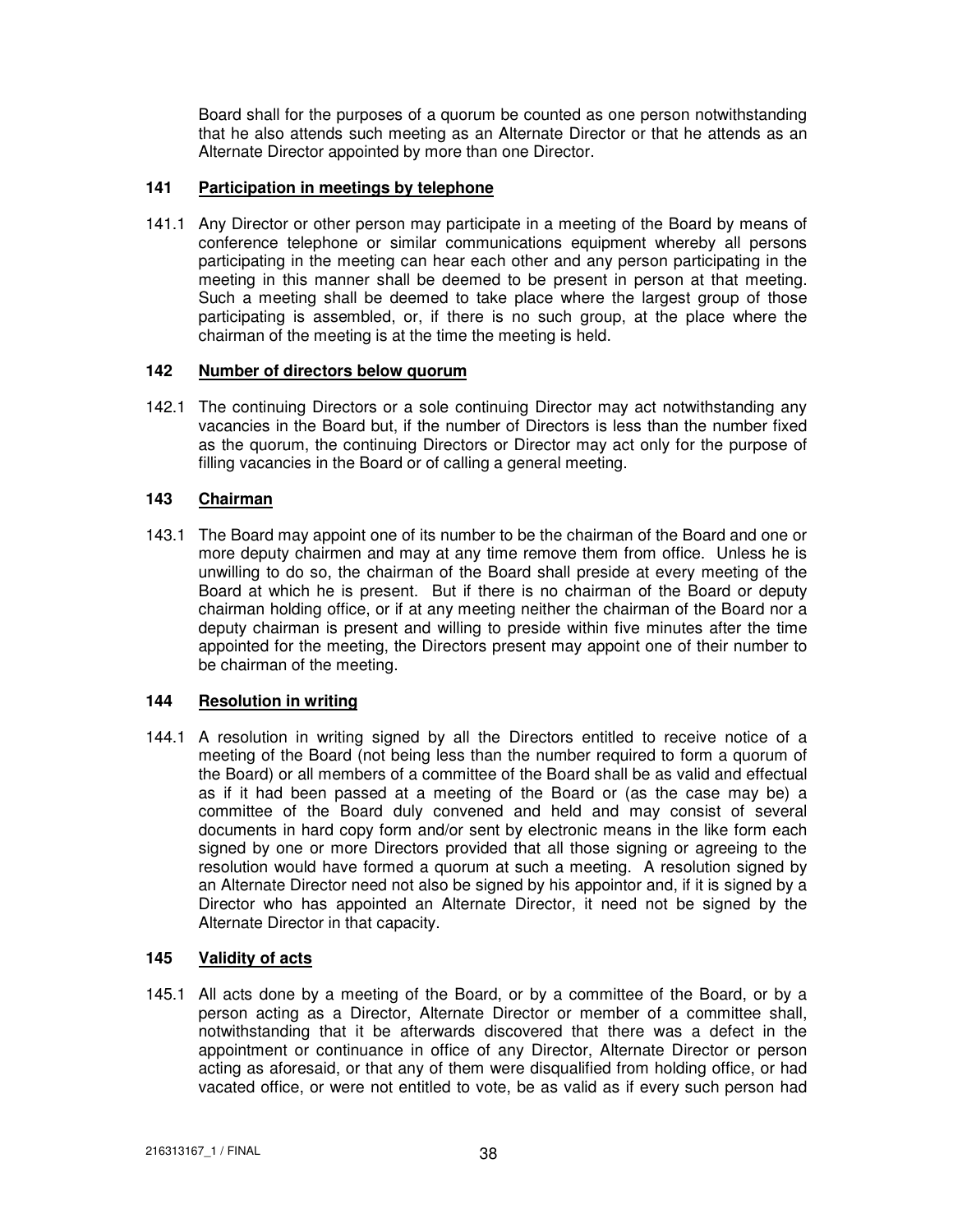Board shall for the purposes of a quorum be counted as one person notwithstanding that he also attends such meeting as an Alternate Director or that he attends as an Alternate Director appointed by more than one Director.

### 141 Participation in meetings by telephone

141.1 Any Director or other person may participate in a meeting of the Board by means of conference telephone or similar communications equipment whereby all persons participating in the meeting can hear each other and any person participating in the meeting in this manner shall be deemed to be present in person at that meeting. Such a meeting shall be deemed to take place where the largest group of those participating is assembled, or, if there is no such group, at the place where the chairman of the meeting is at the time the meeting is held.

### 142 Number of directors below quorum

142.1 The continuing Directors or a sole continuing Director may act notwithstanding any vacancies in the Board but, if the number of Directors is less than the number fixed as the quorum, the continuing Directors or Director may act only for the purpose of filling vacancies in the Board or of calling a general meeting.

### 143 Chairman

143.1 The Board may appoint one of its number to be the chairman of the Board and one or more deputy chairmen and may at any time remove them from office. Unless he is unwilling to do so, the chairman of the Board shall preside at every meeting of the Board at which he is present. But if there is no chairman of the Board or deputy chairman holding office, or if at any meeting neither the chairman of the Board nor a deputy chairman is present and willing to preside within five minutes after the time appointed for the meeting, the Directors present may appoint one of their number to be chairman of the meeting.

### 144 Resolution in writing

144.1 A resolution in writing signed by all the Directors entitled to receive notice of a meeting of the Board (not being less than the number required to form a quorum of the Board) or all members of a committee of the Board shall be as valid and effectual as if it had been passed at a meeting of the Board or (as the case may be) a committee of the Board duly convened and held and may consist of several documents in hard copy form and/or sent by electronic means in the like form each signed by one or more Directors provided that all those signing or agreeing to the resolution would have formed a quorum at such a meeting. A resolution signed by an Alternate Director need not also be signed by his appointor and, if it is signed by a Director who has appointed an Alternate Director, it need not be signed by the Alternate Director in that capacity.

### 145 Validity of acts

145.1 All acts done by a meeting of the Board, or by a committee of the Board, or by a person acting as a Director, Alternate Director or member of a committee shall, notwithstanding that it be afterwards discovered that there was a defect in the appointment or continuance in office of any Director, Alternate Director or person acting as aforesaid, or that any of them were disqualified from holding office, or had vacated office, or were not entitled to vote, be as valid as if every such person had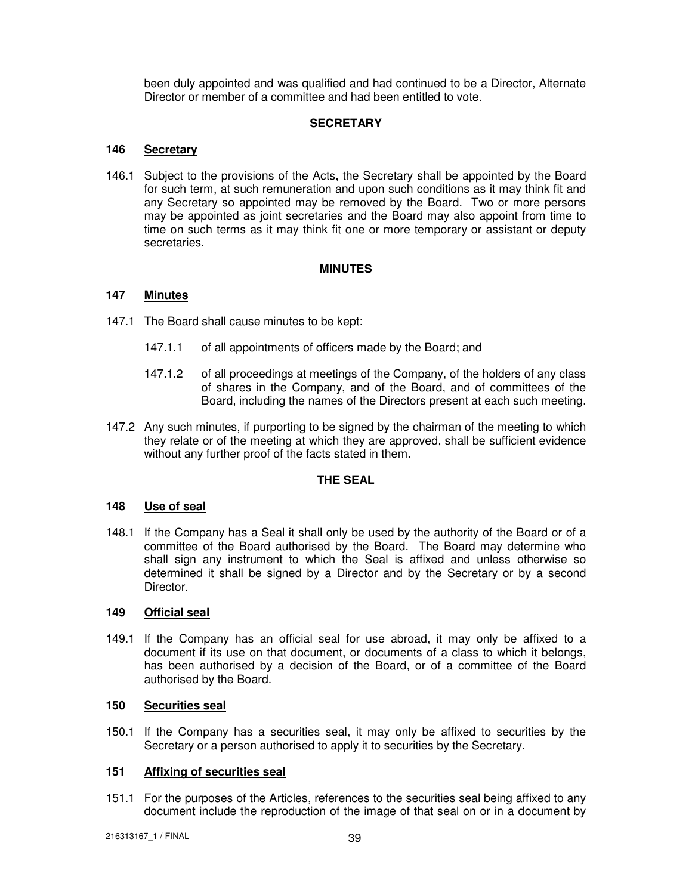been duly appointed and was qualified and had continued to be a Director, Alternate Director or member of a committee and had been entitled to vote.

## SECRETARY

### 146 Secretary

146.1 Subject to the provisions of the Acts, the Secretary shall be appointed by the Board for such term, at such remuneration and upon such conditions as it may think fit and any Secretary so appointed may be removed by the Board. Two or more persons may be appointed as joint secretaries and the Board may also appoint from time to time on such terms as it may think fit one or more temporary or assistant or deputy secretaries.

## MINUTES

### 147 Minutes

147.1 The Board shall cause minutes to be kept:

147.1.1 of all appointments of officers made by the Board; and

147.1.2 of all proceedings at meetings of the Company, of the holders of any class of shares in the Company, and of the Board, and of committees of the Board, including the names of the Directors present at each such meeting.

147.2 Any such minutes, if purporting to be signed by the chairman of the meeting to which they relate or of the meeting at which they are approved, shall be sufficient evidence without any further proof of the facts stated in them.

## THE SEAL

### 148 Use of seal

148.1 If the Company has a Seal it shall only be used by the authority of the Board or of a committee of the Board authorised by the Board. The Board may determine who shall sign any instrument to which the Seal is affixed and unless otherwise so determined it shall be signed by a Director and by the Secretary or by a second Director.

### 149 Official seal

149.1 If the Company has an official seal for use abroad, it may only be affixed to a document if its use on that document, or documents of a class to which it belongs, has been authorised by a decision of the Board, or of a committee of the Board authorised by the Board.

### 150 Securities seal

150.1 If the Company has a securities seal, it may only be affixed to securities by the Secretary or a person authorised to apply it to securities by the Secretary.

### 151 Affixing of securities seal

151.1 For the purposes of the Articles, references to the securities seal being affixed to any document include the reproduction of the image of that seal on or in a document by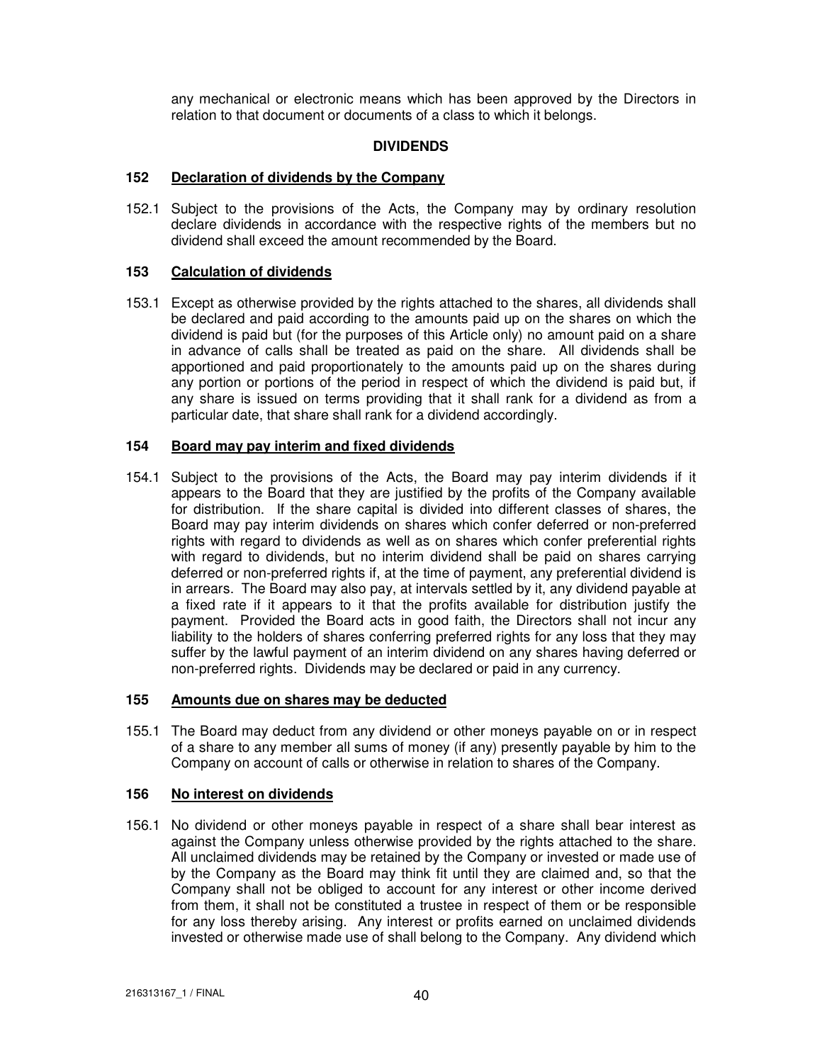any mechanical or electronic means which has been approved by the Directors in relation to that document or documents of a class to which it belongs.

## DIVIDENDS

### 152 Declaration of dividends by the Company

152.1 Subject to the provisions of the Acts, the Company may by ordinary resolution declare dividends in accordance with the respective rights of the members but no dividend shall exceed the amount recommended by the Board.

### 153 Calculation of dividends

153.1 Except as otherwise provided by the rights attached to the shares, all dividends shall be declared and paid according to the amounts paid up on the shares on which the dividend is paid but (for the purposes of this Article only) no amount paid on a share in advance of calls shall be treated as paid on the share. All dividends shall be apportioned and paid proportionately to the amounts paid up on the shares during any portion or portions of the period in respect of which the dividend is paid but, if any share is issued on terms providing that it shall rank for a dividend as from a particular date, that share shall rank for a dividend accordingly.

### 154 Board may pay interim and fixed dividends

154.1 Subject to the provisions of the Acts, the Board may pay interim dividends if it appears to the Board that they are justified by the profits of the Company available for distribution. If the share capital is divided into different classes of shares, the Board may pay interim dividends on shares which confer deferred or non-preferred rights with regard to dividends as well as on shares which confer preferential rights with regard to dividends, but no interim dividend shall be paid on shares carrying deferred or non-preferred rights if, at the time of payment, any preferential dividend is in arrears. The Board may also pay, at intervals settled by it, any dividend payable at a fixed rate if it appears to it that the profits available for distribution justify the payment. Provided the Board acts in good faith, the Directors shall not incur any liability to the holders of shares conferring preferred rights for any loss that they may suffer by the lawful payment of an interim dividend on any shares having deferred or non-preferred rights. Dividends may be declared or paid in any currency.

### 155 Amounts due on shares may be deducted

155.1 The Board may deduct from any dividend or other moneys payable on or in respect of a share to any member all sums of money (if any) presently payable by him to the Company on account of calls or otherwise in relation to shares of the Company.

### 156 No interest on dividends

156.1 No dividend or other moneys payable in respect of a share shall bear interest as against the Company unless otherwise provided by the rights attached to the share. All unclaimed dividends may be retained by the Company or invested or made use of by the Company as the Board may think fit until they are claimed and, so that the Company shall not be obliged to account for any interest or other income derived from them, it shall not be constituted a trustee in respect of them or be responsible for any loss thereby arising. Any interest or profits earned on unclaimed dividends invested or otherwise made use of shall belong to the Company. Any dividend which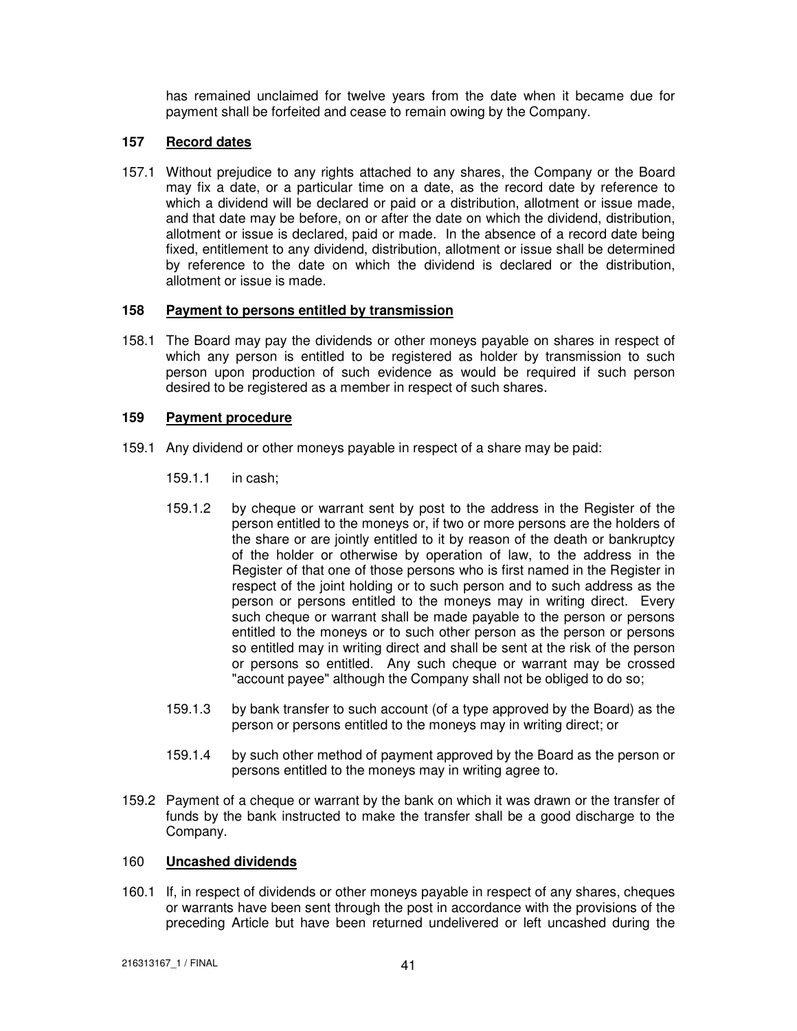has remained unclaimed for twelve years from the date when it became due for payment shall be forfeited and cease to remain owing by the Company.

### 157 Record dates

157.1 Without prejudice to any rights attached to any shares, the Company or the Board may fix a date, or a particular time on a date, as the record date by reference to which a dividend will be declared or paid or a distribution, allotment or issue made, and that date may be before, on or after the date on which the dividend, distribution, allotment or issue is declared, paid or made. In the absence of a record date being fixed, entitlement to any dividend, distribution, allotment or issue shall be determined by reference to the date on which the dividend is declared or the distribution, allotment or issue is made.

### 158 Payment to persons entitled by transmission

158.1 The Board may pay the dividends or other moneys payable on shares in respect of which any person is entitled to be registered as holder by transmission to such person upon production of such evidence as would be required if such person desired to be registered as a member in respect of such shares.

### 159 Payment procedure

159.1 Any dividend or other moneys payable in respect of a share may be paid:

159.1.1 in cash;

159.1.2 by cheque or warrant sent by post to the address in the Register of the person entitled to the moneys or, if two or more persons are the holders of the share or are jointly entitled to it by reason of the death or bankruptcy of the holder or otherwise by operation of law, to the address in the Register of that one of those persons who is first named in the Register in respect of the joint holding or to such person and to such address as the person or persons entitled to the moneys may in writing direct. Every such cheque or warrant shall be made payable to the person or persons entitled to the moneys or to such other person as the person or persons so entitled may in writing direct and shall be sent at the risk of the person or persons so entitled. Any such cheque or warrant may be crossed "account payee" although the Company shall not be obliged to do so;

159.1.3 by bank transfer to such account (of a type approved by the Board) as the person or persons entitled to the moneys may in writing direct; or

159.1.4 by such other method of payment approved by the Board as the person or persons entitled to the moneys may in writing agree to.

159.2 Payment of a cheque or warrant by the bank on which it was drawn or the transfer of funds by the bank instructed to make the transfer shall be a good discharge to the Company.

### 160 Uncashed dividends

160.1 If, in respect of dividends or other moneys payable in respect of any shares, cheques or warrants have been sent through the post in accordance with the provisions of the preceding Article but have been returned undelivered or left uncashed during the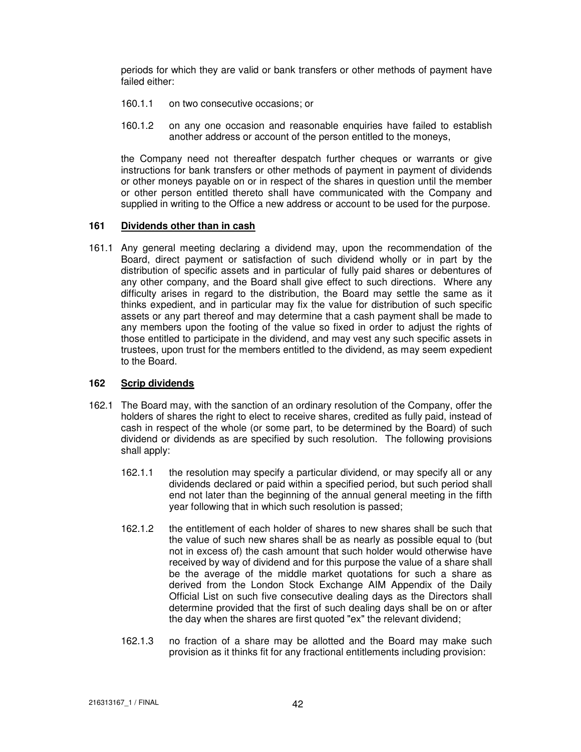periods for which they are valid or bank transfers or other methods of payment have failed either:

160.1.1 on two consecutive occasions; or

160.1.2 on any one occasion and reasonable enquiries have failed to establish another address or account of the person entitled to the moneys,

the Company need not thereafter despatch further cheques or warrants or give instructions for bank transfers or other methods of payment in payment of dividends or other moneys payable on or in respect of the shares in question until the member or other person entitled thereto shall have communicated with the Company and supplied in writing to the Office a new address or account to be used for the purpose.

### 161 Dividends other than in cash

161.1 Any general meeting declaring a dividend may, upon the recommendation of the Board, direct payment or satisfaction of such dividend wholly or in part by the distribution of specific assets and in particular of fully paid shares or debentures of any other company, and the Board shall give effect to such directions. Where any difficulty arises in regard to the distribution, the Board may settle the same as it thinks expedient, and in particular may fix the value for distribution of such specific assets or any part thereof and may determine that a cash payment shall be made to any members upon the footing of the value so fixed in order to adjust the rights of those entitled to participate in the dividend, and may vest any such specific assets in trustees, upon trust for the members entitled to the dividend, as may seem expedient to the Board.

### 162 Scrip dividends

162.1 The Board may, with the sanction of an ordinary resolution of the Company, offer the holders of shares the right to elect to receive shares, credited as fully paid, instead of cash in respect of the whole (or some part, to be determined by the Board) of such dividend or dividends as are specified by such resolution. The following provisions shall apply:

162.1.1 the resolution may specify a particular dividend, or may specify all or any dividends declared or paid within a specified period, but such period shall end not later than the beginning of the annual general meeting in the fifth year following that in which such resolution is passed;

162.1.2 the entitlement of each holder of shares to new shares shall be such that the value of such new shares shall be as nearly as possible equal to (but not in excess of) the cash amount that such holder would otherwise have received by way of dividend and for this purpose the value of a share shall be the average of the middle market quotations for such a share as derived from the London Stock Exchange AIM Appendix of the Daily Official List on such five consecutive dealing days as the Directors shall determine provided that the first of such dealing days shall be on or after the day when the shares are first quoted "ex" the relevant dividend;

162.1.3 no fraction of a share may be allotted and the Board may make such provision as it thinks fit for any fractional entitlements including provision: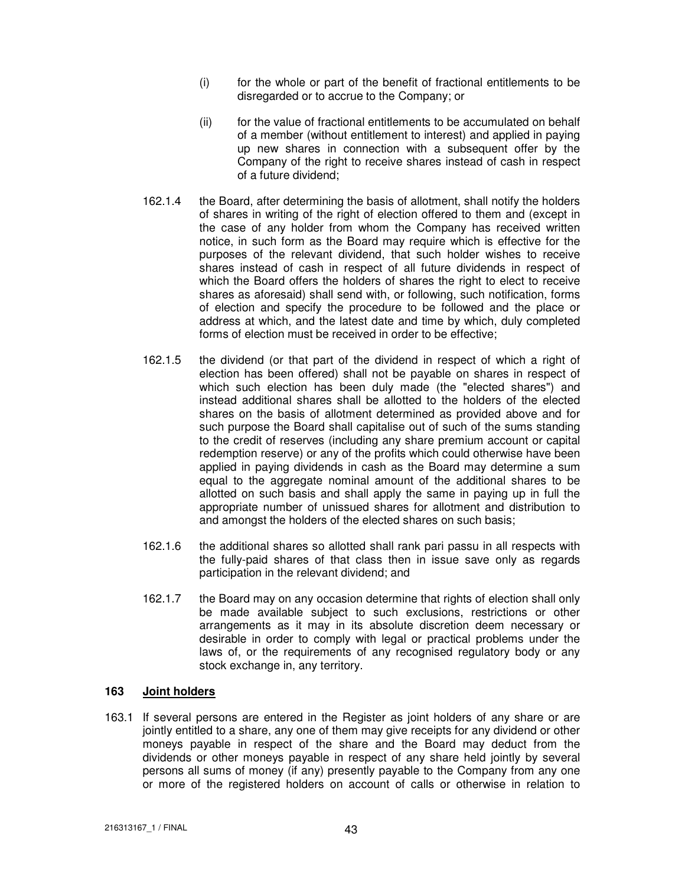(i) for the whole or part of the benefit of fractional entitlements to be disregarded or to accrue to the Company; or

(ii) for the value of fractional entitlements to be accumulated on behalf of a member (without entitlement to interest) and applied in paying up new shares in connection with a subsequent offer by the Company of the right to receive shares instead of cash in respect of a future dividend;

162.1.4 the Board, after determining the basis of allotment, shall notify the holders of shares in writing of the right of election offered to them and (except in the case of any holder from whom the Company has received written notice, in such form as the Board may require which is effective for the purposes of the relevant dividend, that such holder wishes to receive shares instead of cash in respect of all future dividends in respect of which the Board offers the holders of shares the right to elect to receive shares as aforesaid) shall send with, or following, such notification, forms of election and specify the procedure to be followed and the place or address at which, and the latest date and time by which, duly completed forms of election must be received in order to be effective;

162.1.5 the dividend (or that part of the dividend in respect of which a right of election has been offered) shall not be payable on shares in respect of which such election has been duly made (the "elected shares") and instead additional shares shall be allotted to the holders of the elected shares on the basis of allotment determined as provided above and for such purpose the Board shall capitalise out of such of the sums standing to the credit of reserves (including any share premium account or capital redemption reserve) or any of the profits which could otherwise have been applied in paying dividends in cash as the Board may determine a sum equal to the aggregate nominal amount of the additional shares to be allotted on such basis and shall apply the same in paying up in full the appropriate number of unissued shares for allotment and distribution to and amongst the holders of the elected shares on such basis;

162.1.6 the additional shares so allotted shall rank pari passu in all respects with the fully-paid shares of that class then in issue save only as regards participation in the relevant dividend; and

162.1.7 the Board may on any occasion determine that rights of election shall only be made available subject to such exclusions, restrictions or other arrangements as it may in its absolute discretion deem necessary or desirable in order to comply with legal or practical problems under the laws of, or the requirements of any recognised regulatory body or any stock exchange in, any territory.

## 163 Joint holders

163.1 If several persons are entered in the Register as joint holders of any share or are jointly entitled to a share, any one of them may give receipts for any dividend or other moneys payable in respect of the share and the Board may deduct from the dividends or other moneys payable in respect of any share held jointly by several persons all sums of money (if any) presently payable to the Company from any one or more of the registered holders on account of calls or otherwise in relation to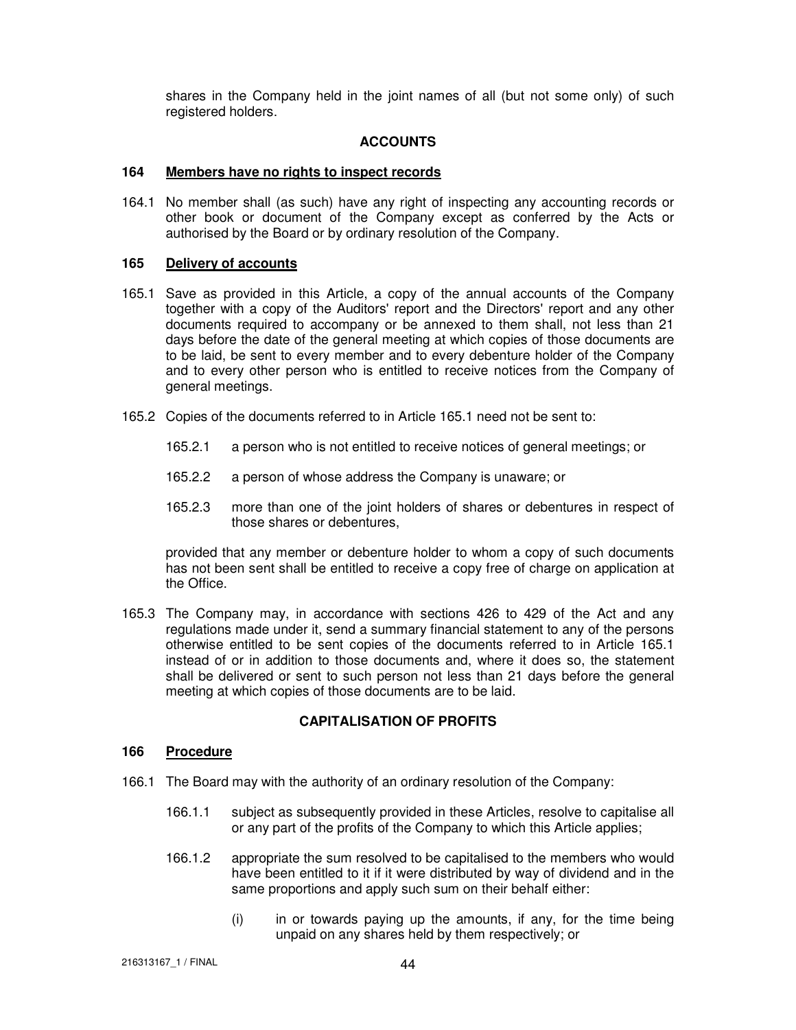shares in the Company held in the joint names of all (but not some only) of such registered holders.

## ACCOUNTS

### 164 Members have no rights to inspect records

164.1 No member shall (as such) have any right of inspecting any accounting records or other book or document of the Company except as conferred by the Acts or authorised by the Board or by ordinary resolution of the Company.

### 165 Delivery of accounts

165.1 Save as provided in this Article, a copy of the annual accounts of the Company together with a copy of the Auditors' report and the Directors' report and any other documents required to accompany or be annexed to them shall, not less than 21 days before the date of the general meeting at which copies of those documents are to be laid, be sent to every member and to every debenture holder of the Company and to every other person who is entitled to receive notices from the Company of general meetings.

165.2 Copies of the documents referred to in Article 165.1 need not be sent to:

165.2.1 a person who is not entitled to receive notices of general meetings; or

165.2.2 a person of whose address the Company is unaware; or

165.2.3 more than one of the joint holders of shares or debentures in respect of those shares or debentures,

provided that any member or debenture holder to whom a copy of such documents has not been sent shall be entitled to receive a copy free of charge on application at the Office.

165.3 The Company may, in accordance with sections 426 to 429 of the Act and any regulations made under it, send a summary financial statement to any of the persons otherwise entitled to be sent copies of the documents referred to in Article 165.1 instead of or in addition to those documents and, where it does so, the statement shall be delivered or sent to such person not less than 21 days before the general meeting at which copies of those documents are to be laid.

## CAPITALISATION OF PROFITS

### 166 Procedure

166.1 The Board may with the authority of an ordinary resolution of the Company:

166.1.1 subject as subsequently provided in these Articles, resolve to capitalise all or any part of the profits of the Company to which this Article applies;

166.1.2 appropriate the sum resolved to be capitalised to the members who would have been entitled to it if it were distributed by way of dividend and in the same proportions and apply such sum on their behalf either:

(i) in or towards paying up the amounts, if any, for the time being unpaid on any shares held by them respectively; or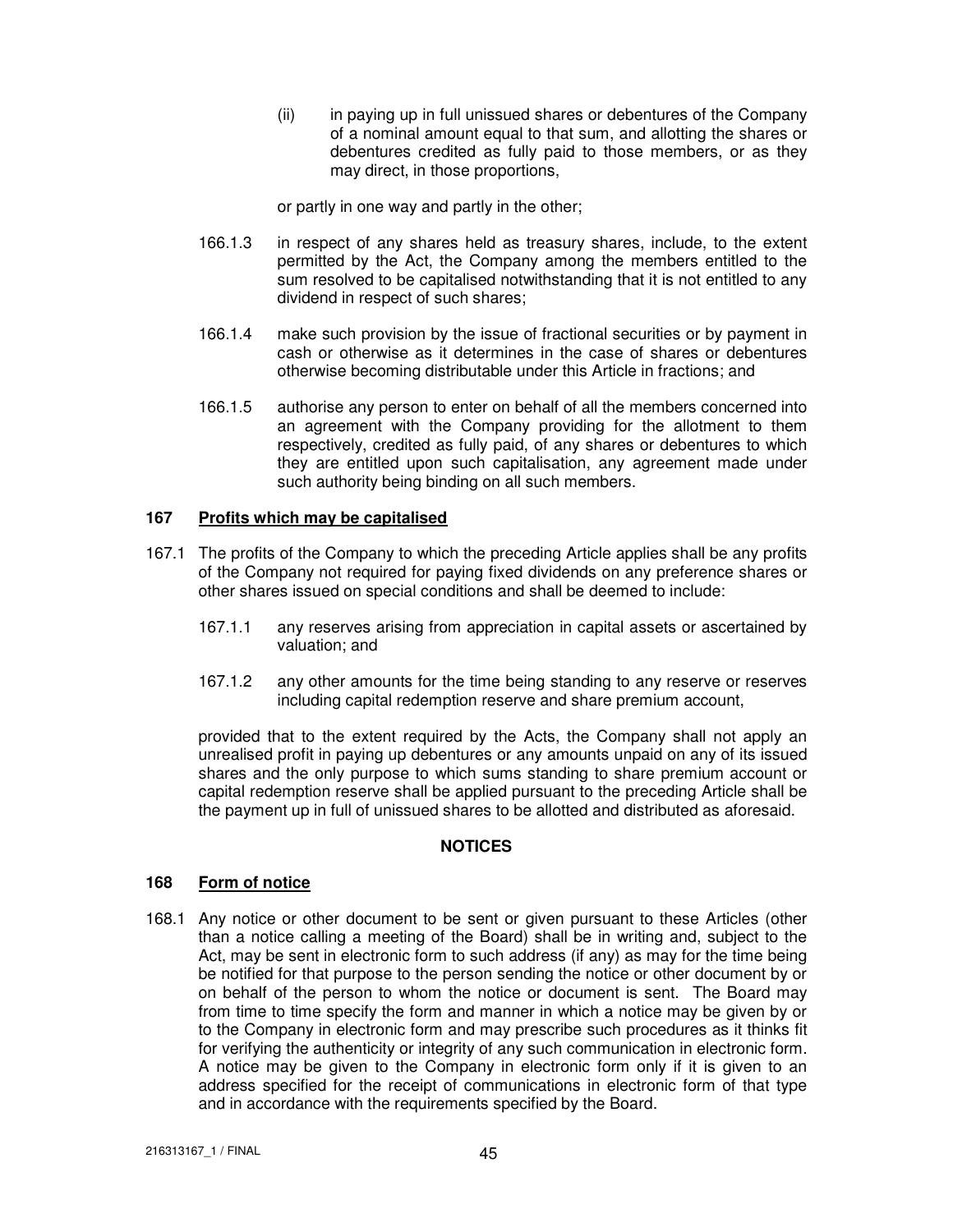(ii) in paying up in full unissued shares or debentures of the Company of a nominal amount equal to that sum, and allotting the shares or debentures credited as fully paid to those members, or as they may direct, in those proportions,

or partly in one way and partly in the other;

166.1.3 in respect of any shares held as treasury shares, include, to the extent permitted by the Act, the Company among the members entitled to the sum resolved to be capitalised notwithstanding that it is not entitled to any dividend in respect of such shares;

166.1.4 make such provision by the issue of fractional securities or by payment in cash or otherwise as it determines in the case of shares or debentures otherwise becoming distributable under this Article in fractions; and

166.1.5 authorise any person to enter on behalf of all the members concerned into an agreement with the Company providing for the allotment to them respectively, credited as fully paid, of any shares or debentures to which they are entitled upon such capitalisation, any agreement made under such authority being binding on all such members.

## 167 Profits which may be capitalised

167.1 The profits of the Company to which the preceding Article applies shall be any profits of the Company not required for paying fixed dividends on any preference shares or other shares issued on special conditions and shall be deemed to include:

167.1.1 any reserves arising from appreciation in capital assets or ascertained by valuation; and

167.1.2 any other amounts for the time being standing to any reserve or reserves including capital redemption reserve and share premium account,

provided that to the extent required by the Acts, the Company shall not apply an unrealised profit in paying up debentures or any amounts unpaid on any of its issued shares and the only purpose to which sums standing to share premium account or capital redemption reserve shall be applied pursuant to the preceding Article shall be the payment up in full of unissued shares to be allotted and distributed as aforesaid.

# NOTICES

## 168 Form of notice

168.1 Any notice or other document to be sent or given pursuant to these Articles (other than a notice calling a meeting of the Board) shall be in writing and, subject to the Act, may be sent in electronic form to such address (if any) as may for the time being be notified for that purpose to the person sending the notice or other document by or on behalf of the person to whom the notice or document is sent. The Board may from time to time specify the form and manner in which a notice may be given by or to the Company in electronic form and may prescribe such procedures as it thinks fit for verifying the authenticity or integrity of any such communication in electronic form. A notice may be given to the Company in electronic form only if it is given to an address specified for the receipt of communications in electronic form of that type and in accordance with the requirements specified by the Board.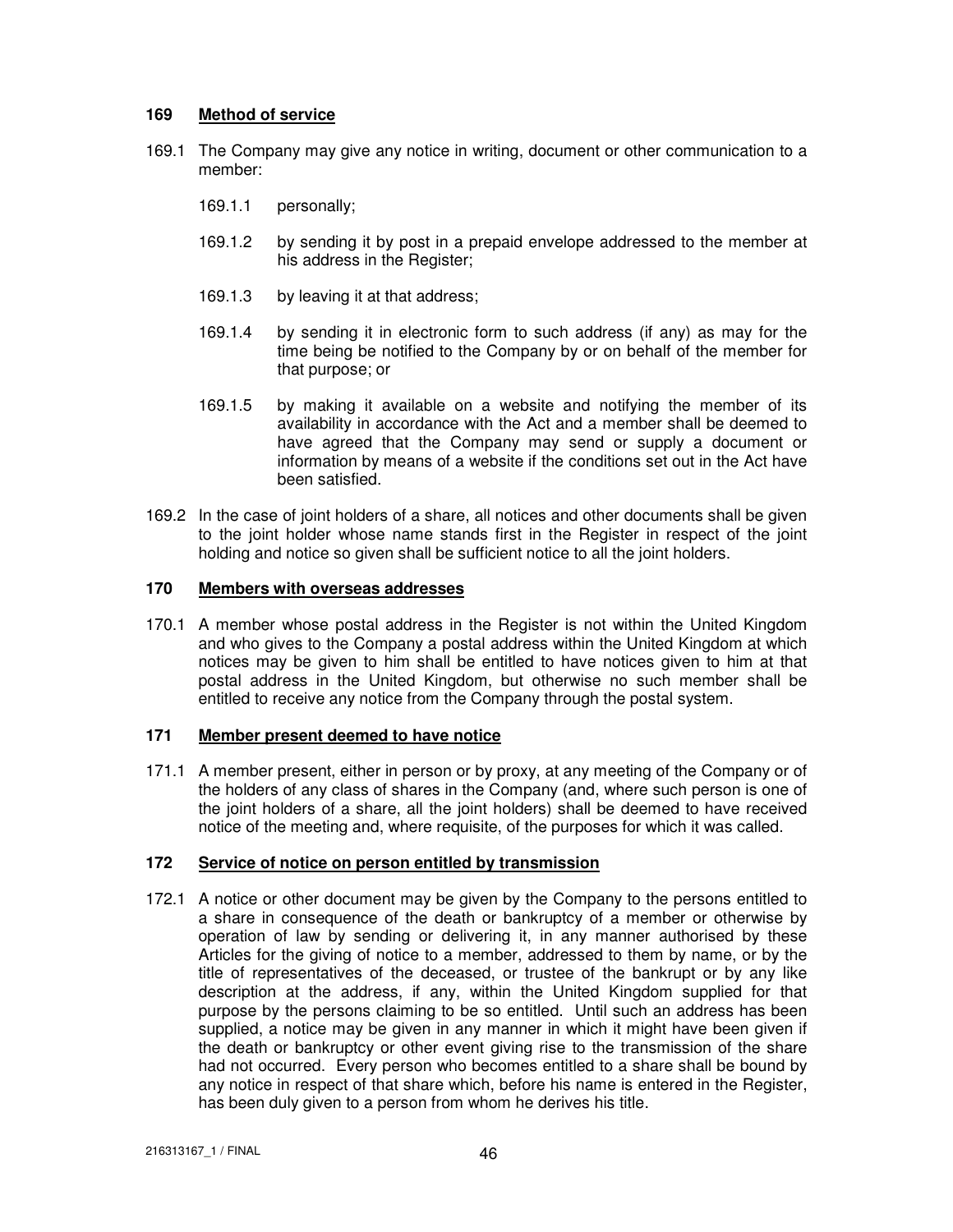### 169 Method of service

169.1 The Company may give any notice in writing, document or other communication to a member:

169.1.1 personally;

169.1.2 by sending it by post in a prepaid envelope addressed to the member at his address in the Register;

169.1.3 by leaving it at that address;

169.1.4 by sending it in electronic form to such address (if any) as may for the time being be notified to the Company by or on behalf of the member for that purpose; or

169.1.5 by making it available on a website and notifying the member of its availability in accordance with the Act and a member shall be deemed to have agreed that the Company may send or supply a document or information by means of a website if the conditions set out in the Act have been satisfied.

169.2 In the case of joint holders of a share, all notices and other documents shall be given to the joint holder whose name stands first in the Register in respect of the joint holding and notice so given shall be sufficient notice to all the joint holders.

### 170 Members with overseas addresses

170.1 A member whose postal address in the Register is not within the United Kingdom and who gives to the Company a postal address within the United Kingdom at which notices may be given to him shall be entitled to have notices given to him at that postal address in the United Kingdom, but otherwise no such member shall be entitled to receive any notice from the Company through the postal system.

### 171 Member present deemed to have notice

171.1 A member present, either in person or by proxy, at any meeting of the Company or of the holders of any class of shares in the Company (and, where such person is one of the joint holders of a share, all the joint holders) shall be deemed to have received notice of the meeting and, where requisite, of the purposes for which it was called.

### 172 Service of notice on person entitled by transmission

172.1 A notice or other document may be given by the Company to the persons entitled to a share in consequence of the death or bankruptcy of a member or otherwise by operation of law by sending or delivering it, in any manner authorised by these Articles for the giving of notice to a member, addressed to them by name, or by the title of representatives of the deceased, or trustee of the bankrupt or by any like description at the address, if any, within the United Kingdom supplied for that purpose by the persons claiming to be so entitled. Until such an address has been supplied, a notice may be given in any manner in which it might have been given if the death or bankruptcy or other event giving rise to the transmission of the share had not occurred. Every person who becomes entitled to a share shall be bound by any notice in respect of that share which, before his name is entered in the Register, has been duly given to a person from whom he derives his title.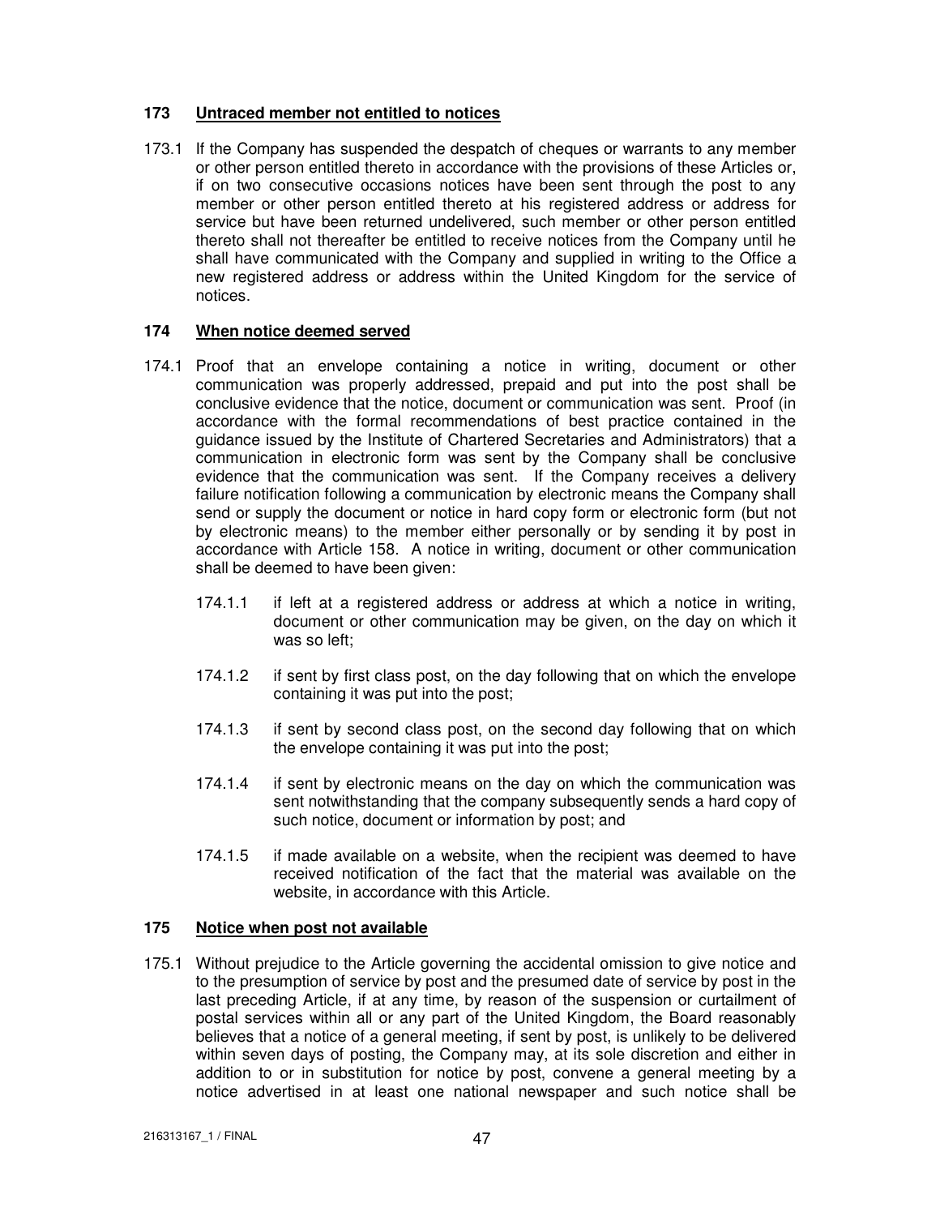### 173 Untraced member not entitled to notices

173.1 If the Company has suspended the despatch of cheques or warrants to any member or other person entitled thereto in accordance with the provisions of these Articles or, if on two consecutive occasions notices have been sent through the post to any member or other person entitled thereto at his registered address or address for service but have been returned undelivered, such member or other person entitled thereto shall not thereafter be entitled to receive notices from the Company until he shall have communicated with the Company and supplied in writing to the Office a new registered address or address within the United Kingdom for the service of notices.

### 174 When notice deemed served

174.1 Proof that an envelope containing a notice in writing, document or other communication was properly addressed, prepaid and put into the post shall be conclusive evidence that the notice, document or communication was sent. Proof (in accordance with the formal recommendations of best practice contained in the guidance issued by the Institute of Chartered Secretaries and Administrators) that a communication in electronic form was sent by the Company shall be conclusive evidence that the communication was sent. If the Company receives a delivery failure notification following a communication by electronic means the Company shall send or supply the document or notice in hard copy form or electronic form (but not by electronic means) to the member either personally or by sending it by post in accordance with Article 158. A notice in writing, document or other communication shall be deemed to have been given:

174.1.1 if left at a registered address or address at which a notice in writing, document or other communication may be given, on the day on which it was so left;

174.1.2 if sent by first class post, on the day following that on which the envelope containing it was put into the post;

174.1.3 if sent by second class post, on the second day following that on which the envelope containing it was put into the post;

174.1.4 if sent by electronic means on the day on which the communication was sent notwithstanding that the company subsequently sends a hard copy of such notice, document or information by post; and

174.1.5 if made available on a website, when the recipient was deemed to have received notification of the fact that the material was available on the website, in accordance with this Article.

### 175 Notice when post not available

175.1 Without prejudice to the Article governing the accidental omission to give notice and to the presumption of service by post and the presumed date of service by post in the last preceding Article, if at any time, by reason of the suspension or curtailment of postal services within all or any part of the United Kingdom, the Board reasonably believes that a notice of a general meeting, if sent by post, is unlikely to be delivered within seven days of posting, the Company may, at its sole discretion and either in addition to or in substitution for notice by post, convene a general meeting by a notice advertised in at least one national newspaper and such notice shall be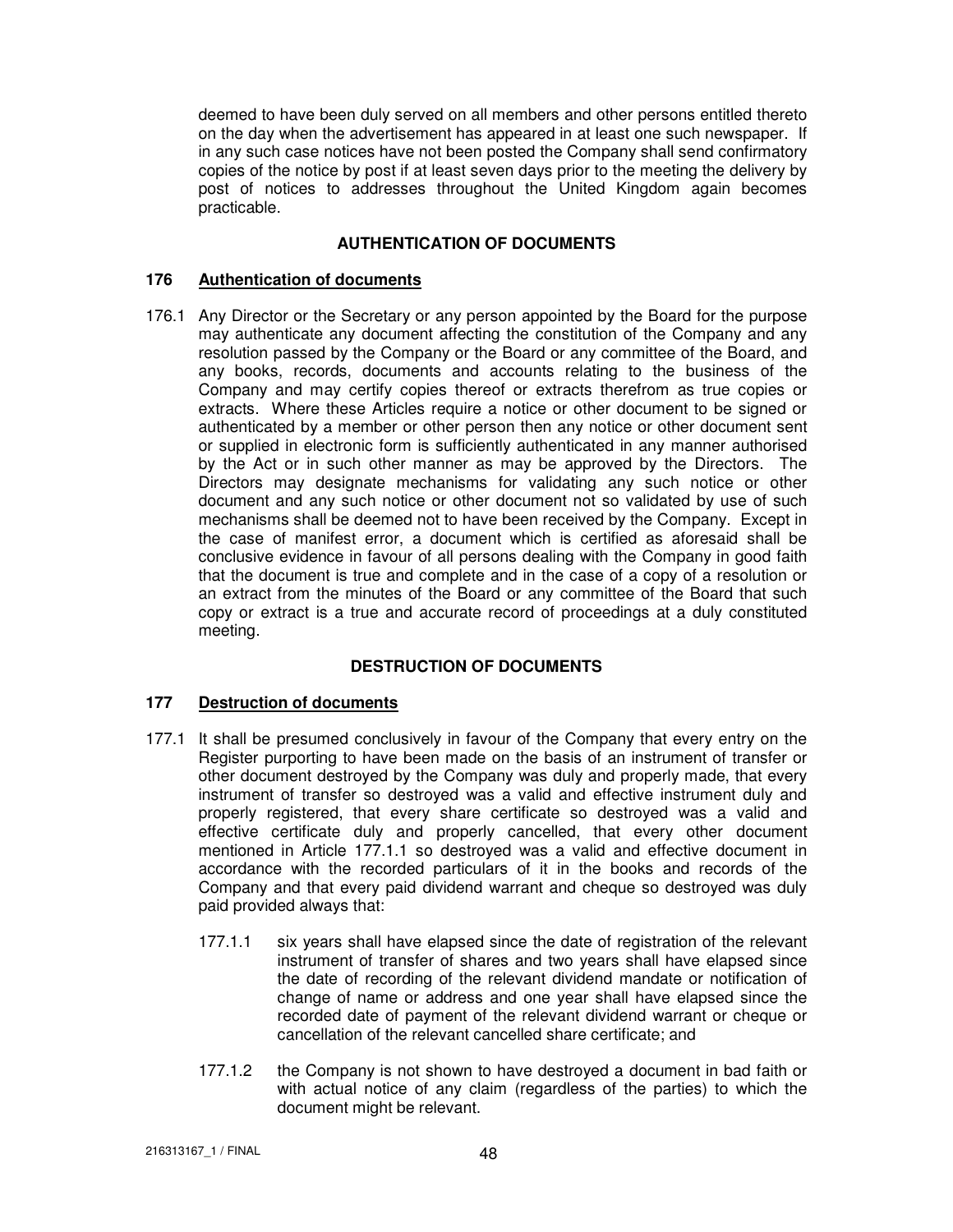deemed to have been duly served on all members and other persons entitled thereto on the day when the advertisement has appeared in at least one such newspaper. If in any such case notices have not been posted the Company shall send confirmatory copies of the notice by post if at least seven days prior to the meeting the delivery by post of notices to addresses throughout the United Kingdom again becomes practicable.

## AUTHENTICATION OF DOCUMENTS

### 176 Authentication of documents

176.1 Any Director or the Secretary or any person appointed by the Board for the purpose may authenticate any document affecting the constitution of the Company and any resolution passed by the Company or the Board or any committee of the Board, and any books, records, documents and accounts relating to the business of the Company and may certify copies thereof or extracts therefrom as true copies or extracts. Where these Articles require a notice or other document to be signed or authenticated by a member or other person then any notice or other document sent or supplied in electronic form is sufficiently authenticated in any manner authorised by the Act or in such other manner as may be approved by the Directors. The Directors may designate mechanisms for validating any such notice or other document and any such notice or other document not so validated by use of such mechanisms shall be deemed not to have been received by the Company. Except in the case of manifest error, a document which is certified as aforesaid shall be conclusive evidence in favour of all persons dealing with the Company in good faith that the document is true and complete and in the case of a copy of a resolution or an extract from the minutes of the Board or any committee of the Board that such copy or extract is a true and accurate record of proceedings at a duly constituted meeting.

## DESTRUCTION OF DOCUMENTS

### 177 Destruction of documents

177.1 It shall be presumed conclusively in favour of the Company that every entry on the Register purporting to have been made on the basis of an instrument of transfer or other document destroyed by the Company was duly and properly made, that every instrument of transfer so destroyed was a valid and effective instrument duly and properly registered, that every share certificate so destroyed was a valid and effective certificate duly and properly cancelled, that every other document mentioned in Article 177.1.1 so destroyed was a valid and effective document in accordance with the recorded particulars of it in the books and records of the Company and that every paid dividend warrant and cheque so destroyed was duly paid provided always that:

177.1.1 six years shall have elapsed since the date of registration of the relevant instrument of transfer of shares and two years shall have elapsed since the date of recording of the relevant dividend mandate or notification of change of name or address and one year shall have elapsed since the recorded date of payment of the relevant dividend warrant or cheque or cancellation of the relevant cancelled share certificate; and

177.1.2 the Company is not shown to have destroyed a document in bad faith or with actual notice of any claim (regardless of the parties) to which the document might be relevant.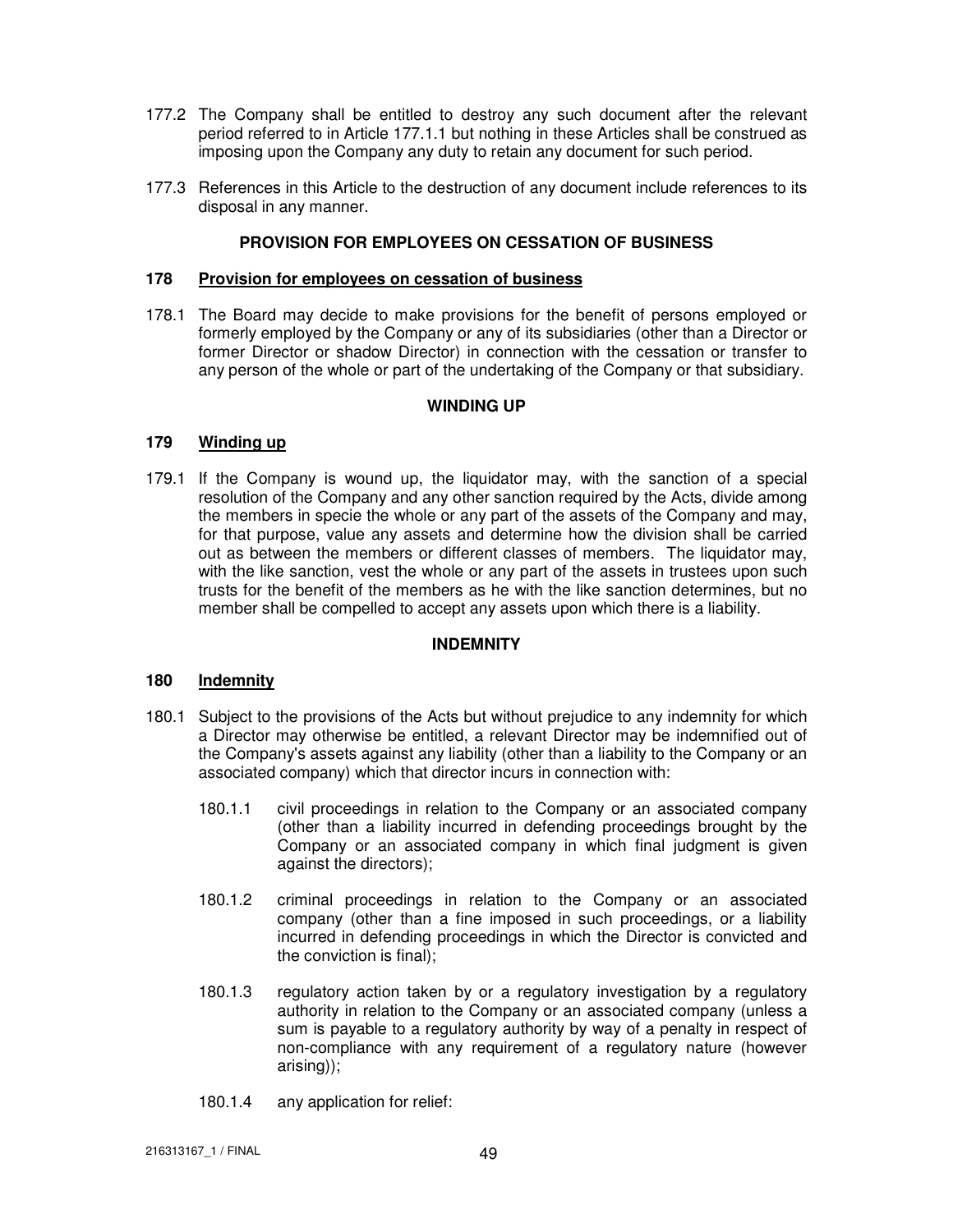177.2 The Company shall be entitled to destroy any such document after the relevant period referred to in Article 177.1.1 but nothing in these Articles shall be construed as imposing upon the Company any duty to retain any document for such period.

177.3 References in this Article to the destruction of any document include references to its disposal in any manner.

## PROVISION FOR EMPLOYEES ON CESSATION OF BUSINESS

### 178 Provision for employees on cessation of business

178.1 The Board may decide to make provisions for the benefit of persons employed or formerly employed by the Company or any of its subsidiaries (other than a Director or former Director or shadow Director) in connection with the cessation or transfer to any person of the whole or part of the undertaking of the Company or that subsidiary.

## WINDING UP

### 179 Winding up

179.1 If the Company is wound up, the liquidator may, with the sanction of a special resolution of the Company and any other sanction required by the Acts, divide among the members in specie the whole or any part of the assets of the Company and may, for that purpose, value any assets and determine how the division shall be carried out as between the members or different classes of members. The liquidator may, with the like sanction, vest the whole or any part of the assets in trustees upon such trusts for the benefit of the members as he with the like sanction determines, but no member shall be compelled to accept any assets upon which there is a liability.

## INDEMNITY

### 180 Indemnity

180.1 Subject to the provisions of the Acts but without prejudice to any indemnity for which a Director may otherwise be entitled, a relevant Director may be indemnified out of the Company's assets against any liability (other than a liability to the Company or an associated company) which that director incurs in connection with:

180.1.1 civil proceedings in relation to the Company or an associated company (other than a liability incurred in defending proceedings brought by the Company or an associated company in which final judgment is given against the directors);

180.1.2 criminal proceedings in relation to the Company or an associated company (other than a fine imposed in such proceedings, or a liability incurred in defending proceedings in which the Director is convicted and the conviction is final);

180.1.3 regulatory action taken by or a regulatory investigation by a regulatory authority in relation to the Company or an associated company (unless a sum is payable to a regulatory authority by way of a penalty in respect of non-compliance with any requirement of a regulatory nature (however arising));

180.1.4 any application for relief: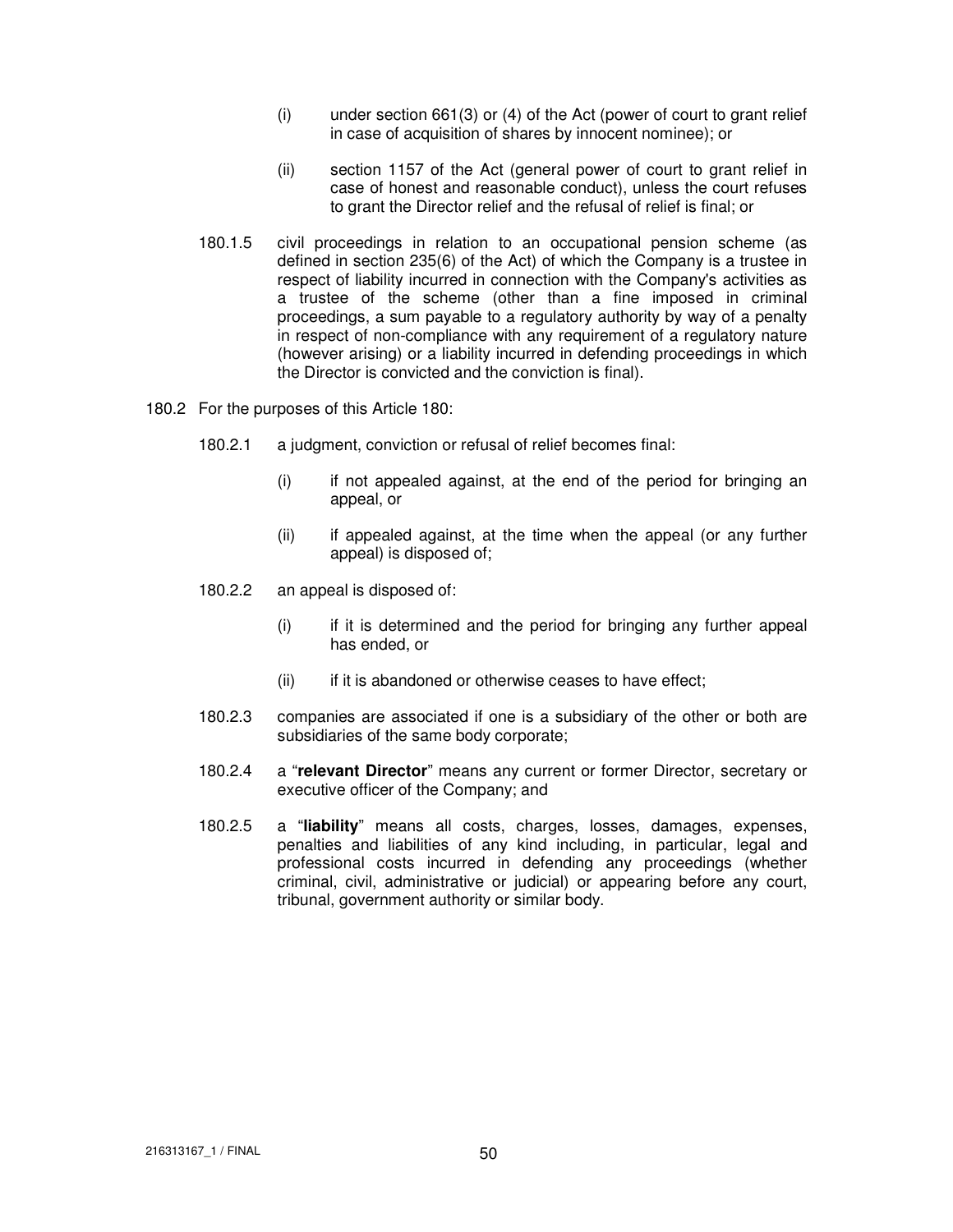(i) under section 661(3) or (4) of the Act (power of court to grant relief in case of acquisition of shares by innocent nominee); or

(ii) section 1157 of the Act (general power of court to grant relief in case of honest and reasonable conduct), unless the court refuses to grant the Director relief and the refusal of relief is final; or

180.1.5 civil proceedings in relation to an occupational pension scheme (as defined in section 235(6) of the Act) of which the Company is a trustee in respect of liability incurred in connection with the Company's activities as a trustee of the scheme (other than a fine imposed in criminal proceedings, a sum payable to a regulatory authority by way of a penalty in respect of non-compliance with any requirement of a regulatory nature (however arising) or a liability incurred in defending proceedings in which the Director is convicted and the conviction is final).

180.2 For the purposes of this Article 180:

180.2.1 a judgment, conviction or refusal of relief becomes final:

(i) if not appealed against, at the end of the period for bringing an appeal, or

(ii) if appealed against, at the time when the appeal (or any further appeal) is disposed of;

180.2.2 an appeal is disposed of:

(i) if it is determined and the period for bringing any further appeal has ended, or

(ii) if it is abandoned or otherwise ceases to have effect;

180.2.3 companies are associated if one is a subsidiary of the other or both are subsidiaries of the same body corporate;

180.2.4 a "**relevant Director**" means any current or former Director, secretary or executive officer of the Company; and

180.2.5 a "**liability**" means all costs, charges, losses, damages, expenses, penalties and liabilities of any kind including, in particular, legal and professional costs incurred in defending any proceedings (whether criminal, civil, administrative or judicial) or appearing before any court, tribunal, government authority or similar body.